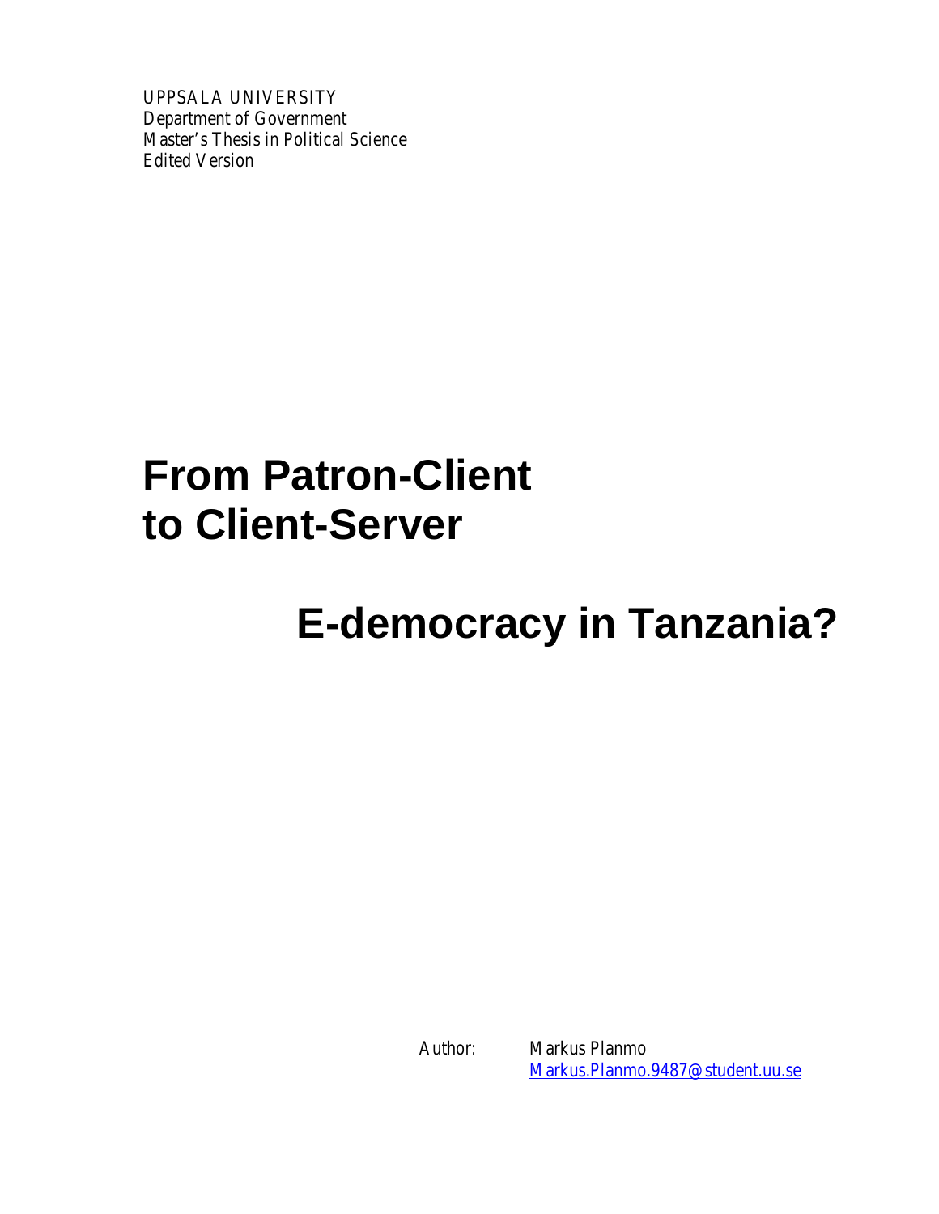UPPSALA UNIVERSITY
Department of Government
Master's Thesis in Political Science
Edited Version

# From Patron-Client to Client-Server

## E-democracy in Tanzania?

Author: Markus Planmo
Markus.Planmo.9487@student.uu.se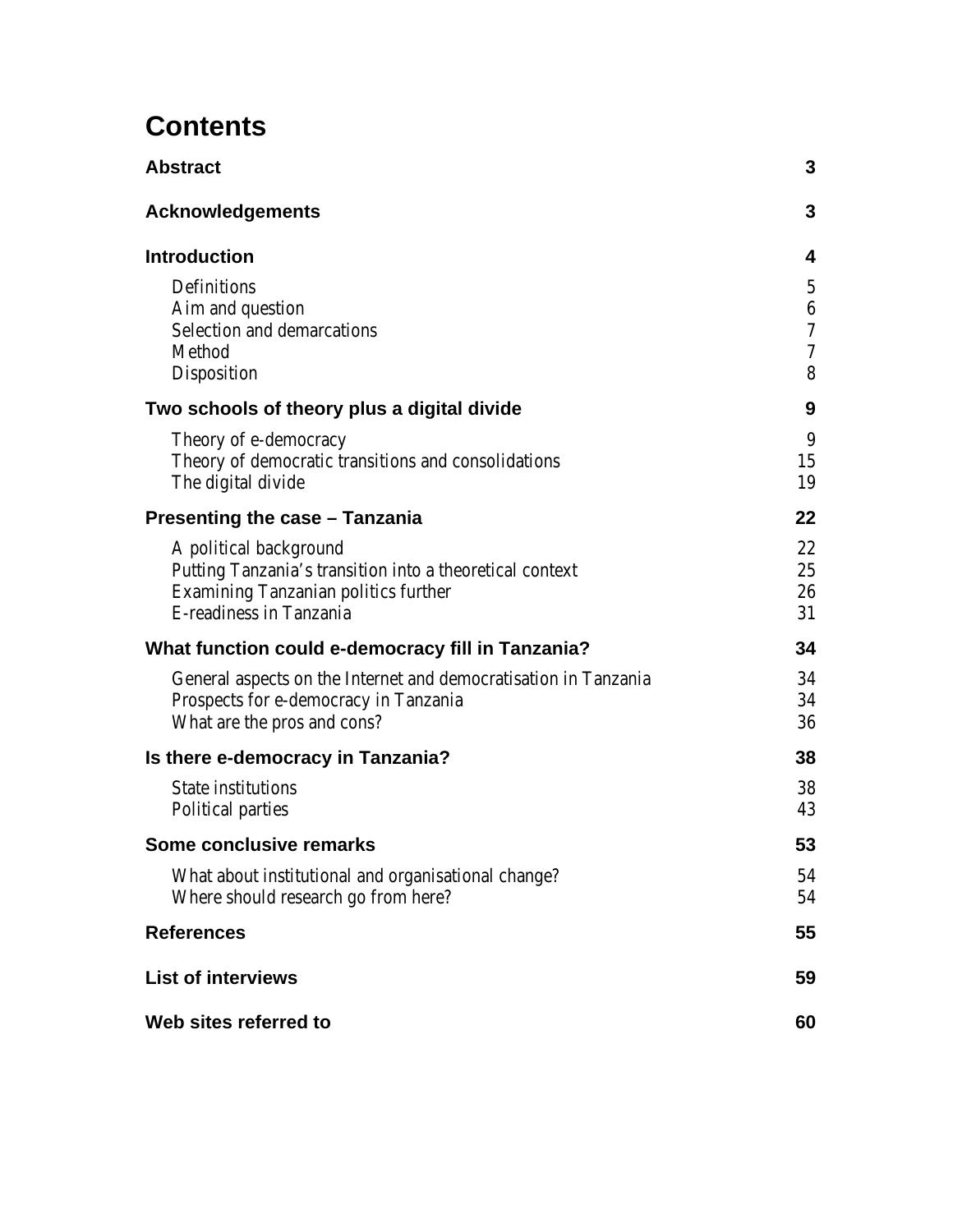# Contents

| | |
|---|---|
| **Abstract** | **3** |
| **Acknowledgements** | **3** |
| **Introduction** | **4** |
| Definitions | 5 |
| Aim and question | 6 |
| Selection and demarcations | 7 |
| Method | 7 |
| Disposition | 8 |
| **Two schools of theory plus a digital divide** | **9** |
| Theory of e-democracy | 9 |
| Theory of democratic transitions and consolidations | 15 |
| The digital divide | 19 |
| **Presenting the case – Tanzania** | **22** |
| A political background | 22 |
| Putting Tanzania's transition into a theoretical context | 25 |
| Examining Tanzanian politics further | 26 |
| E-readiness in Tanzania | 31 |
| **What function could e-democracy fill in Tanzania?** | **34** |
| General aspects on the Internet and democratisation in Tanzania | 34 |
| Prospects for e-democracy in Tanzania | 34 |
| What are the pros and cons? | 36 |
| **Is there e-democracy in Tanzania?** | **38** |
| State institutions | 38 |
| Political parties | 43 |
| **Some conclusive remarks** | **53** |
| What about institutional and organisational change? | 54 |
| Where should research go from here? | 54 |
| **References** | **55** |
| **List of interviews** | **59** |
| **Web sites referred to** | **60** |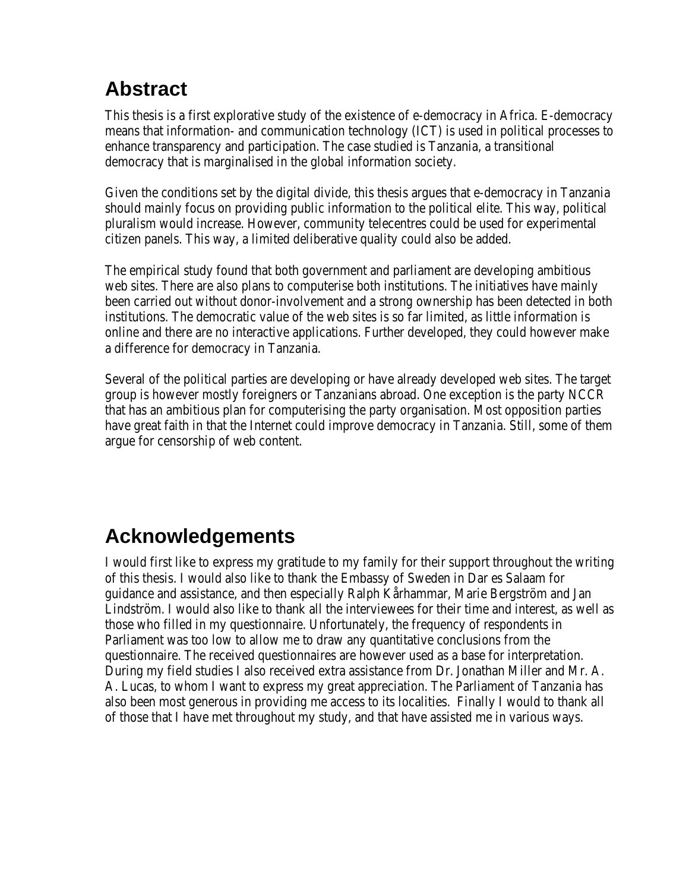# Abstract

This thesis is a first explorative study of the existence of e-democracy in Africa. E-democracy means that information- and communication technology (ICT) is used in political processes to enhance transparency and participation. The case studied is Tanzania, a transitional democracy that is marginalised in the global information society.

Given the conditions set by the digital divide, this thesis argues that e-democracy in Tanzania should mainly focus on providing public information to the political elite. This way, political pluralism would increase. However, community telecentres could be used for experimental citizen panels. This way, a limited deliberative quality could also be added.

The empirical study found that both government and parliament are developing ambitious web sites. There are also plans to computerise both institutions. The initiatives have mainly been carried out without donor-involvement and a strong ownership has been detected in both institutions. The democratic value of the web sites is so far limited, as little information is online and there are no interactive applications. Further developed, they could however make a difference for democracy in Tanzania.

Several of the political parties are developing or have already developed web sites. The target group is however mostly foreigners or Tanzanians abroad. One exception is the party NCCR that has an ambitious plan for computerising the party organisation. Most opposition parties have great faith in that the Internet could improve democracy in Tanzania. Still, some of them argue for censorship of web content.

# Acknowledgements

I would first like to express my gratitude to my family for their support throughout the writing of this thesis. I would also like to thank the Embassy of Sweden in Dar es Salaam for guidance and assistance, and then especially Ralph Kårhammar, Marie Bergström and Jan Lindström. I would also like to thank all the interviewees for their time and interest, as well as those who filled in my questionnaire. Unfortunately, the frequency of respondents in Parliament was too low to allow me to draw any quantitative conclusions from the questionnaire. The received questionnaires are however used as a base for interpretation. During my field studies I also received extra assistance from Dr. Jonathan Miller and Mr. A. A. Lucas, to whom I want to express my great appreciation. The Parliament of Tanzania has also been most generous in providing me access to its localities. Finally I would to thank all of those that I have met throughout my study, and that have assisted me in various ways.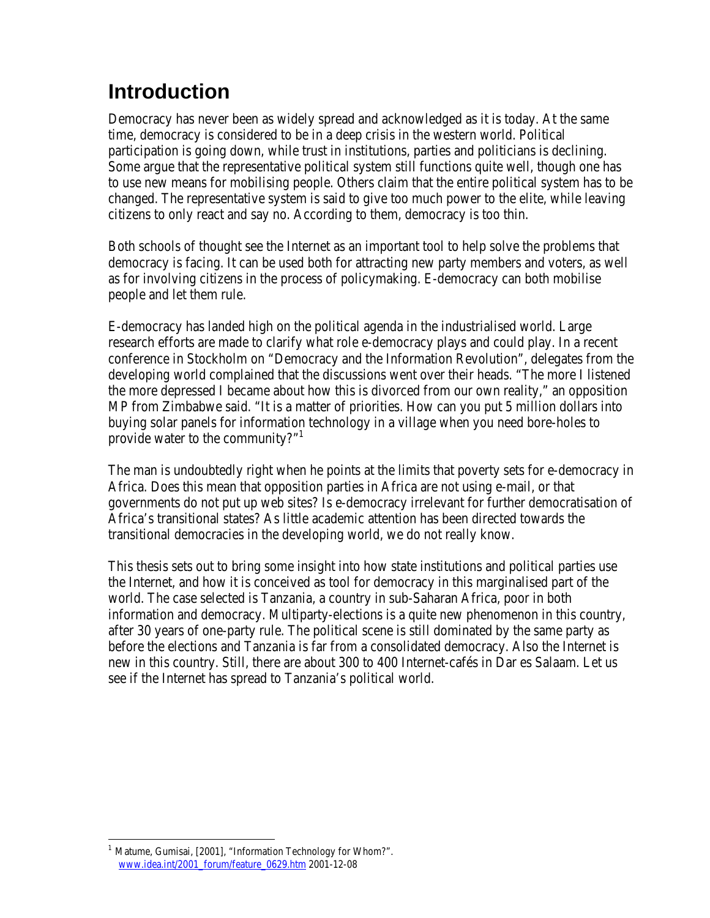# Introduction

Democracy has never been as widely spread and acknowledged as it is today. At the same time, democracy is considered to be in a deep crisis in the western world. Political participation is going down, while trust in institutions, parties and politicians is declining. Some argue that the representative political system still functions quite well, though one has to use new means for mobilising people. Others claim that the entire political system has to be changed. The representative system is said to give too much power to the elite, while leaving citizens to only react and say no. According to them, democracy is too thin.

Both schools of thought see the Internet as an important tool to help solve the problems that democracy is facing. It can be used both for attracting new party members and voters, as well as for involving citizens in the process of policymaking. E-democracy can both mobilise people and let them rule.

E-democracy has landed high on the political agenda in the industrialised world. Large research efforts are made to clarify what role e-democracy plays and could play. In a recent conference in Stockholm on "Democracy and the Information Revolution", delegates from the developing world complained that the discussions went over their heads. "The more I listened the more depressed I became about how this is divorced from our own reality," an opposition MP from Zimbabwe said. "It is a matter of priorities. How can you put 5 million dollars into buying solar panels for information technology in a village when you need bore-holes to provide water to the community?"[1]

The man is undoubtedly right when he points at the limits that poverty sets for e-democracy in Africa. Does this mean that opposition parties in Africa are not using e-mail, or that governments do not put up web sites? Is e-democracy irrelevant for further democratisation of Africa's transitional states? As little academic attention has been directed towards the transitional democracies in the developing world, we do not really know.

This thesis sets out to bring some insight into how state institutions and political parties use the Internet, and how it is conceived as tool for democracy in this marginalised part of the world. The case selected is Tanzania, a country in sub-Saharan Africa, poor in both information and democracy. Multiparty-elections is a quite new phenomenon in this country, after 30 years of one-party rule. The political scene is still dominated by the same party as before the elections and Tanzania is far from a consolidated democracy. Also the Internet is new in this country. Still, there are about 300 to 400 Internet-cafés in Dar es Salaam. Let us see if the Internet has spread to Tanzania's political world.

---

[1] Matume, Gumisai, [2001], "Information Technology for Whom?". www.idea.int/2001_forum/feature_0629.htm 2001-12-08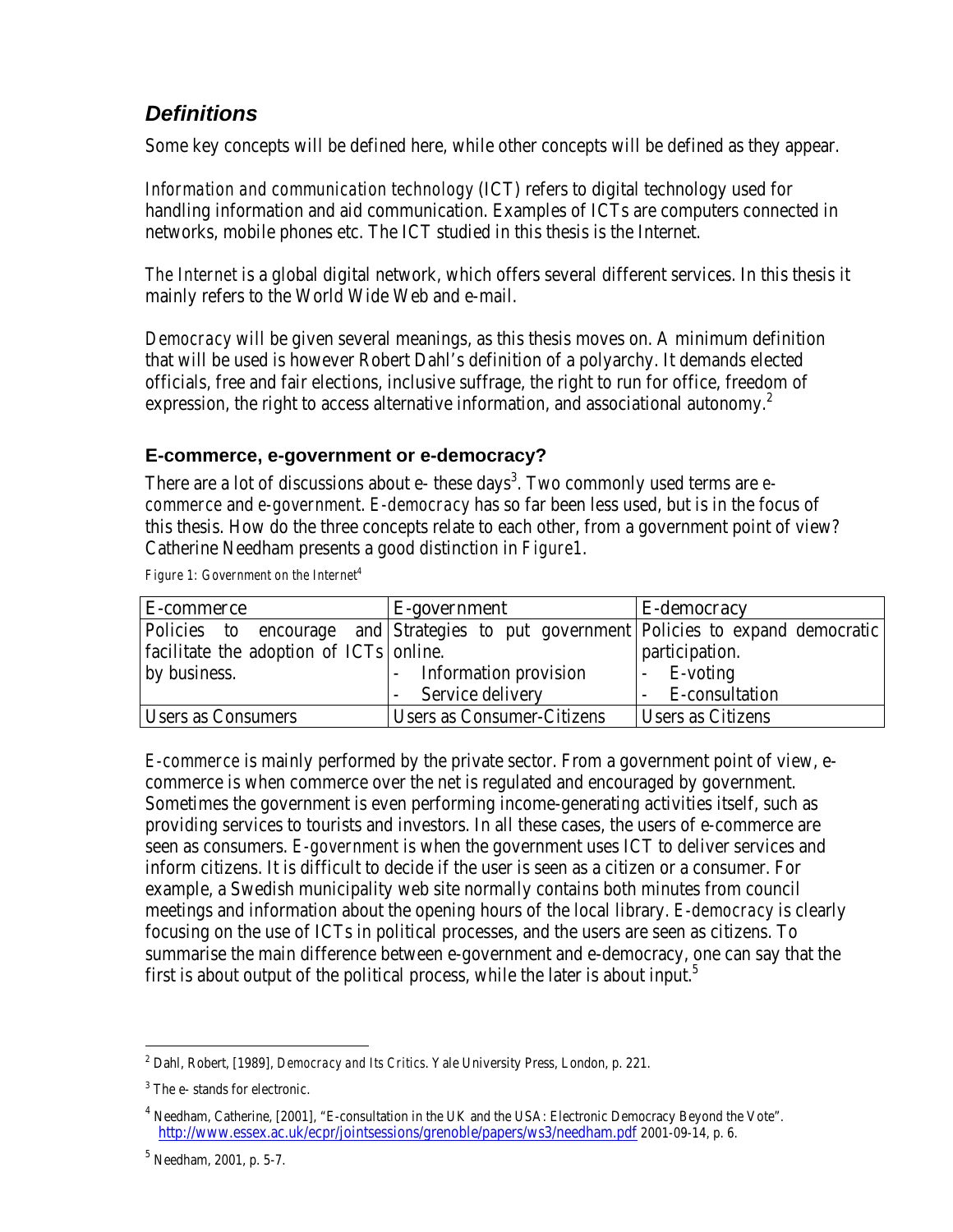## *Definitions*

Some key concepts will be defined here, while other concepts will be defined as they appear.

*Information and communication technology* (ICT) refers to digital technology used for handling information and aid communication. Examples of ICTs are computers connected in networks, mobile phones etc. The ICT studied in this thesis is the Internet.

*The Internet* is a global digital network, which offers several different services. In this thesis it mainly refers to the World Wide Web and e-mail.

*Democracy* will be given several meanings, as this thesis moves on. A minimum definition that will be used is however Robert Dahl's definition of a polyarchy. It demands elected officials, free and fair elections, inclusive suffrage, the right to run for office, freedom of expression, the right to access alternative information, and associational autonomy.[2]

### E-commerce, e-government or e-democracy?

There are a lot of discussions about e- these days[3]. Two commonly used terms are *e-commerce* and *e-government*. *E-democracy* has so far been less used, but is in the focus of this thesis. How do the three concepts relate to each other, from a government point of view? Catherine Needham presents a good distinction in *Figure1*.

*Figure 1: Government on the Internet*[4]

| E-commerce | E-government | E-democracy |
|---|---|---|
| Policies to encourage and facilitate the adoption of ICTs by business. | Strategies to put government online.<br>- Information provision<br>- Service delivery | Policies to expand democratic participation.<br>- E-voting<br>- E-consultation |
| Users as Consumers | Users as Consumer-Citizens | Users as Citizens |

*E-commerce* is mainly performed by the private sector. From a government point of view, e-commerce is when commerce over the net is regulated and encouraged by government. Sometimes the government is even performing income-generating activities itself, such as providing services to tourists and investors. In all these cases, the users of e-commerce are seen as consumers. *E-government* is when the government uses ICT to deliver services and inform citizens. It is difficult to decide if the user is seen as a citizen or a consumer. For example, a Swedish municipality web site normally contains both minutes from council meetings and information about the opening hours of the local library. *E-democracy* is clearly focusing on the use of ICTs in political processes, and the users are seen as citizens. To summarise the main difference between e-government and e-democracy, one can say that the first is about output of the political process, while the later is about input.[5]

---

[2] Dahl, Robert, [1989], *Democracy and Its Critics*. Yale University Press, London, p. 221.

[3] The e- stands for electronic.

[4] Needham, Catherine, [2001], "E-consultation in the UK and the USA: Electronic Democracy Beyond the Vote". http://www.essex.ac.uk/ecpr/jointsessions/grenoble/papers/ws3/needham.pdf 2001-09-14, p. 6.

[5] Needham, 2001, p. 5-7.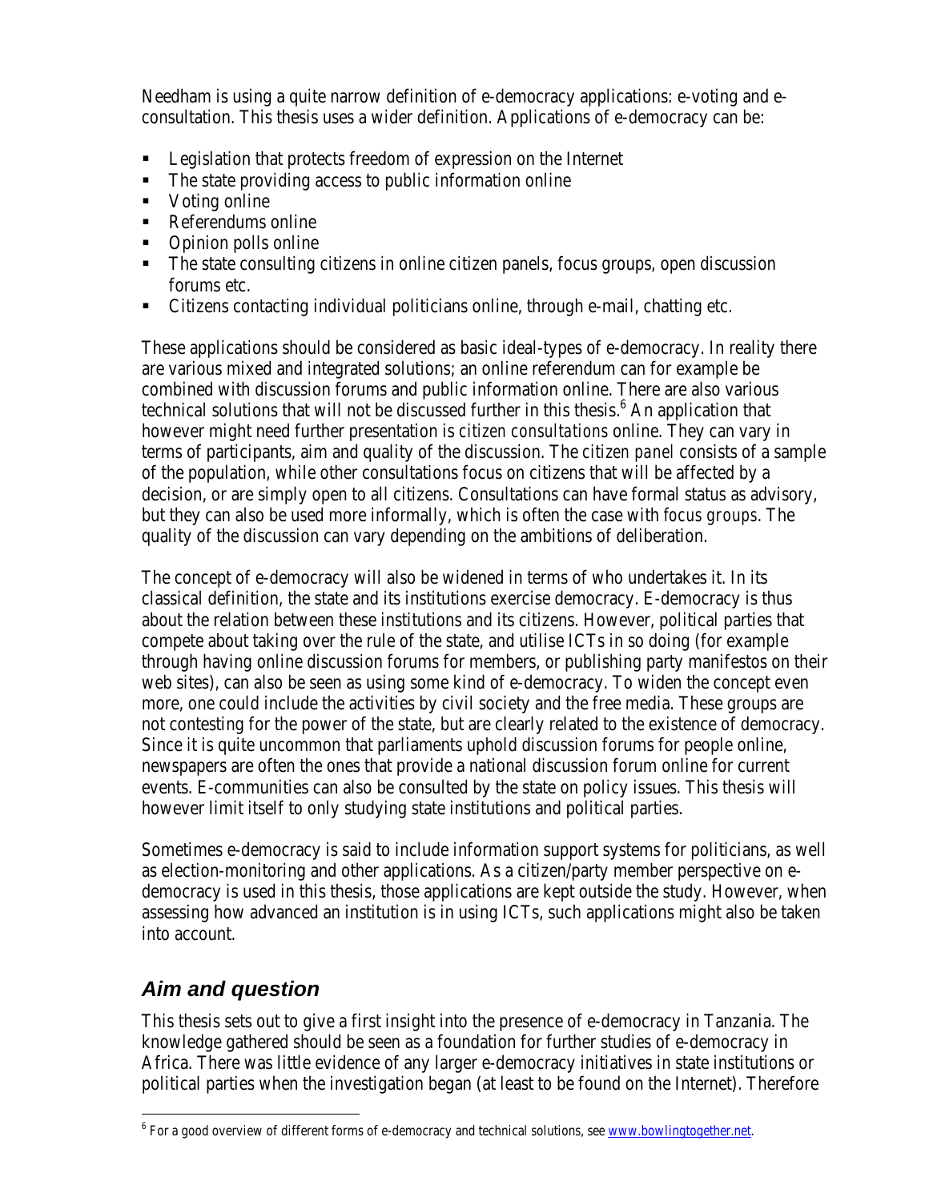Needham is using a quite narrow definition of e-democracy applications: e-voting and e-consultation. This thesis uses a wider definition. Applications of e-democracy can be:

- Legislation that protects freedom of expression on the Internet
- The state providing access to public information online
- Voting online
- Referendums online
- Opinion polls online
- The state consulting citizens in online citizen panels, focus groups, open discussion forums etc.
- Citizens contacting individual politicians online, through e-mail, chatting etc.

These applications should be considered as basic ideal-types of e-democracy. In reality there are various mixed and integrated solutions; an online referendum can for example be combined with discussion forums and public information online. There are also various technical solutions that will not be discussed further in this thesis.[6] An application that however might need further presentation is *citizen consultations* online. They can vary in terms of participants, aim and quality of the discussion. The *citizen panel* consists of a sample of the population, while other consultations focus on citizens that will be affected by a decision, or are simply open to all citizens. Consultations can have formal status as advisory, but they can also be used more informally, which is often the case with *focus groups*. The quality of the discussion can vary depending on the ambitions of deliberation.

The concept of e-democracy will also be widened in terms of who undertakes it. In its classical definition, the state and its institutions exercise democracy. E-democracy is thus about the relation between these institutions and its citizens. However, political parties that compete about taking over the rule of the state, and utilise ICTs in so doing (for example through having online discussion forums for members, or publishing party manifestos on their web sites), can also be seen as using some kind of e-democracy. To widen the concept even more, one could include the activities by civil society and the free media. These groups are not contesting for the power of the state, but are clearly related to the existence of democracy. Since it is quite uncommon that parliaments uphold discussion forums for people online, newspapers are often the ones that provide a national discussion forum online for current events. E-communities can also be consulted by the state on policy issues. This thesis will however limit itself to only studying state institutions and political parties.

Sometimes e-democracy is said to include information support systems for politicians, as well as election-monitoring and other applications. As a citizen/party member perspective on e-democracy is used in this thesis, those applications are kept outside the study. However, when assessing how advanced an institution is in using ICTs, such applications might also be taken into account.

## *Aim and question*

This thesis sets out to give a first insight into the presence of e-democracy in Tanzania. The knowledge gathered should be seen as a foundation for further studies of e-democracy in Africa. There was little evidence of any larger e-democracy initiatives in state institutions or political parties when the investigation began (at least to be found on the Internet). Therefore

---

[6] For a good overview of different forms of e-democracy and technical solutions, see www.bowlingtogether.net.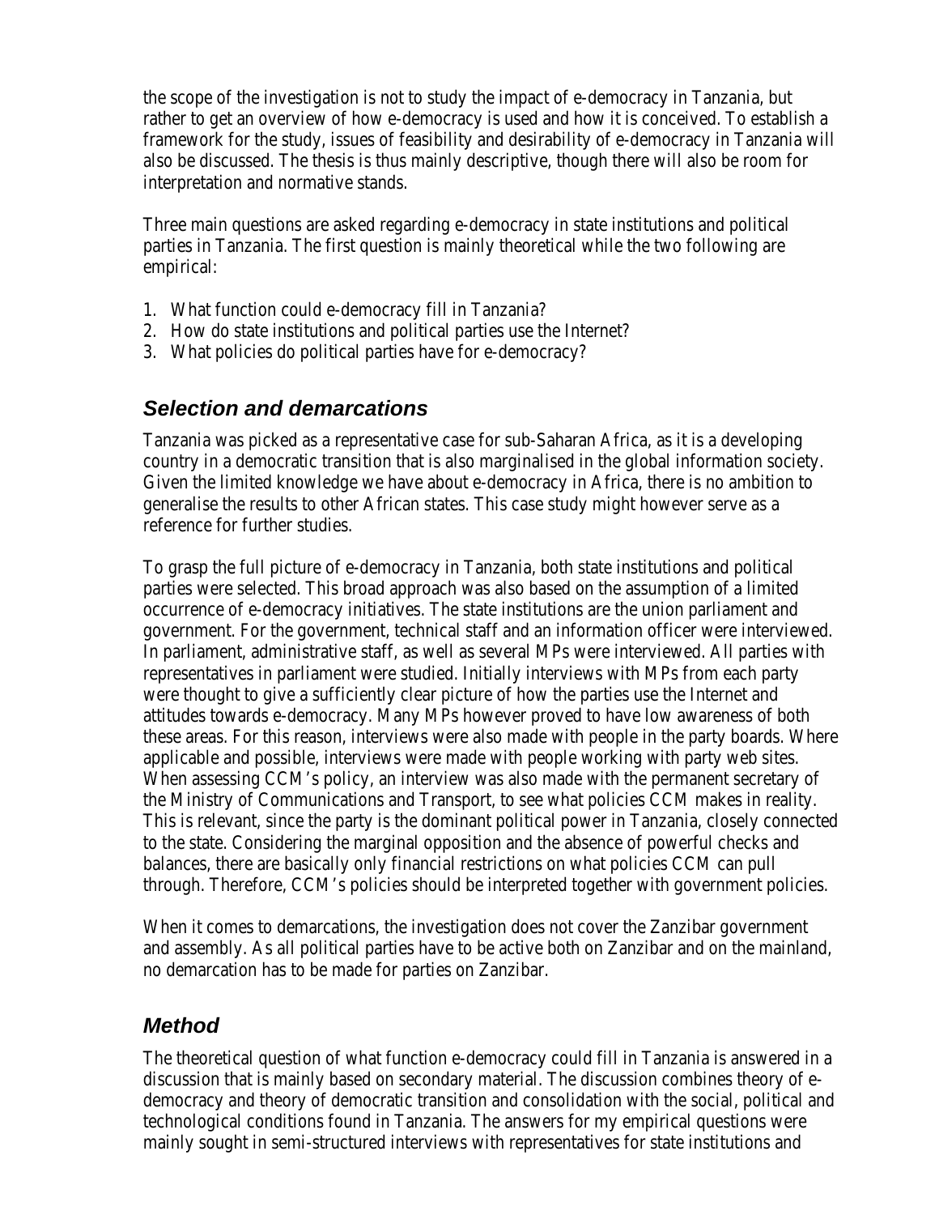the scope of the investigation is not to study the impact of e-democracy in Tanzania, but rather to get an overview of how e-democracy is used and how it is conceived. To establish a framework for the study, issues of feasibility and desirability of e-democracy in Tanzania will also be discussed. The thesis is thus mainly descriptive, though there will also be room for interpretation and normative stands.

Three main questions are asked regarding e-democracy in state institutions and political parties in Tanzania. The first question is mainly theoretical while the two following are empirical:

1. What function could e-democracy fill in Tanzania?
2. How do state institutions and political parties use the Internet?
3. What policies do political parties have for e-democracy?

## *Selection and demarcations*

Tanzania was picked as a representative case for sub-Saharan Africa, as it is a developing country in a democratic transition that is also marginalised in the global information society. Given the limited knowledge we have about e-democracy in Africa, there is no ambition to generalise the results to other African states. This case study might however serve as a reference for further studies.

To grasp the full picture of e-democracy in Tanzania, both state institutions and political parties were selected. This broad approach was also based on the assumption of a limited occurrence of e-democracy initiatives. The state institutions are the union parliament and government. For the government, technical staff and an information officer were interviewed. In parliament, administrative staff, as well as several MPs were interviewed. All parties with representatives in parliament were studied. Initially interviews with MPs from each party were thought to give a sufficiently clear picture of how the parties use the Internet and attitudes towards e-democracy. Many MPs however proved to have low awareness of both these areas. For this reason, interviews were also made with people in the party boards. Where applicable and possible, interviews were made with people working with party web sites. When assessing CCM's policy, an interview was also made with the permanent secretary of the Ministry of Communications and Transport, to see what policies CCM makes in reality. This is relevant, since the party is the dominant political power in Tanzania, closely connected to the state. Considering the marginal opposition and the absence of powerful checks and balances, there are basically only financial restrictions on what policies CCM can pull through. Therefore, CCM's policies should be interpreted together with government policies.

When it comes to demarcations, the investigation does not cover the Zanzibar government and assembly. As all political parties have to be active both on Zanzibar and on the mainland, no demarcation has to be made for parties on Zanzibar.

## *Method*

The theoretical question of what function e-democracy could fill in Tanzania is answered in a discussion that is mainly based on secondary material. The discussion combines theory of e-democracy and theory of democratic transition and consolidation with the social, political and technological conditions found in Tanzania. The answers for my empirical questions were mainly sought in semi-structured interviews with representatives for state institutions and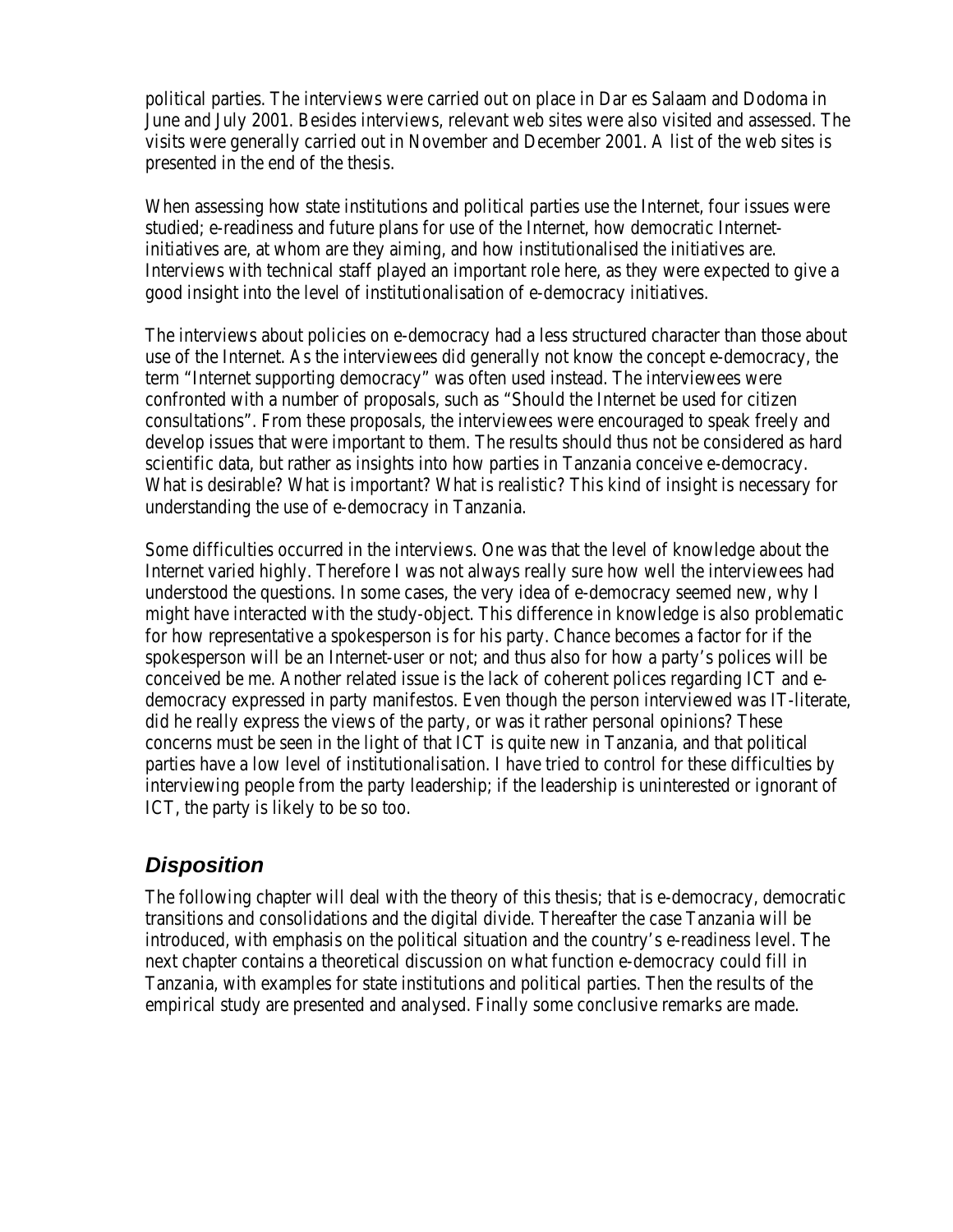political parties. The interviews were carried out on place in Dar es Salaam and Dodoma in June and July 2001. Besides interviews, relevant web sites were also visited and assessed. The visits were generally carried out in November and December 2001. A list of the web sites is presented in the end of the thesis.

When assessing how state institutions and political parties use the Internet, four issues were studied; e-readiness and future plans for use of the Internet, how democratic Internet-initiatives are, at whom are they aiming, and how institutionalised the initiatives are. Interviews with technical staff played an important role here, as they were expected to give a good insight into the level of institutionalisation of e-democracy initiatives.

The interviews about policies on e-democracy had a less structured character than those about use of the Internet. As the interviewees did generally not know the concept e-democracy, the term "Internet supporting democracy" was often used instead. The interviewees were confronted with a number of proposals, such as "Should the Internet be used for citizen consultations". From these proposals, the interviewees were encouraged to speak freely and develop issues that were important to them. The results should thus not be considered as hard scientific data, but rather as insights into how parties in Tanzania conceive e-democracy. What is desirable? What is important? What is realistic? This kind of insight is necessary for understanding the use of e-democracy in Tanzania.

Some difficulties occurred in the interviews. One was that the level of knowledge about the Internet varied highly. Therefore I was not always really sure how well the interviewees had understood the questions. In some cases, the very idea of e-democracy seemed new, why I might have interacted with the study-object. This difference in knowledge is also problematic for how representative a spokesperson is for his party. Chance becomes a factor for if the spokesperson will be an Internet-user or not; and thus also for how a party's polices will be conceived be me. Another related issue is the lack of coherent polices regarding ICT and e-democracy expressed in party manifestos. Even though the person interviewed was IT-literate, did he really express the views of the party, or was it rather personal opinions? These concerns must be seen in the light of that ICT is quite new in Tanzania, and that political parties have a low level of institutionalisation. I have tried to control for these difficulties by interviewing people from the party leadership; if the leadership is uninterested or ignorant of ICT, the party is likely to be so too.

## *Disposition*

The following chapter will deal with the theory of this thesis; that is e-democracy, democratic transitions and consolidations and the digital divide. Thereafter the case Tanzania will be introduced, with emphasis on the political situation and the country's e-readiness level. The next chapter contains a theoretical discussion on what function e-democracy could fill in Tanzania, with examples for state institutions and political parties. Then the results of the empirical study are presented and analysed. Finally some conclusive remarks are made.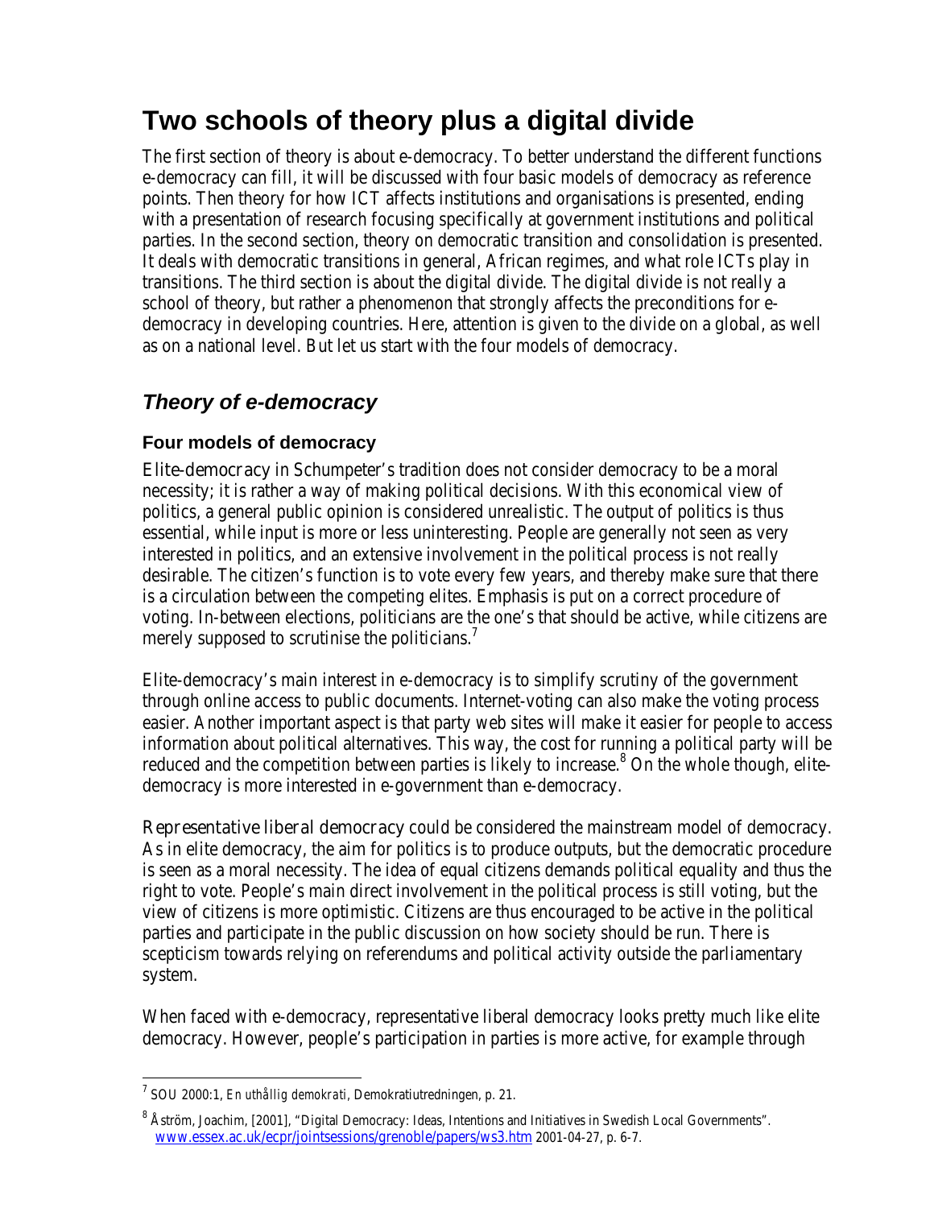# Two schools of theory plus a digital divide

The first section of theory is about e-democracy. To better understand the different functions e-democracy can fill, it will be discussed with four basic models of democracy as reference points. Then theory for how ICT affects institutions and organisations is presented, ending with a presentation of research focusing specifically at government institutions and political parties. In the second section, theory on democratic transition and consolidation is presented. It deals with democratic transitions in general, African regimes, and what role ICTs play in transitions. The third section is about the digital divide. The digital divide is not really a school of theory, but rather a phenomenon that strongly affects the preconditions for e-democracy in developing countries. Here, attention is given to the divide on a global, as well as on a national level. But let us start with the four models of democracy.

## *Theory of e-democracy*

### Four models of democracy

*Elite-democracy* in Schumpeter's tradition does not consider democracy to be a moral necessity; it is rather a way of making political decisions. With this economical view of politics, a general public opinion is considered unrealistic. The output of politics is thus essential, while input is more or less uninteresting. People are generally not seen as very interested in politics, and an extensive involvement in the political process is not really desirable. The citizen's function is to vote every few years, and thereby make sure that there is a circulation between the competing elites. Emphasis is put on a correct procedure of voting. In-between elections, politicians are the one's that should be active, while citizens are merely supposed to scrutinise the politicians.[7]

Elite-democracy's main interest in e-democracy is to simplify scrutiny of the government through online access to public documents. Internet-voting can also make the voting process easier. Another important aspect is that party web sites will make it easier for people to access information about political alternatives. This way, the cost for running a political party will be reduced and the competition between parties is likely to increase.[8] On the whole though, elite-democracy is more interested in e-government than e-democracy.

*Representative liberal democracy* could be considered the mainstream model of democracy. As in elite democracy, the aim for politics is to produce outputs, but the democratic procedure is seen as a moral necessity. The idea of equal citizens demands political equality and thus the right to vote. People's main direct involvement in the political process is still voting, but the view of citizens is more optimistic. Citizens are thus encouraged to be active in the political parties and participate in the public discussion on how society should be run. There is scepticism towards relying on referendums and political activity outside the parliamentary system.

When faced with e-democracy, representative liberal democracy looks pretty much like elite democracy. However, people's participation in parties is more active, for example through

---

[7] SOU 2000:1, *En uthållig demokrati*, Demokratiutredningen, p. 21.

[8] Åström, Joachim, [2001], "Digital Democracy: Ideas, Intentions and Initiatives in Swedish Local Governments". www.essex.ac.uk/ecpr/jointsessions/grenoble/papers/ws3.htm 2001-04-27, p. 6-7.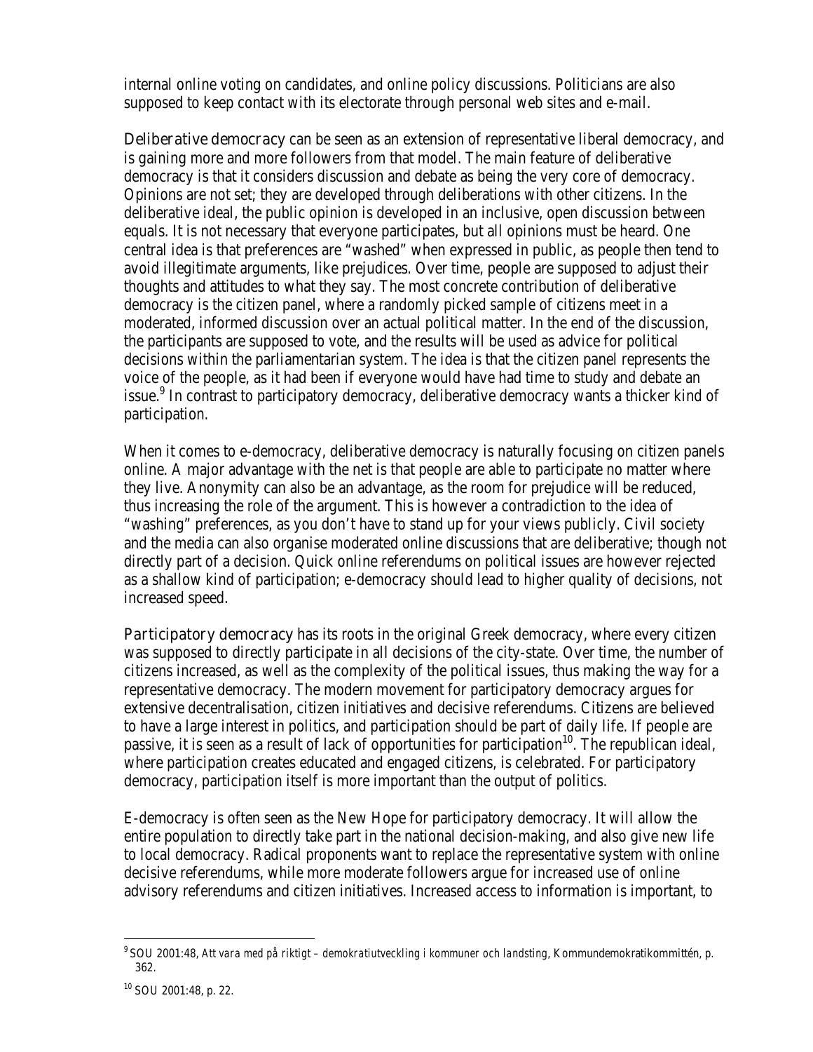internal online voting on candidates, and online policy discussions. Politicians are also supposed to keep contact with its electorate through personal web sites and e-mail.

*Deliberative democracy* can be seen as an extension of representative liberal democracy, and is gaining more and more followers from that model. The main feature of deliberative democracy is that it considers discussion and debate as being the very core of democracy. Opinions are not set; they are developed through deliberations with other citizens. In the deliberative ideal, the public opinion is developed in an inclusive, open discussion between equals. It is not necessary that everyone participates, but all opinions must be heard. One central idea is that preferences are "washed" when expressed in public, as people then tend to avoid illegitimate arguments, like prejudices. Over time, people are supposed to adjust their thoughts and attitudes to what they say. The most concrete contribution of deliberative democracy is the citizen panel, where a randomly picked sample of citizens meet in a moderated, informed discussion over an actual political matter. In the end of the discussion, the participants are supposed to vote, and the results will be used as advice for political decisions within the parliamentarian system. The idea is that the citizen panel represents the voice of the people, as it had been if everyone would have had time to study and debate an issue.[9] In contrast to participatory democracy, deliberative democracy wants a thicker kind of participation.

When it comes to e-democracy, deliberative democracy is naturally focusing on citizen panels online. A major advantage with the net is that people are able to participate no matter where they live. Anonymity can also be an advantage, as the room for prejudice will be reduced, thus increasing the role of the argument. This is however a contradiction to the idea of "washing" preferences, as you don't have to stand up for your views publicly. Civil society and the media can also organise moderated online discussions that are deliberative; though not directly part of a decision. Quick online referendums on political issues are however rejected as a shallow kind of participation; e-democracy should lead to higher quality of decisions, not increased speed.

*Participatory democracy* has its roots in the original Greek democracy, where every citizen was supposed to directly participate in all decisions of the city-state. Over time, the number of citizens increased, as well as the complexity of the political issues, thus making the way for a representative democracy. The modern movement for participatory democracy argues for extensive decentralisation, citizen initiatives and decisive referendums. Citizens are believed to have a large interest in politics, and participation should be part of daily life. If people are passive, it is seen as a result of lack of opportunities for participation[10]. The republican ideal, where participation creates educated and engaged citizens, is celebrated. For participatory democracy, participation itself is more important than the output of politics.

E-democracy is often seen as the New Hope for participatory democracy. It will allow the entire population to directly take part in the national decision-making, and also give new life to local democracy. Radical proponents want to replace the representative system with online decisive referendums, while more moderate followers argue for increased use of online advisory referendums and citizen initiatives. Increased access to information is important, to

---

[9] SOU 2001:48, *Att vara med på riktigt – demokratiutveckling i kommuner och landsting*, Kommundemokratikommittén, p. 362.

[10] SOU 2001:48, p. 22.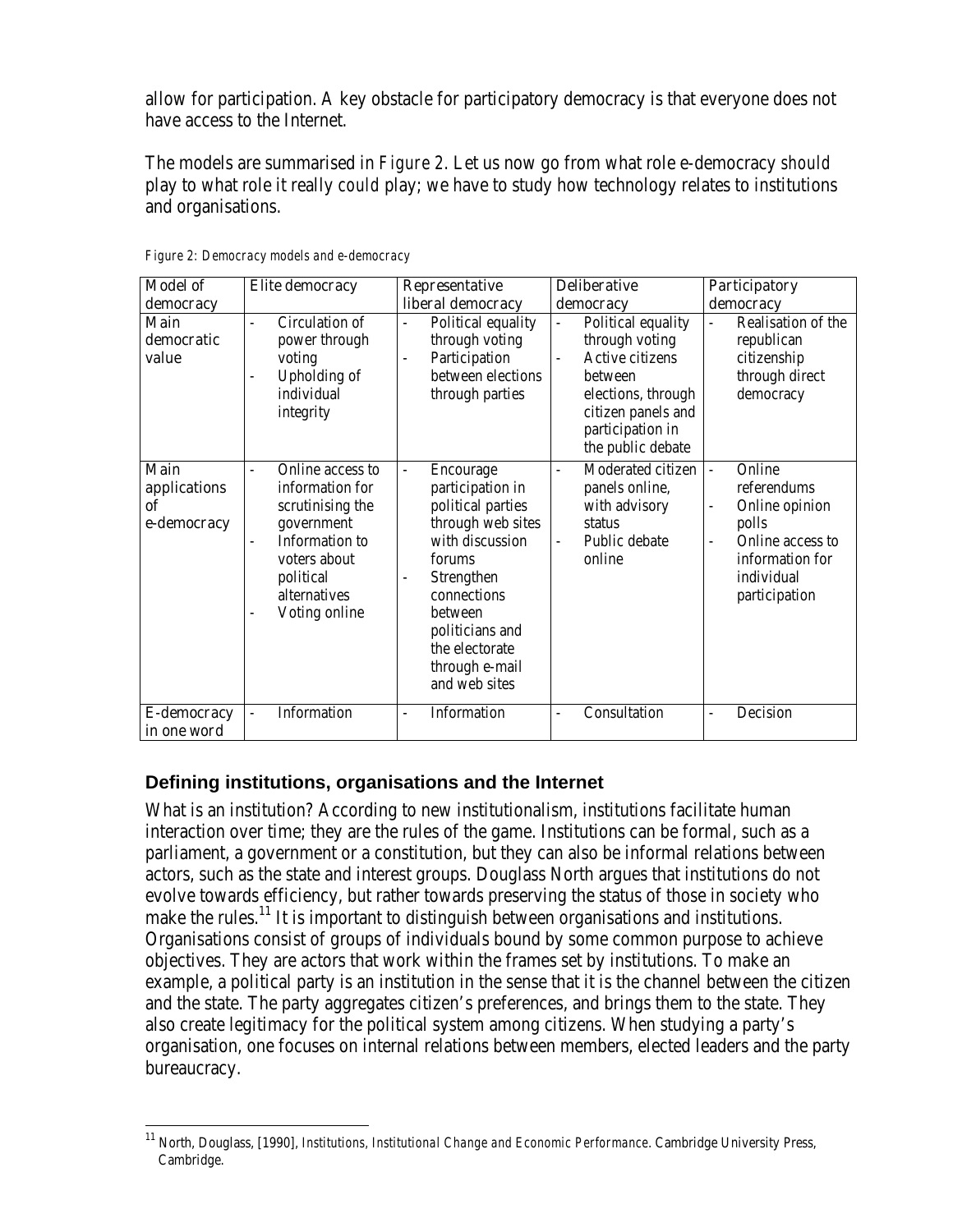allow for participation. A key obstacle for participatory democracy is that everyone does not have access to the Internet.

The models are summarised in *Figure 2*. Let us now go from what role e-democracy *should* play to what role it really *could* play; we have to study how technology relates to institutions and organisations.

*Figure 2: Democracy models and e-democracy*

| Model of democracy | Elite democracy | Representative liberal democracy | Deliberative democracy | Participatory democracy |
|---|---|---|---|---|
| Main democratic value | - Circulation of power through voting<br>- Upholding of individual integrity | - Political equality through voting<br>- Participation between elections through parties | - Political equality through voting<br>- Active citizens between elections, through citizen panels and participation in the public debate | - Realisation of the republican citizenship through direct democracy |
| Main applications of e-democracy | - Online access to information for scrutinising the government<br>- Information to voters about political alternatives<br>- Voting online | - Encourage participation in political parties through web sites with discussion forums<br>- Strengthen connections between politicians and the electorate through e-mail and web sites | - Moderated citizen panels online, with advisory status<br>- Public debate online | - Online referendums<br>- Online opinion polls<br>- Online access to information for individual participation |
| E-democracy in one word | - Information | - Information | - Consultation | - Decision |

## Defining institutions, organisations and the Internet

What is an institution? According to new institutionalism, institutions facilitate human interaction over time; they are the rules of the game. Institutions can be formal, such as a parliament, a government or a constitution, but they can also be informal relations between actors, such as the state and interest groups. Douglass North argues that institutions do not evolve towards efficiency, but rather towards preserving the status of those in society who make the rules.[11] It is important to distinguish between organisations and institutions. Organisations consist of groups of individuals bound by some common purpose to achieve objectives. They are actors that work within the frames set by institutions. To make an example, a political party is an institution in the sense that it is the channel between the citizen and the state. The party aggregates citizen's preferences, and brings them to the state. They also create legitimacy for the political system among citizens. When studying a party's organisation, one focuses on internal relations between members, elected leaders and the party bureaucracy.

[11] North, Douglass, [1990], *Institutions, Institutional Change and Economic Performance*. Cambridge University Press, Cambridge.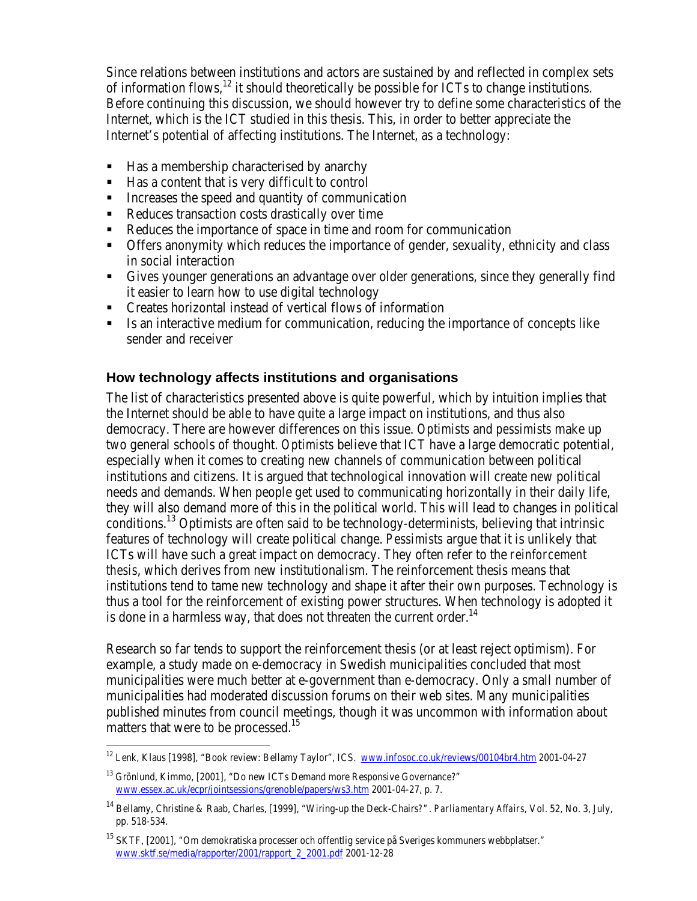Since relations between institutions and actors are sustained by and reflected in complex sets of information flows,[12] it should theoretically be possible for ICTs to change institutions. Before continuing this discussion, we should however try to define some characteristics of the Internet, which is the ICT studied in this thesis. This, in order to better appreciate the Internet's potential of affecting institutions. The Internet, as a technology:

- Has a membership characterised by anarchy
- Has a content that is very difficult to control
- Increases the speed and quantity of communication
- Reduces transaction costs drastically over time
- Reduces the importance of space in time and room for communication
- Offers anonymity which reduces the importance of gender, sexuality, ethnicity and class in social interaction
- Gives younger generations an advantage over older generations, since they generally find it easier to learn how to use digital technology
- Creates horizontal instead of vertical flows of information
- Is an interactive medium for communication, reducing the importance of concepts like sender and receiver

### How technology affects institutions and organisations

The list of characteristics presented above is quite powerful, which by intuition implies that the Internet should be able to have quite a large impact on institutions, and thus also democracy. There are however differences on this issue. *Optimists* and *pessimists* make up two general schools of thought. *Optimists* believe that ICT have a large democratic potential, especially when it comes to creating new channels of communication between political institutions and citizens. It is argued that technological innovation will create new political needs and demands. When people get used to communicating horizontally in their daily life, they will also demand more of this in the political world. This will lead to changes in political conditions.[13] Optimists are often said to be technology-determinists, believing that intrinsic features of technology will create political change. *Pessimists* argue that it is unlikely that ICTs will have such a great impact on democracy. They often refer to the *reinforcement thesis*, which derives from new institutionalism. The reinforcement thesis means that institutions tend to tame new technology and shape it after their own purposes. Technology is thus a tool for the reinforcement of existing power structures. When technology is adopted it is done in a harmless way, that does not threaten the current order.[14]

Research so far tends to support the reinforcement thesis (or at least reject optimism). For example, a study made on e-democracy in Swedish municipalities concluded that most municipalities were much better at e-government than e-democracy. Only a small number of municipalities had moderated discussion forums on their web sites. Many municipalities published minutes from council meetings, though it was uncommon with information about matters that were to be processed.[15]

---

[12] Lenk, Klaus [1998], "Book review: Bellamy Taylor", ICS. www.infosoc.co.uk/reviews/00104br4.htm 2001-04-27

[13] Grönlund, Kimmo, [2001], "Do new ICTs Demand more Responsive Governance?" www.essex.ac.uk/ecpr/jointsessions/grenoble/papers/ws3.htm 2001-04-27, p. 7.

[14] Bellamy, Christine & Raab, Charles, [1999], "Wiring-up the Deck-Chairs?". *Parliamentary Affairs*, Vol. 52, No. 3, July, pp. 518-534.

[15] SKTF, [2001], "Om demokratiska processer och offentlig service på Sveriges kommuners webbplatser." www.sktf.se/media/rapporter/2001/rapport_2_2001.pdf 2001-12-28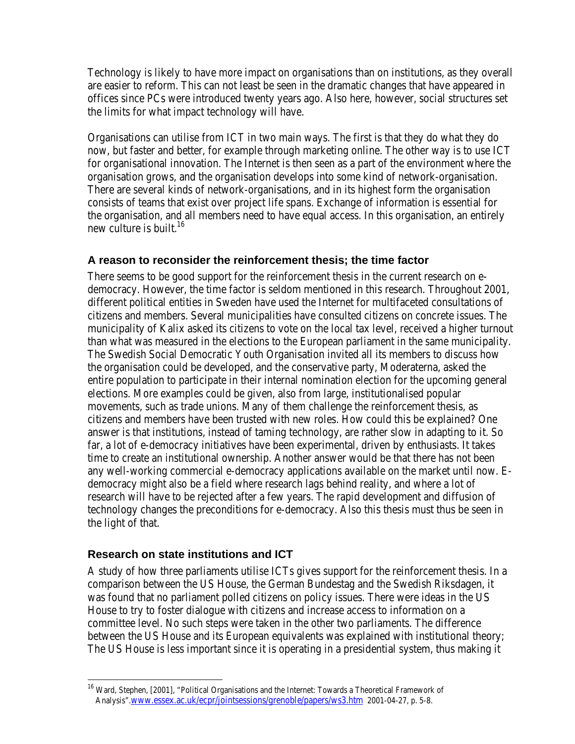Technology is likely to have more impact on organisations than on institutions, as they overall are easier to reform. This can not least be seen in the dramatic changes that have appeared in offices since PCs were introduced twenty years ago. Also here, however, social structures set the limits for what impact technology will have.

Organisations can utilise from ICT in two main ways. The first is that they do what they do now, but faster and better, for example through marketing online. The other way is to use ICT for organisational innovation. The Internet is then seen as a part of the environment where the organisation grows, and the organisation develops into some kind of network-organisation. There are several kinds of network-organisations, and in its highest form the organisation consists of teams that exist over project life spans. Exchange of information is essential for the organisation, and all members need to have equal access. In this organisation, an entirely new culture is built.[16]

## A reason to reconsider the reinforcement thesis; the time factor

There seems to be good support for the reinforcement thesis in the current research on e-democracy. However, the time factor is seldom mentioned in this research. Throughout 2001, different political entities in Sweden have used the Internet for multifaceted consultations of citizens and members. Several municipalities have consulted citizens on concrete issues. The municipality of Kalix asked its citizens to vote on the local tax level, received a higher turnout than what was measured in the elections to the European parliament in the same municipality. The Swedish Social Democratic Youth Organisation invited all its members to discuss how the organisation could be developed, and the conservative party, Moderaterna, asked the entire population to participate in their internal nomination election for the upcoming general elections. More examples could be given, also from large, institutionalised popular movements, such as trade unions. Many of them challenge the reinforcement thesis, as citizens and members have been trusted with new roles. How could this be explained? One answer is that institutions, instead of taming technology, are rather slow in adapting to it. So far, a lot of e-democracy initiatives have been experimental, driven by enthusiasts. It takes time to create an institutional ownership. Another answer would be that there has not been any well-working commercial e-democracy applications available on the market until now. E-democracy might also be a field where research lags behind reality, and where a lot of research will have to be rejected after a few years. The rapid development and diffusion of technology changes the preconditions for e-democracy. Also this thesis must thus be seen in the light of that.

## Research on state institutions and ICT

A study of how three parliaments utilise ICTs gives support for the reinforcement thesis. In a comparison between the US House, the German Bundestag and the Swedish Riksdagen, it was found that no parliament polled citizens on policy issues. There were ideas in the US House to try to foster dialogue with citizens and increase access to information on a committee level. No such steps were taken in the other two parliaments. The difference between the US House and its European equivalents was explained with institutional theory; The US House is less important since it is operating in a presidential system, thus making it

---

[16] Ward, Stephen, [2001], "Political Organisations and the Internet: Towards a Theoretical Framework of Analysis". www.essex.ac.uk/ecpr/jointsessions/grenoble/papers/ws3.htm 2001-04-27, p. 5-8.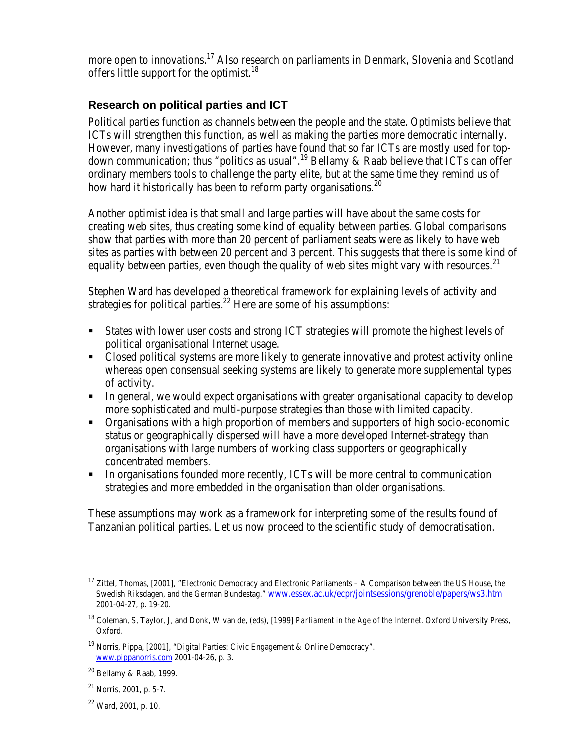more open to innovations.[17] Also research on parliaments in Denmark, Slovenia and Scotland offers little support for the optimist.[18]

### Research on political parties and ICT

Political parties function as channels between the people and the state. Optimists believe that ICTs will strengthen this function, as well as making the parties more democratic internally. However, many investigations of parties have found that so far ICTs are mostly used for top-down communication; thus "politics as usual".[19] Bellamy & Raab believe that ICTs can offer ordinary members tools to challenge the party elite, but at the same time they remind us of how hard it historically has been to reform party organisations.[20]

Another optimist idea is that small and large parties will have about the same costs for creating web sites, thus creating some kind of equality between parties. Global comparisons show that parties with more than 20 percent of parliament seats were as likely to have web sites as parties with between 20 percent and 3 percent. This suggests that there is some kind of equality between parties, even though the quality of web sites might vary with resources.[21]

Stephen Ward has developed a theoretical framework for explaining levels of activity and strategies for political parties.[22] Here are some of his assumptions:

- States with lower user costs and strong ICT strategies will promote the highest levels of political organisational Internet usage.
- Closed political systems are more likely to generate innovative and protest activity online whereas open consensual seeking systems are likely to generate more supplemental types of activity.
- In general, we would expect organisations with greater organisational capacity to develop more sophisticated and multi-purpose strategies than those with limited capacity.
- Organisations with a high proportion of members and supporters of high socio-economic status or geographically dispersed will have a more developed Internet-strategy than organisations with large numbers of working class supporters or geographically concentrated members.
- In organisations founded more recently, ICTs will be more central to communication strategies and more embedded in the organisation than older organisations.

These assumptions may work as a framework for interpreting some of the results found of Tanzanian political parties. Let us now proceed to the scientific study of democratisation.

---

[17] Zittel, Thomas, [2001], "Electronic Democracy and Electronic Parliaments – A Comparison between the US House, the Swedish Riksdagen, and the German Bundestag." www.essex.ac.uk/ecpr/jointsessions/grenoble/papers/ws3.htm 2001-04-27, p. 19-20.

[18] Coleman, S, Taylor, J, and Donk, W van de, (eds), [1999] *Parliament in the Age of the Internet*. Oxford University Press, Oxford.

[19] Norris, Pippa, [2001], "Digital Parties: Civic Engagement & Online Democracy". www.pippanorris.com 2001-04-26, p. 3.

[20] Bellamy & Raab, 1999.

[21] Norris, 2001, p. 5-7.

[22] Ward, 2001, p. 10.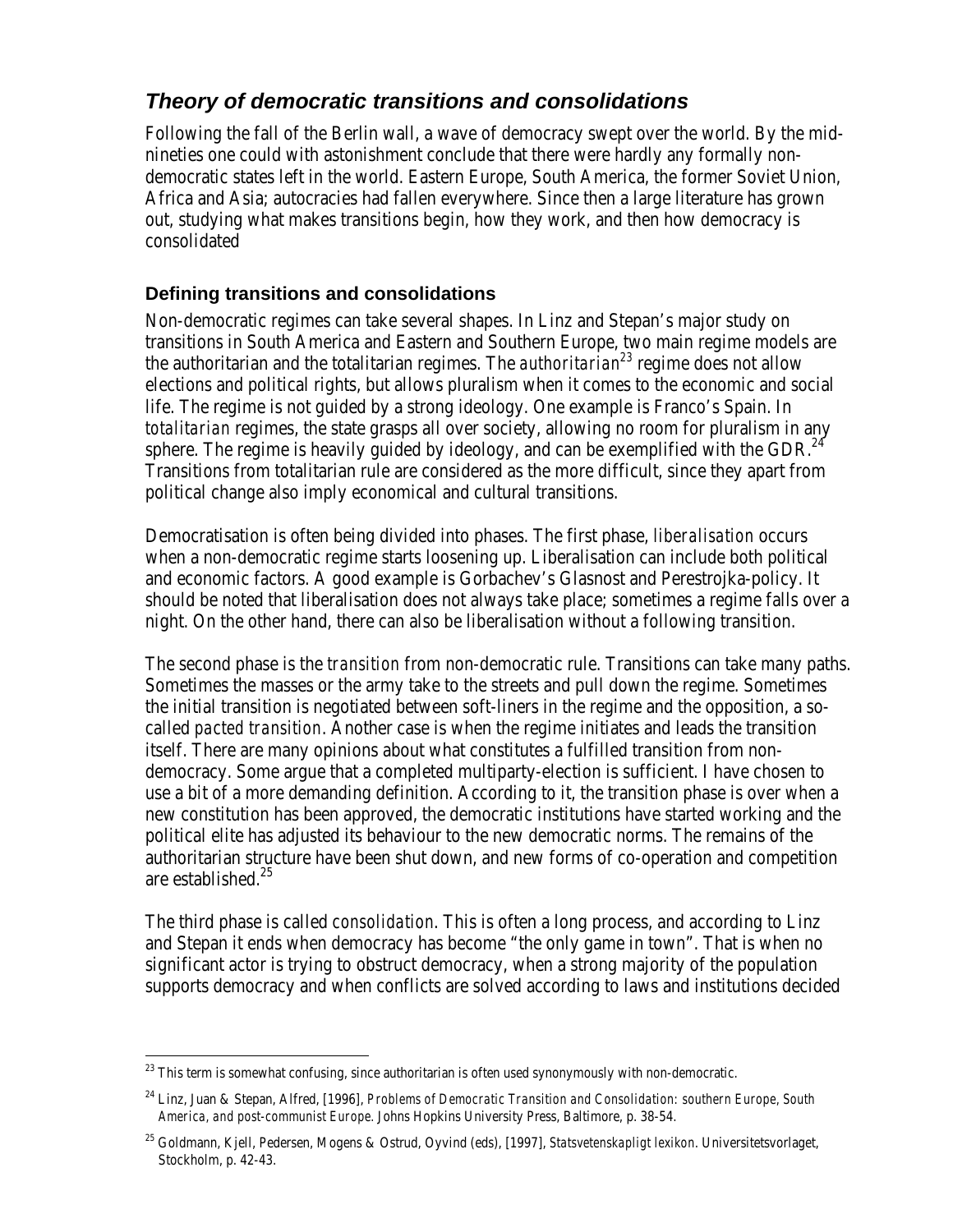## *Theory of democratic transitions and consolidations*

Following the fall of the Berlin wall, a wave of democracy swept over the world. By the mid-nineties one could with astonishment conclude that there were hardly any formally non-democratic states left in the world. Eastern Europe, South America, the former Soviet Union, Africa and Asia; autocracies had fallen everywhere. Since then a large literature has grown out, studying what makes transitions begin, how they work, and then how democracy is consolidated

### Defining transitions and consolidations

Non-democratic regimes can take several shapes. In Linz and Stepan's major study on transitions in South America and Eastern and Southern Europe, two main regime models are the authoritarian and the totalitarian regimes. The *authoritarian*[23] regime does not allow elections and political rights, but allows pluralism when it comes to the economic and social life. The regime is not guided by a strong ideology. One example is Franco's Spain. In *totalitarian* regimes, the state grasps all over society, allowing no room for pluralism in any sphere. The regime is heavily guided by ideology, and can be exemplified with the GDR.[24] Transitions from totalitarian rule are considered as the more difficult, since they apart from political change also imply economical and cultural transitions.

Democratisation is often being divided into phases. The first phase, *liberalisation* occurs when a non-democratic regime starts loosening up. Liberalisation can include both political and economic factors. A good example is Gorbachev's Glasnost and Perestrojka-policy. It should be noted that liberalisation does not always take place; sometimes a regime falls over a night. On the other hand, there can also be liberalisation without a following transition.

The second phase is the *transition* from non-democratic rule. Transitions can take many paths. Sometimes the masses or the army take to the streets and pull down the regime. Sometimes the initial transition is negotiated between soft-liners in the regime and the opposition, a so-called *pacted transition*. Another case is when the regime initiates and leads the transition itself. There are many opinions about what constitutes a fulfilled transition from non-democracy. Some argue that a completed multiparty-election is sufficient. I have chosen to use a bit of a more demanding definition. According to it, the transition phase is over when a new constitution has been approved, the democratic institutions have started working and the political elite has adjusted its behaviour to the new democratic norms. The remains of the authoritarian structure have been shut down, and new forms of co-operation and competition are established.[25]

The third phase is called *consolidation*. This is often a long process, and according to Linz and Stepan it ends when democracy has become "the only game in town". That is when no significant actor is trying to obstruct democracy, when a strong majority of the population supports democracy and when conflicts are solved according to laws and institutions decided

---

[23] This term is somewhat confusing, since authoritarian is often used synonymously with non-democratic.

[24] Linz, Juan & Stepan, Alfred, [1996], *Problems of Democratic Transition and Consolidation: southern Europe, South America, and post-communist Europe*. Johns Hopkins University Press, Baltimore, p. 38-54.

[25] Goldmann, Kjell, Pedersen, Mogens & Ostrud, Oyvind (eds), [1997], *Statsvetenskapligt lexikon*. Universitetsvorlaget, Stockholm, p. 42-43.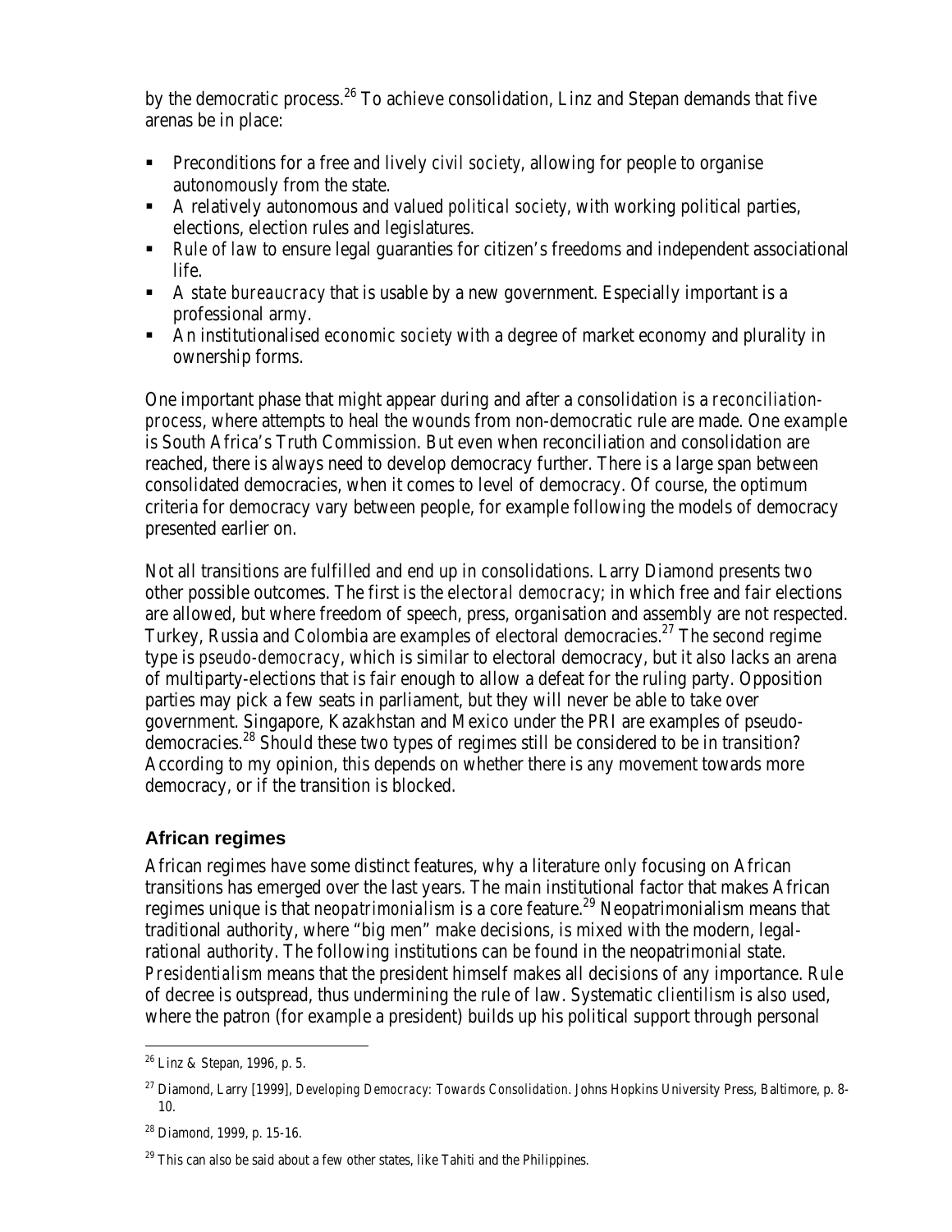by the democratic process.[26] To achieve consolidation, Linz and Stepan demands that five arenas be in place:

- Preconditions for a free and lively *civil society*, allowing for people to organise autonomously from the state.
- A relatively autonomous and valued *political society*, with working political parties, elections, election rules and legislatures.
- *Rule of law* to ensure legal guaranties for citizen's freedoms and independent associational life.
- A *state bureaucracy* that is usable by a new government. Especially important is a professional army.
- An institutionalised *economic society* with a degree of market economy and plurality in ownership forms.

One important phase that might appear during and after a consolidation is a *reconciliation-process*, where attempts to heal the wounds from non-democratic rule are made. One example is South Africa's Truth Commission. But even when reconciliation and consolidation are reached, there is always need to develop democracy further. There is a large span between consolidated democracies, when it comes to level of democracy. Of course, the optimum criteria for democracy vary between people, for example following the models of democracy presented earlier on.

Not all transitions are fulfilled and end up in consolidations. Larry Diamond presents two other possible outcomes. The first is the *electoral democracy*; in which free and fair elections are allowed, but where freedom of speech, press, organisation and assembly are not respected. Turkey, Russia and Colombia are examples of electoral democracies.[27] The second regime type is *pseudo-democracy*, which is similar to electoral democracy, but it also lacks an arena of multiparty-elections that is fair enough to allow a defeat for the ruling party. Opposition parties may pick a few seats in parliament, but they will never be able to take over government. Singapore, Kazakhstan and Mexico under the PRI are examples of pseudo-democracies.[28] Should these two types of regimes still be considered to be in transition? According to my opinion, this depends on whether there is any movement towards more democracy, or if the transition is blocked.

## African regimes

African regimes have some distinct features, why a literature only focusing on African transitions has emerged over the last years. The main institutional factor that makes African regimes unique is that *neopatrimonialism* is a core feature.[29] Neopatrimonialism means that traditional authority, where "big men" make decisions, is mixed with the modern, legal-rational authority. The following institutions can be found in the neopatrimonial state. *Presidentialism* means that the president himself makes all decisions of any importance. Rule of decree is outspread, thus undermining the rule of law. Systematic *clientilism* is also used, where the patron (for example a president) builds up his political support through personal

---

[26] Linz & Stepan, 1996, p. 5.

[27] Diamond, Larry [1999], *Developing Democracy: Towards Consolidation*. Johns Hopkins University Press, Baltimore, p. 8-10.

[28] Diamond, 1999, p. 15-16.

[29] This can also be said about a few other states, like Tahiti and the Philippines.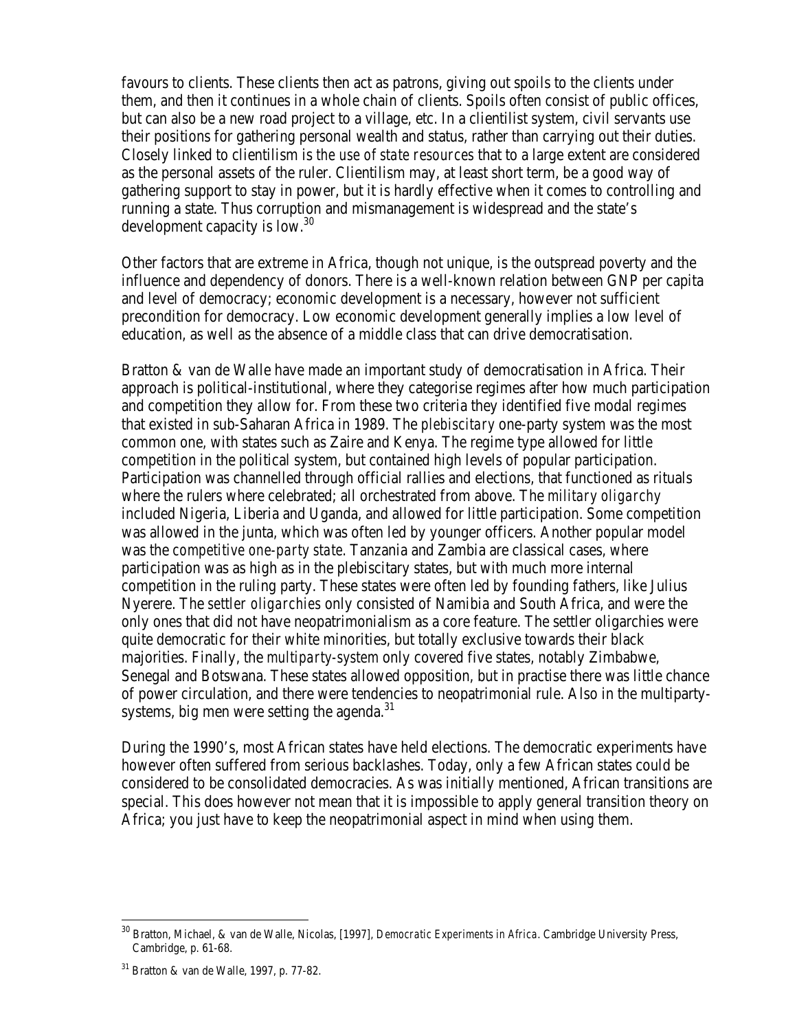favours to clients. These clients then act as patrons, giving out spoils to the clients under them, and then it continues in a whole chain of clients. Spoils often consist of public offices, but can also be a new road project to a village, etc. In a clientilist system, civil servants use their positions for gathering personal wealth and status, rather than carrying out their duties. Closely linked to clientilism is *the use of state resources* that to a large extent are considered as the personal assets of the ruler. Clientilism may, at least short term, be a good way of gathering support to stay in power, but it is hardly effective when it comes to controlling and running a state. Thus corruption and mismanagement is widespread and the state's development capacity is low.[30]

Other factors that are extreme in Africa, though not unique, is the outspread poverty and the influence and dependency of donors. There is a well-known relation between GNP per capita and level of democracy; economic development is a necessary, however not sufficient precondition for democracy. Low economic development generally implies a low level of education, as well as the absence of a middle class that can drive democratisation.

Bratton & van de Walle have made an important study of democratisation in Africa. Their approach is political-institutional, where they categorise regimes after how much participation and competition they allow for. From these two criteria they identified five modal regimes that existed in sub-Saharan Africa in 1989. The *plebiscitary* one-party system was the most common one, with states such as Zaire and Kenya. The regime type allowed for little competition in the political system, but contained high levels of popular participation. Participation was channelled through official rallies and elections, that functioned as rituals where the rulers where celebrated; all orchestrated from above. The *military oligarchy* included Nigeria, Liberia and Uganda, and allowed for little participation. Some competition was allowed in the junta, which was often led by younger officers. Another popular model was the *competitive one-party state*. Tanzania and Zambia are classical cases, where participation was as high as in the plebiscitary states, but with much more internal competition in the ruling party. These states were often led by founding fathers, like Julius Nyerere. The *settler oligarchies* only consisted of Namibia and South Africa, and were the only ones that did not have neopatrimonialism as a core feature. The settler oligarchies were quite democratic for their white minorities, but totally exclusive towards their black majorities. Finally, the *multiparty-system* only covered five states, notably Zimbabwe, Senegal and Botswana. These states allowed opposition, but in practise there was little chance of power circulation, and there were tendencies to neopatrimonial rule. Also in the multiparty-systems, big men were setting the agenda.[31]

During the 1990's, most African states have held elections. The democratic experiments have however often suffered from serious backlashes. Today, only a few African states could be considered to be consolidated democracies. As was initially mentioned, African transitions are special. This does however not mean that it is impossible to apply general transition theory on Africa; you just have to keep the neopatrimonial aspect in mind when using them.

---

[30] Bratton, Michael, & van de Walle, Nicolas, [1997], *Democratic Experiments in Africa*. Cambridge University Press, Cambridge, p. 61-68.

[31] Bratton & van de Walle, 1997, p. 77-82.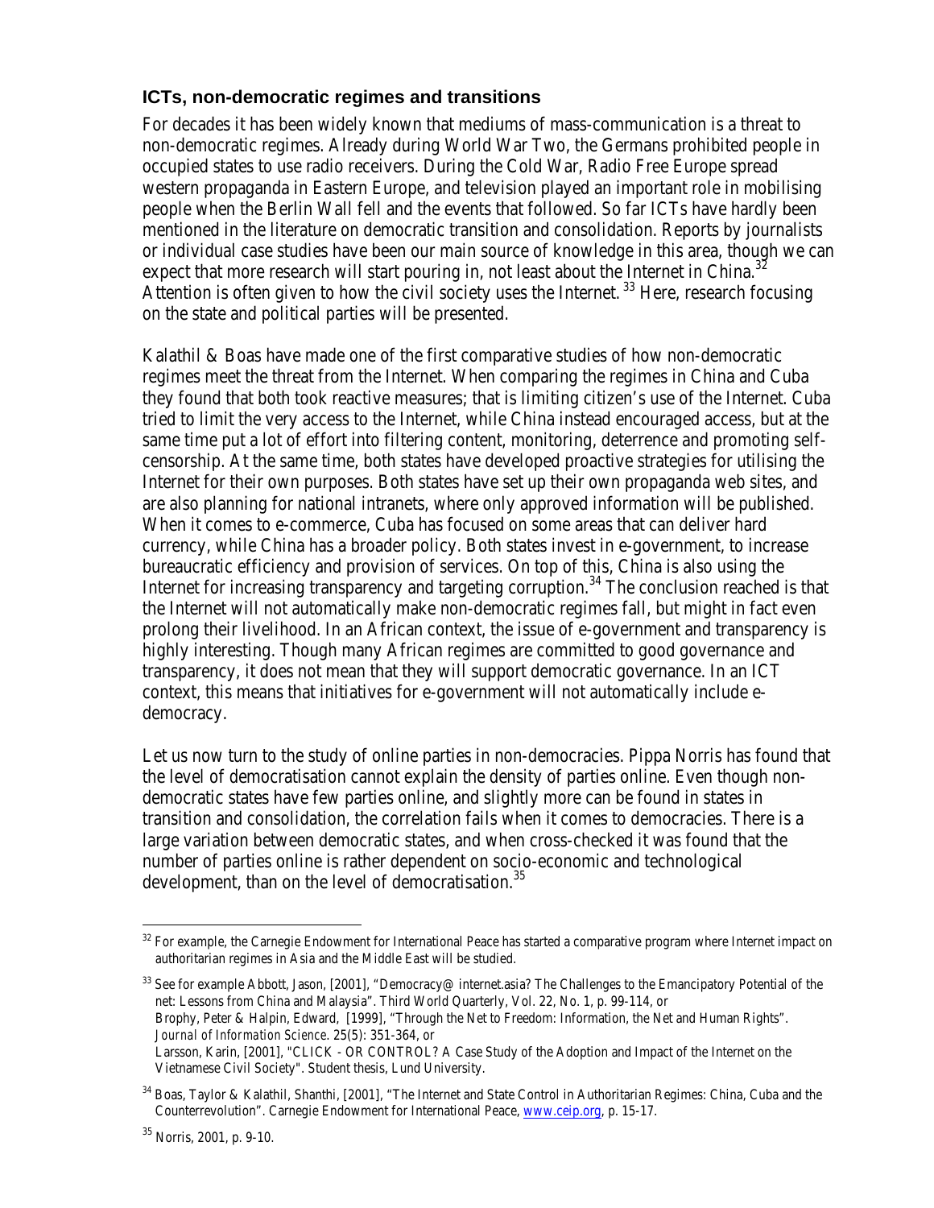### ICTs, non-democratic regimes and transitions

For decades it has been widely known that mediums of mass-communication is a threat to non-democratic regimes. Already during World War Two, the Germans prohibited people in occupied states to use radio receivers. During the Cold War, Radio Free Europe spread western propaganda in Eastern Europe, and television played an important role in mobilising people when the Berlin Wall fell and the events that followed. So far ICTs have hardly been mentioned in the literature on democratic transition and consolidation. Reports by journalists or individual case studies have been our main source of knowledge in this area, though we can expect that more research will start pouring in, not least about the Internet in China.[32] Attention is often given to how the civil society uses the Internet.[33] Here, research focusing on the state and political parties will be presented.

Kalathil & Boas have made one of the first comparative studies of how non-democratic regimes meet the threat from the Internet. When comparing the regimes in China and Cuba they found that both took reactive measures; that is limiting citizen's use of the Internet. Cuba tried to limit the very access to the Internet, while China instead encouraged access, but at the same time put a lot of effort into filtering content, monitoring, deterrence and promoting self-censorship. At the same time, both states have developed proactive strategies for utilising the Internet for their own purposes. Both states have set up their own propaganda web sites, and are also planning for national intranets, where only approved information will be published. When it comes to e-commerce, Cuba has focused on some areas that can deliver hard currency, while China has a broader policy. Both states invest in e-government, to increase bureaucratic efficiency and provision of services. On top of this, China is also using the Internet for increasing transparency and targeting corruption.[34] The conclusion reached is that the Internet will not automatically make non-democratic regimes fall, but might in fact even prolong their livelihood. In an African context, the issue of e-government and transparency is highly interesting. Though many African regimes are committed to good governance and transparency, it does not mean that they will support democratic governance. In an ICT context, this means that initiatives for e-government will not automatically include e-democracy.

Let us now turn to the study of online parties in non-democracies. Pippa Norris has found that the level of democratisation cannot explain the density of parties online. Even though non-democratic states have few parties online, and slightly more can be found in states in transition and consolidation, the correlation fails when it comes to democracies. There is a large variation between democratic states, and when cross-checked it was found that the number of parties online is rather dependent on socio-economic and technological development, than on the level of democratisation.[35]

---

[32] For example, the Carnegie Endowment for International Peace has started a comparative program where Internet impact on authoritarian regimes in Asia and the Middle East will be studied.

[33] See for example Abbott, Jason, [2001], "Democracy@ internet.asia? The Challenges to the Emancipatory Potential of the net: Lessons from China and Malaysia". Third World Quarterly, Vol. 22, No. 1, p. 99-114, or
Brophy, Peter & Halpin, Edward, [1999], "Through the Net to Freedom: Information, the Net and Human Rights". *Journal of Information Science*. 25(5): 351-364, or
Larsson, Karin, [2001], "CLICK - OR CONTROL? A Case Study of the Adoption and Impact of the Internet on the Vietnamese Civil Society". Student thesis, Lund University.

[34] Boas, Taylor & Kalathil, Shanthi, [2001], "The Internet and State Control in Authoritarian Regimes: China, Cuba and the Counterrevolution". Carnegie Endowment for International Peace, www.ceip.org, p. 15-17.

[35] Norris, 2001, p. 9-10.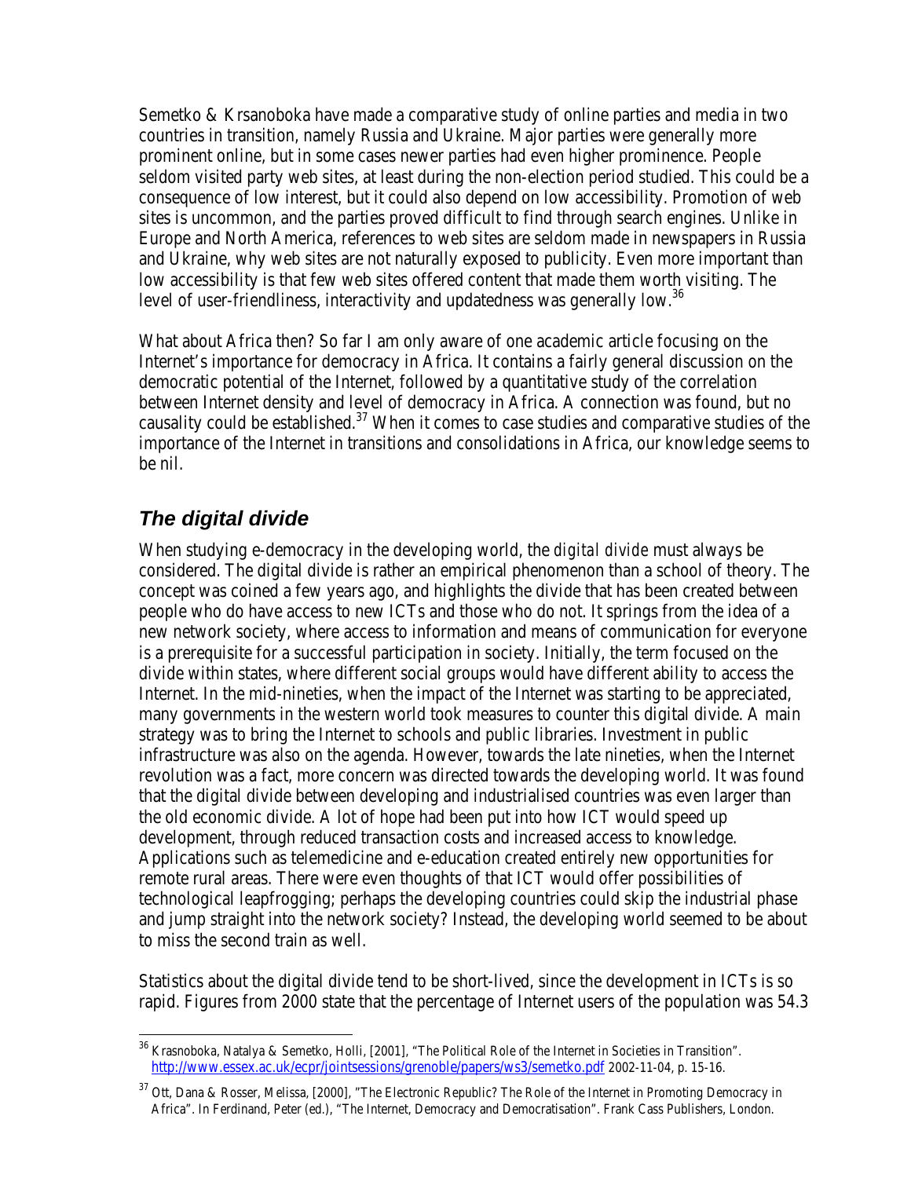Semetko & Krsanoboka have made a comparative study of online parties and media in two countries in transition, namely Russia and Ukraine. Major parties were generally more prominent online, but in some cases newer parties had even higher prominence. People seldom visited party web sites, at least during the non-election period studied. This could be a consequence of low interest, but it could also depend on low accessibility. Promotion of web sites is uncommon, and the parties proved difficult to find through search engines. Unlike in Europe and North America, references to web sites are seldom made in newspapers in Russia and Ukraine, why web sites are not naturally exposed to publicity. Even more important than low accessibility is that few web sites offered content that made them worth visiting. The level of user-friendliness, interactivity and updatedness was generally low.[36]

What about Africa then? So far I am only aware of one academic article focusing on the Internet's importance for democracy in Africa. It contains a fairly general discussion on the democratic potential of the Internet, followed by a quantitative study of the correlation between Internet density and level of democracy in Africa. A connection was found, but no causality could be established.[37] When it comes to case studies and comparative studies of the importance of the Internet in transitions and consolidations in Africa, our knowledge seems to be nil.

## *The digital divide*

When studying e-democracy in the developing world, the *digital divide* must always be considered. The digital divide is rather an empirical phenomenon than a school of theory. The concept was coined a few years ago, and highlights the divide that has been created between people who do have access to new ICTs and those who do not. It springs from the idea of a new network society, where access to information and means of communication for everyone is a prerequisite for a successful participation in society. Initially, the term focused on the divide within states, where different social groups would have different ability to access the Internet. In the mid-nineties, when the impact of the Internet was starting to be appreciated, many governments in the western world took measures to counter this digital divide. A main strategy was to bring the Internet to schools and public libraries. Investment in public infrastructure was also on the agenda. However, towards the late nineties, when the Internet revolution was a fact, more concern was directed towards the developing world. It was found that the digital divide between developing and industrialised countries was even larger than the old economic divide. A lot of hope had been put into how ICT would speed up development, through reduced transaction costs and increased access to knowledge. Applications such as telemedicine and e-education created entirely new opportunities for remote rural areas. There were even thoughts of that ICT would offer possibilities of technological leapfrogging; perhaps the developing countries could skip the industrial phase and jump straight into the network society? Instead, the developing world seemed to be about to miss the second train as well.

Statistics about the digital divide tend to be short-lived, since the development in ICTs is so rapid. Figures from 2000 state that the percentage of Internet users of the population was 54.3

---

[36] Krasnoboka, Natalya & Semetko, Holli, [2001], "The Political Role of the Internet in Societies in Transition". http://www.essex.ac.uk/ecpr/jointsessions/grenoble/papers/ws3/semetko.pdf 2002-11-04, p. 15-16.

[37] Ott, Dana & Rosser, Melissa, [2000], "The Electronic Republic? The Role of the Internet in Promoting Democracy in Africa". In Ferdinand, Peter (ed.), "The Internet, Democracy and Democratisation". Frank Cass Publishers, London.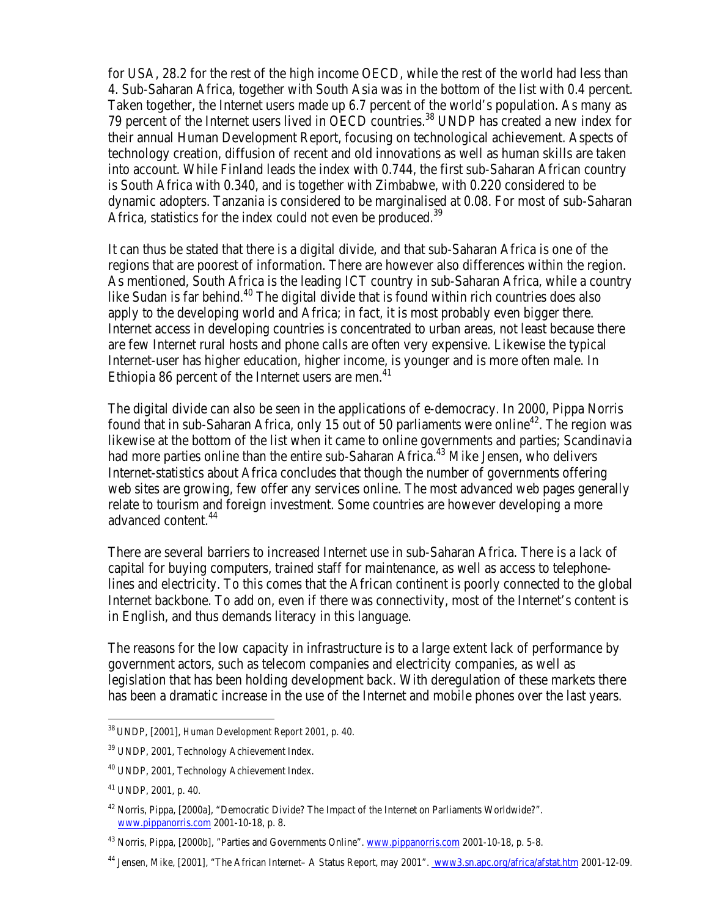for USA, 28.2 for the rest of the high income OECD, while the rest of the world had less than 4. Sub-Saharan Africa, together with South Asia was in the bottom of the list with 0.4 percent. Taken together, the Internet users made up 6.7 percent of the world's population. As many as 79 percent of the Internet users lived in OECD countries.[38] UNDP has created a new index for their annual Human Development Report, focusing on technological achievement. Aspects of technology creation, diffusion of recent and old innovations as well as human skills are taken into account. While Finland leads the index with 0.744, the first sub-Saharan African country is South Africa with 0.340, and is together with Zimbabwe, with 0.220 considered to be dynamic adopters. Tanzania is considered to be marginalised at 0.08. For most of sub-Saharan Africa, statistics for the index could not even be produced.[39]

It can thus be stated that there is a digital divide, and that sub-Saharan Africa is one of the regions that are poorest of information. There are however also differences within the region. As mentioned, South Africa is the leading ICT country in sub-Saharan Africa, while a country like Sudan is far behind.[40] The digital divide that is found within rich countries does also apply to the developing world and Africa; in fact, it is most probably even bigger there. Internet access in developing countries is concentrated to urban areas, not least because there are few Internet rural hosts and phone calls are often very expensive. Likewise the typical Internet-user has higher education, higher income, is younger and is more often male. In Ethiopia 86 percent of the Internet users are men.[41]

The digital divide can also be seen in the applications of e-democracy. In 2000, Pippa Norris found that in sub-Saharan Africa, only 15 out of 50 parliaments were online[42]. The region was likewise at the bottom of the list when it came to online governments and parties; Scandinavia had more parties online than the entire sub-Saharan Africa.[43] Mike Jensen, who delivers Internet-statistics about Africa concludes that though the number of governments offering web sites are growing, few offer any services online. The most advanced web pages generally relate to tourism and foreign investment. Some countries are however developing a more advanced content.[44]

There are several barriers to increased Internet use in sub-Saharan Africa. There is a lack of capital for buying computers, trained staff for maintenance, as well as access to telephone-lines and electricity. To this comes that the African continent is poorly connected to the global Internet backbone. To add on, even if there was connectivity, most of the Internet's content is in English, and thus demands literacy in this language.

The reasons for the low capacity in infrastructure is to a large extent lack of performance by government actors, such as telecom companies and electricity companies, as well as legislation that has been holding development back. With deregulation of these markets there has been a dramatic increase in the use of the Internet and mobile phones over the last years.

---

[38] UNDP, [2001], *Human Development Report 2001*, p. 40.

[39] UNDP, 2001, Technology Achievement Index.

[40] UNDP, 2001, Technology Achievement Index.

[41] UNDP, 2001, p. 40.

[42] Norris, Pippa, [2000a], "Democratic Divide? The Impact of the Internet on Parliaments Worldwide?". www.pippanorris.com 2001-10-18, p. 8.

[43] Norris, Pippa, [2000b], "Parties and Governments Online". www.pippanorris.com 2001-10-18, p. 5-8.

[44] Jensen, Mike, [2001], "The African Internet– A Status Report, may 2001". www3.sn.apc.org/africa/afstat.htm 2001-12-09.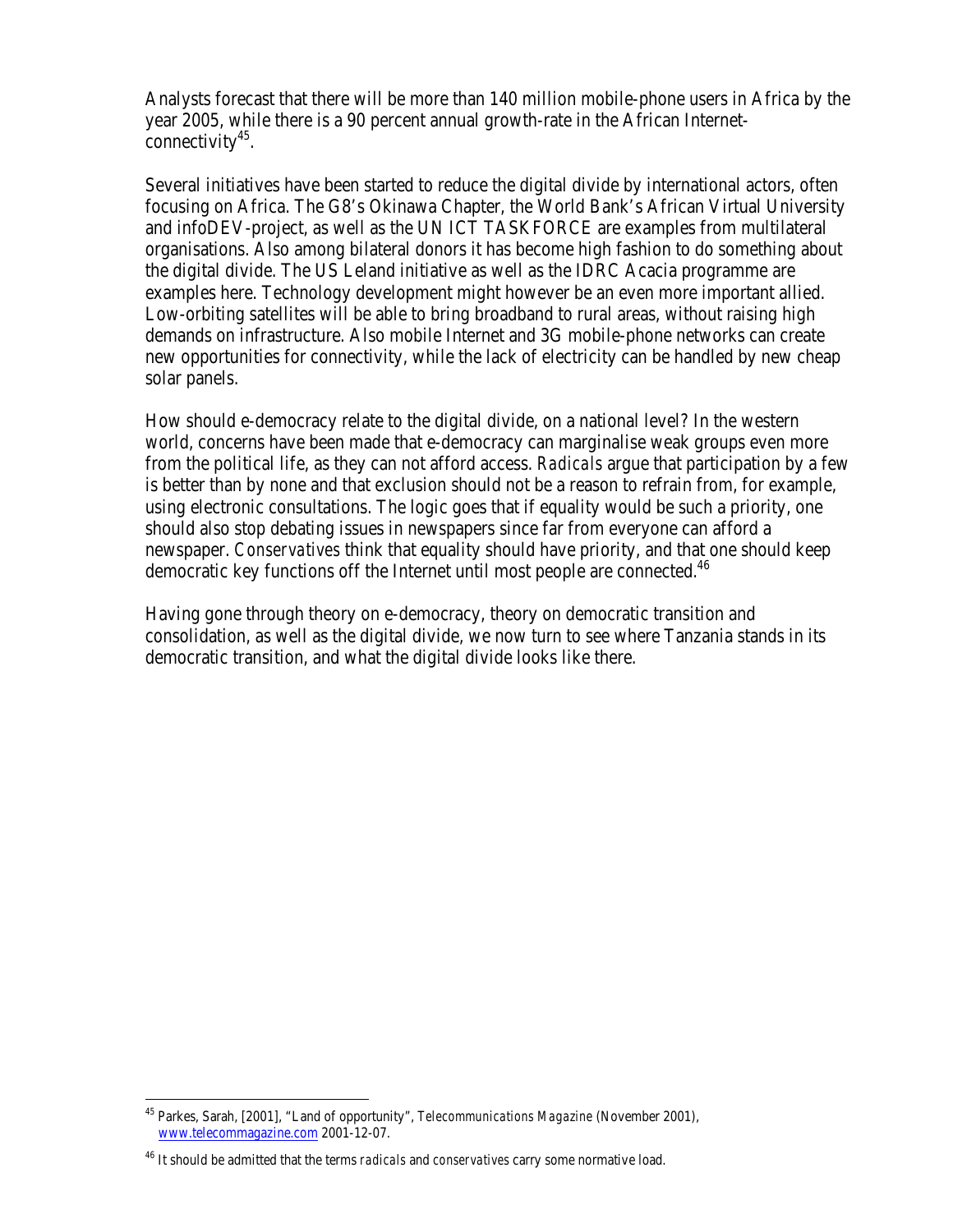Analysts forecast that there will be more than 140 million mobile-phone users in Africa by the year 2005, while there is a 90 percent annual growth-rate in the African Internet-connectivity[45].

Several initiatives have been started to reduce the digital divide by international actors, often focusing on Africa. The G8's Okinawa Chapter, the World Bank's African Virtual University and infoDEV-project, as well as the UN ICT TASKFORCE are examples from multilateral organisations. Also among bilateral donors it has become high fashion to do something about the digital divide. The US Leland initiative as well as the IDRC Acacia programme are examples here. Technology development might however be an even more important allied. Low-orbiting satellites will be able to bring broadband to rural areas, without raising high demands on infrastructure. Also mobile Internet and 3G mobile-phone networks can create new opportunities for connectivity, while the lack of electricity can be handled by new cheap solar panels.

How should e-democracy relate to the digital divide, on a national level? In the western world, concerns have been made that e-democracy can marginalise weak groups even more from the political life, as they can not afford access. *Radicals* argue that participation by a few is better than by none and that exclusion should not be a reason to refrain from, for example, using electronic consultations. The logic goes that if equality would be such a priority, one should also stop debating issues in newspapers since far from everyone can afford a newspaper. *Conservatives* think that equality should have priority, and that one should keep democratic key functions off the Internet until most people are connected.[46]

Having gone through theory on e-democracy, theory on democratic transition and consolidation, as well as the digital divide, we now turn to see where Tanzania stands in its democratic transition, and what the digital divide looks like there.

---

[45] Parkes, Sarah, [2001], "Land of opportunity", *Telecommunications Magazine* (November 2001), www.telecommagazine.com 2001-12-07.

[46] It should be admitted that the terms *radicals* and *conservatives* carry some normative load.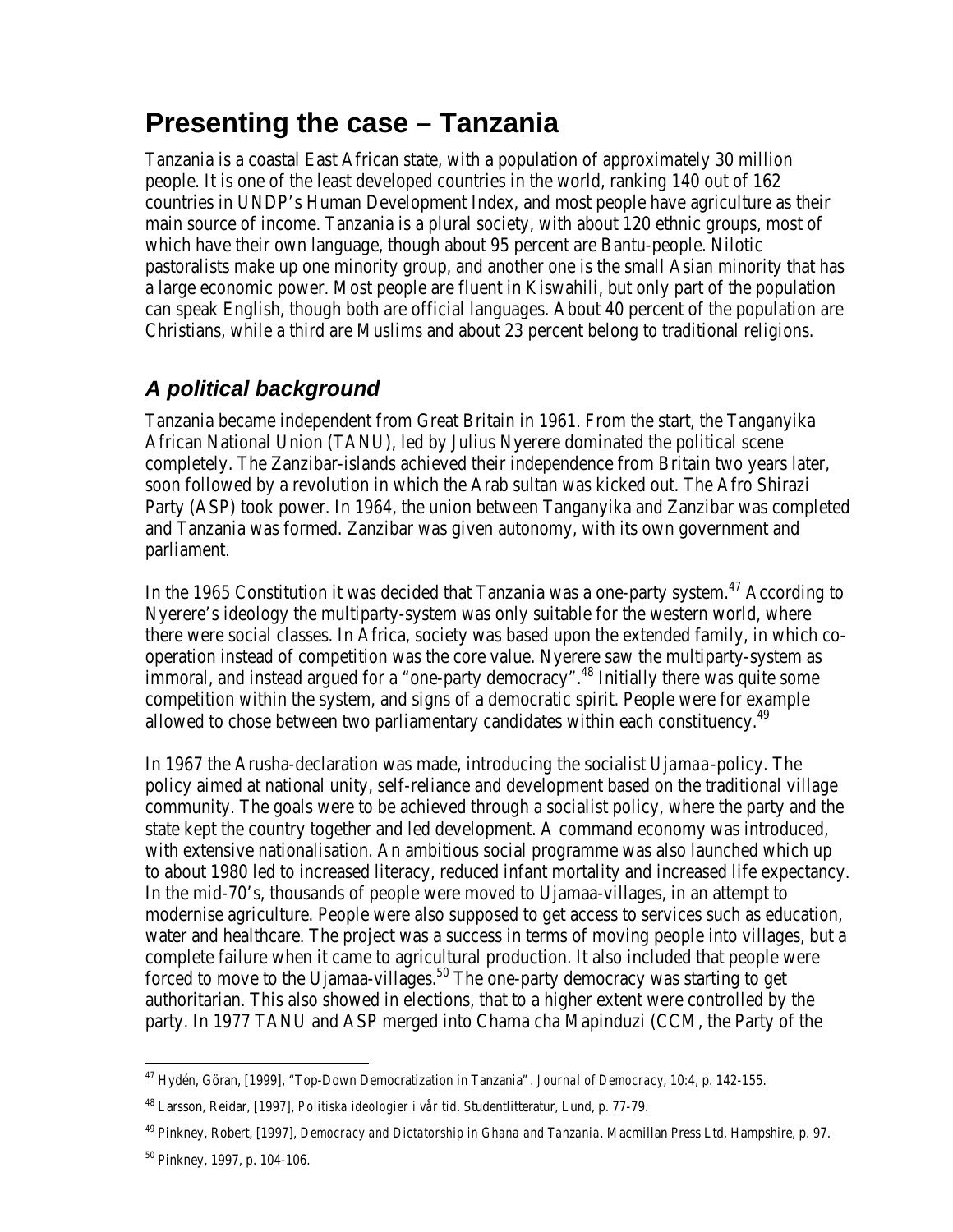# Presenting the case – Tanzania

Tanzania is a coastal East African state, with a population of approximately 30 million people. It is one of the least developed countries in the world, ranking 140 out of 162 countries in UNDP's Human Development Index, and most people have agriculture as their main source of income. Tanzania is a plural society, with about 120 ethnic groups, most of which have their own language, though about 95 percent are Bantu-people. Nilotic pastoralists make up one minority group, and another one is the small Asian minority that has a large economic power. Most people are fluent in Kiswahili, but only part of the population can speak English, though both are official languages. About 40 percent of the population are Christians, while a third are Muslims and about 23 percent belong to traditional religions.

## *A political background*

Tanzania became independent from Great Britain in 1961. From the start, the Tanganyika African National Union (TANU), led by Julius Nyerere dominated the political scene completely. The Zanzibar-islands achieved their independence from Britain two years later, soon followed by a revolution in which the Arab sultan was kicked out. The Afro Shirazi Party (ASP) took power. In 1964, the union between Tanganyika and Zanzibar was completed and Tanzania was formed. Zanzibar was given autonomy, with its own government and parliament.

In the 1965 Constitution it was decided that Tanzania was a one-party system.[47] According to Nyerere's ideology the multiparty-system was only suitable for the western world, where there were social classes. In Africa, society was based upon the extended family, in which co-operation instead of competition was the core value. Nyerere saw the multiparty-system as immoral, and instead argued for a "one-party democracy".[48] Initially there was quite some competition within the system, and signs of a democratic spirit. People were for example allowed to chose between two parliamentary candidates within each constituency.[49]

In 1967 the Arusha-declaration was made, introducing the socialist *Ujamaa*-policy. The policy aimed at national unity, self-reliance and development based on the traditional village community. The goals were to be achieved through a socialist policy, where the party and the state kept the country together and led development. A command economy was introduced, with extensive nationalisation. An ambitious social programme was also launched which up to about 1980 led to increased literacy, reduced infant mortality and increased life expectancy. In the mid-70's, thousands of people were moved to Ujamaa-villages, in an attempt to modernise agriculture. People were also supposed to get access to services such as education, water and healthcare. The project was a success in terms of moving people into villages, but a complete failure when it came to agricultural production. It also included that people were forced to move to the Ujamaa-villages.[50] The one-party democracy was starting to get authoritarian. This also showed in elections, that to a higher extent were controlled by the party. In 1977 TANU and ASP merged into Chama cha Mapinduzi (CCM, the Party of the

---

[47] Hydén, Göran, [1999], "Top-Down Democratization in Tanzania". *Journal of Democracy*, 10:4, p. 142-155.

[48] Larsson, Reidar, [1997], *Politiska ideologier i vår tid*. Studentlitteratur, Lund, p. 77-79.

[49] Pinkney, Robert, [1997], *Democracy and Dictatorship in Ghana and Tanzania*. Macmillan Press Ltd, Hampshire, p. 97.

[50] Pinkney, 1997, p. 104-106.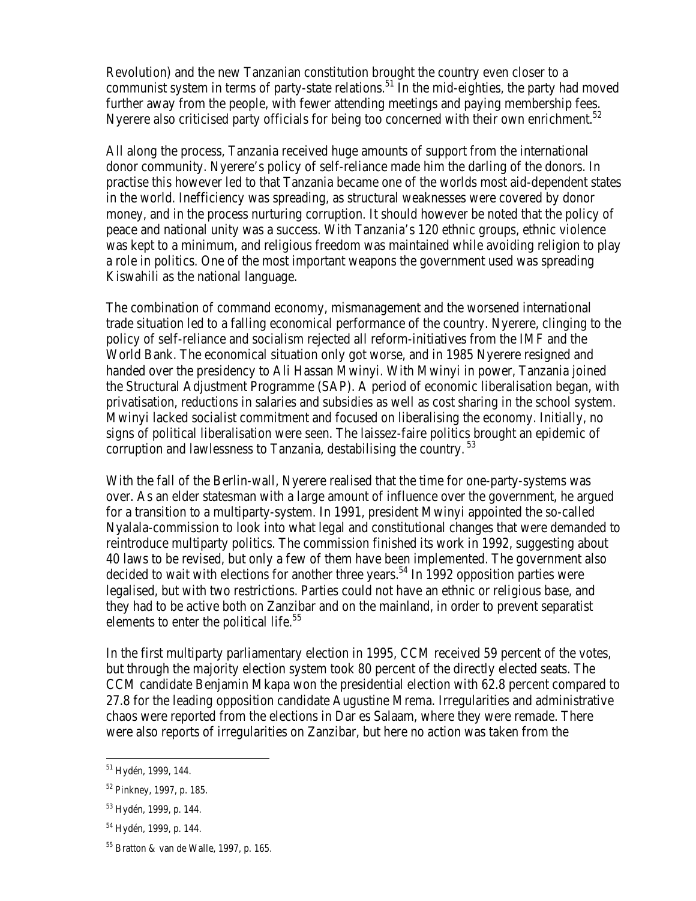Revolution) and the new Tanzanian constitution brought the country even closer to a communist system in terms of party-state relations.[51] In the mid-eighties, the party had moved further away from the people, with fewer attending meetings and paying membership fees. Nyerere also criticised party officials for being too concerned with their own enrichment.[52]

All along the process, Tanzania received huge amounts of support from the international donor community. Nyerere's policy of self-reliance made him the darling of the donors. In practise this however led to that Tanzania became one of the worlds most aid-dependent states in the world. Inefficiency was spreading, as structural weaknesses were covered by donor money, and in the process nurturing corruption. It should however be noted that the policy of peace and national unity was a success. With Tanzania's 120 ethnic groups, ethnic violence was kept to a minimum, and religious freedom was maintained while avoiding religion to play a role in politics. One of the most important weapons the government used was spreading Kiswahili as the national language.

The combination of command economy, mismanagement and the worsened international trade situation led to a falling economical performance of the country. Nyerere, clinging to the policy of self-reliance and socialism rejected all reform-initiatives from the IMF and the World Bank. The economical situation only got worse, and in 1985 Nyerere resigned and handed over the presidency to Ali Hassan Mwinyi. With Mwinyi in power, Tanzania joined the Structural Adjustment Programme (SAP). A period of economic liberalisation began, with privatisation, reductions in salaries and subsidies as well as cost sharing in the school system. Mwinyi lacked socialist commitment and focused on liberalising the economy. Initially, no signs of political liberalisation were seen. The laissez-faire politics brought an epidemic of corruption and lawlessness to Tanzania, destabilising the country.[53]

With the fall of the Berlin-wall, Nyerere realised that the time for one-party-systems was over. As an elder statesman with a large amount of influence over the government, he argued for a transition to a multiparty-system. In 1991, president Mwinyi appointed the so-called Nyalala-commission to look into what legal and constitutional changes that were demanded to reintroduce multiparty politics. The commission finished its work in 1992, suggesting about 40 laws to be revised, but only a few of them have been implemented. The government also decided to wait with elections for another three years.[54] In 1992 opposition parties were legalised, but with two restrictions. Parties could not have an ethnic or religious base, and they had to be active both on Zanzibar and on the mainland, in order to prevent separatist elements to enter the political life.[55]

In the first multiparty parliamentary election in 1995, CCM received 59 percent of the votes, but through the majority election system took 80 percent of the directly elected seats. The CCM candidate Benjamin Mkapa won the presidential election with 62.8 percent compared to 27.8 for the leading opposition candidate Augustine Mrema. Irregularities and administrative chaos were reported from the elections in Dar es Salaam, where they were remade. There were also reports of irregularities on Zanzibar, but here no action was taken from the

---

[51] Hydén, 1999, 144.

[52] Pinkney, 1997, p. 185.

[53] Hydén, 1999, p. 144.

[54] Hydén, 1999, p. 144.

[55] Bratton & van de Walle, 1997, p. 165.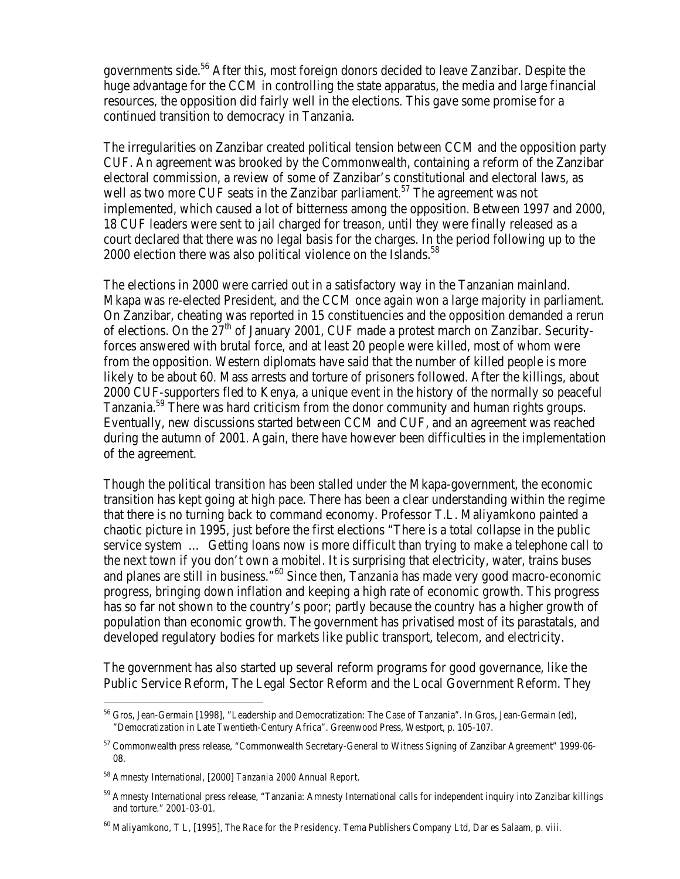governments side.[56] After this, most foreign donors decided to leave Zanzibar. Despite the huge advantage for the CCM in controlling the state apparatus, the media and large financial resources, the opposition did fairly well in the elections. This gave some promise for a continued transition to democracy in Tanzania.

The irregularities on Zanzibar created political tension between CCM and the opposition party CUF. An agreement was brooked by the Commonwealth, containing a reform of the Zanzibar electoral commission, a review of some of Zanzibar's constitutional and electoral laws, as well as two more CUF seats in the Zanzibar parliament.[57] The agreement was not implemented, which caused a lot of bitterness among the opposition. Between 1997 and 2000, 18 CUF leaders were sent to jail charged for treason, until they were finally released as a court declared that there was no legal basis for the charges. In the period following up to the 2000 election there was also political violence on the Islands.[58]

The elections in 2000 were carried out in a satisfactory way in the Tanzanian mainland. Mkapa was re-elected President, and the CCM once again won a large majority in parliament. On Zanzibar, cheating was reported in 15 constituencies and the opposition demanded a rerun of elections. On the 27th of January 2001, CUF made a protest march on Zanzibar. Security-forces answered with brutal force, and at least 20 people were killed, most of whom were from the opposition. Western diplomats have said that the number of killed people is more likely to be about 60. Mass arrests and torture of prisoners followed. After the killings, about 2000 CUF-supporters fled to Kenya, a unique event in the history of the normally so peaceful Tanzania.[59] There was hard criticism from the donor community and human rights groups. Eventually, new discussions started between CCM and CUF, and an agreement was reached during the autumn of 2001. Again, there have however been difficulties in the implementation of the agreement.

Though the political transition has been stalled under the Mkapa-government, the economic transition has kept going at high pace. There has been a clear understanding within the regime that there is no turning back to command economy. Professor T.L. Maliyamkono painted a chaotic picture in 1995, just before the first elections "There is a total collapse in the public service system … Getting loans now is more difficult than trying to make a telephone call to the next town if you don't own a mobitel. It is surprising that electricity, water, trains buses and planes are still in business."[60] Since then, Tanzania has made very good macro-economic progress, bringing down inflation and keeping a high rate of economic growth. This progress has so far not shown to the country's poor; partly because the country has a higher growth of population than economic growth. The government has privatised most of its parastatals, and developed regulatory bodies for markets like public transport, telecom, and electricity.

The government has also started up several reform programs for good governance, like the Public Service Reform, The Legal Sector Reform and the Local Government Reform. They

---

[56] Gros, Jean-Germain [1998], "Leadership and Democratization: The Case of Tanzania". In Gros, Jean-Germain (ed), "Democratization in Late Twentieth-Century Africa". Greenwood Press, Westport, p. 105-107.

[57] Commonwealth press release, "Commonwealth Secretary-General to Witness Signing of Zanzibar Agreement" 1999-06-08.

[58] Amnesty International, [2000] *Tanzania 2000 Annual Report*.

[59] Amnesty International press release, "Tanzania: Amnesty International calls for independent inquiry into Zanzibar killings and torture." 2001-03-01.

[60] Maliyamkono, T L, [1995], *The Race for the Presidency*. Tema Publishers Company Ltd, Dar es Salaam, p. viii.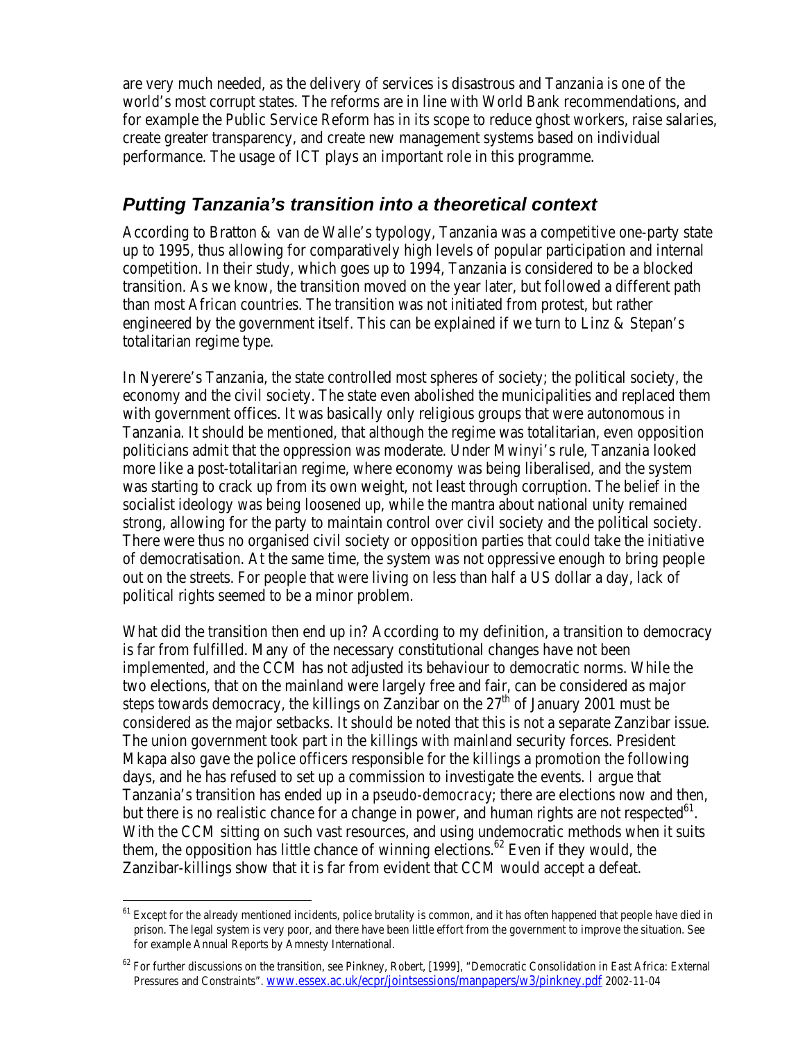are very much needed, as the delivery of services is disastrous and Tanzania is one of the world's most corrupt states. The reforms are in line with World Bank recommendations, and for example the Public Service Reform has in its scope to reduce ghost workers, raise salaries, create greater transparency, and create new management systems based on individual performance. The usage of ICT plays an important role in this programme.

## *Putting Tanzania's transition into a theoretical context*

According to Bratton & van de Walle's typology, Tanzania was a competitive one-party state up to 1995, thus allowing for comparatively high levels of popular participation and internal competition. In their study, which goes up to 1994, Tanzania is considered to be a blocked transition. As we know, the transition moved on the year later, but followed a different path than most African countries. The transition was not initiated from protest, but rather engineered by the government itself. This can be explained if we turn to Linz & Stepan's totalitarian regime type.

In Nyerere's Tanzania, the state controlled most spheres of society; the political society, the economy and the civil society. The state even abolished the municipalities and replaced them with government offices. It was basically only religious groups that were autonomous in Tanzania. It should be mentioned, that although the regime was totalitarian, even opposition politicians admit that the oppression was moderate. Under Mwinyi's rule, Tanzania looked more like a post-totalitarian regime, where economy was being liberalised, and the system was starting to crack up from its own weight, not least through corruption. The belief in the socialist ideology was being loosened up, while the mantra about national unity remained strong, allowing for the party to maintain control over civil society and the political society. There were thus no organised civil society or opposition parties that could take the initiative of democratisation. At the same time, the system was not oppressive enough to bring people out on the streets. For people that were living on less than half a US dollar a day, lack of political rights seemed to be a minor problem.

What did the transition then end up in? According to my definition, a transition to democracy is far from fulfilled. Many of the necessary constitutional changes have not been implemented, and the CCM has not adjusted its behaviour to democratic norms. While the two elections, that on the mainland were largely free and fair, can be considered as major steps towards democracy, the killings on Zanzibar on the 27th of January 2001 must be considered as the major setbacks. It should be noted that this is not a separate Zanzibar issue. The union government took part in the killings with mainland security forces. President Mkapa also gave the police officers responsible for the killings a promotion the following days, and he has refused to set up a commission to investigate the events. I argue that Tanzania's transition has ended up in a *pseudo-democracy*; there are elections now and then, but there is no realistic chance for a change in power, and human rights are not respected[61]. With the CCM sitting on such vast resources, and using undemocratic methods when it suits them, the opposition has little chance of winning elections.[62] Even if they would, the Zanzibar-killings show that it is far from evident that CCM would accept a defeat.

---

[61] Except for the already mentioned incidents, police brutality is common, and it has often happened that people have died in prison. The legal system is very poor, and there have been little effort from the government to improve the situation. See for example Annual Reports by Amnesty International.

[62] For further discussions on the transition, see Pinkney, Robert, [1999], "Democratic Consolidation in East Africa: External Pressures and Constraints". www.essex.ac.uk/ecpr/jointsessions/manpapers/w3/pinkney.pdf 2002-11-04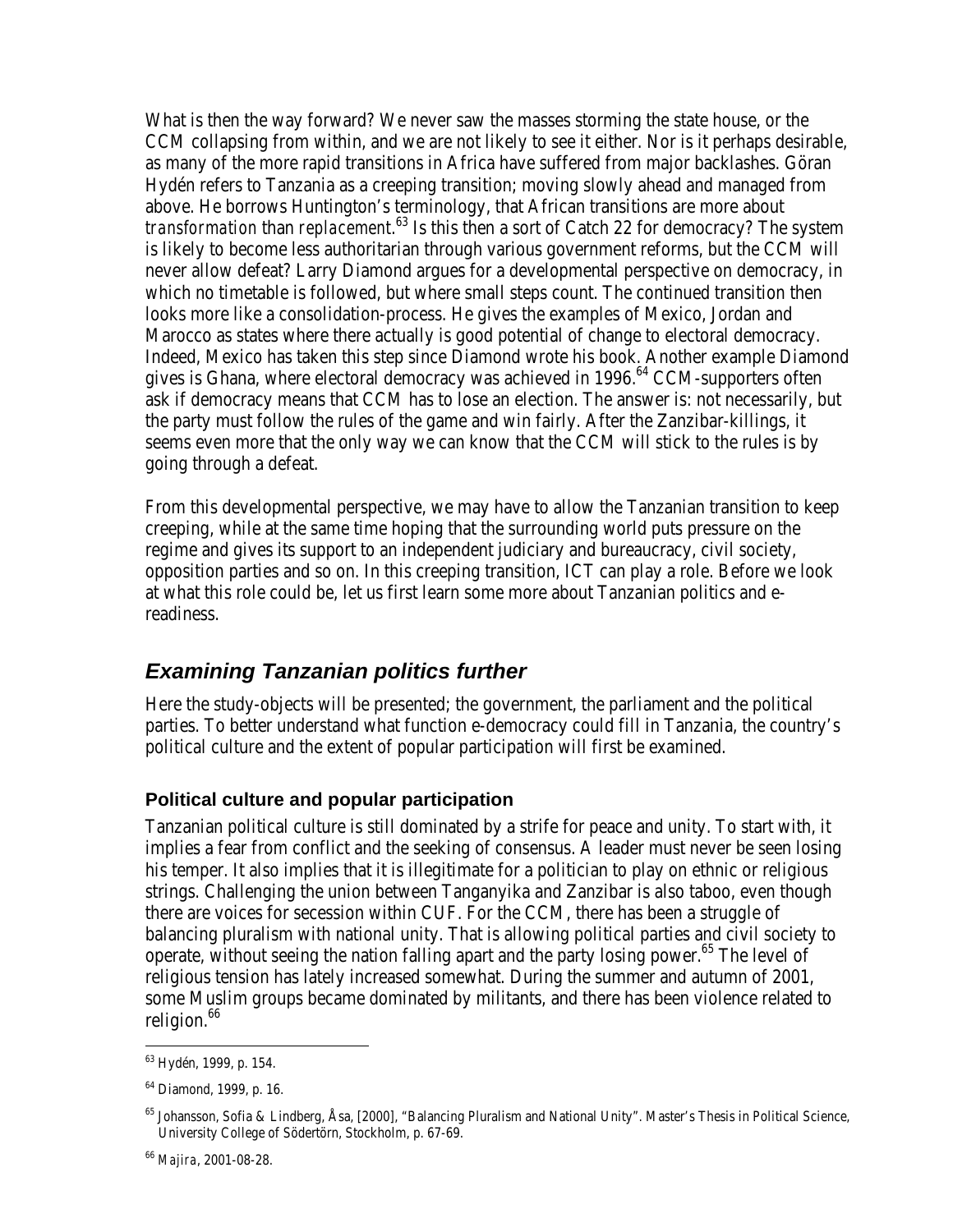What is then the way forward? We never saw the masses storming the state house, or the CCM collapsing from within, and we are not likely to see it either. Nor is it perhaps desirable, as many of the more rapid transitions in Africa have suffered from major backlashes. Göran Hydén refers to Tanzania as a creeping transition; moving slowly ahead and managed from above. He borrows Huntington's terminology, that African transitions are more about *transformation* than *replacement*.[63] Is this then a sort of Catch 22 for democracy? The system is likely to become less authoritarian through various government reforms, but the CCM will never allow defeat? Larry Diamond argues for a developmental perspective on democracy, in which no timetable is followed, but where small steps count. The continued transition then looks more like a consolidation-process. He gives the examples of Mexico, Jordan and Marocco as states where there actually is good potential of change to electoral democracy. Indeed, Mexico has taken this step since Diamond wrote his book. Another example Diamond gives is Ghana, where electoral democracy was achieved in 1996.[64] CCM-supporters often ask if democracy means that CCM has to lose an election. The answer is: not necessarily, but the party must follow the rules of the game and win fairly. After the Zanzibar-killings, it seems even more that the only way we can know that the CCM will stick to the rules is by going through a defeat.

From this developmental perspective, we may have to allow the Tanzanian transition to keep creeping, while at the same time hoping that the surrounding world puts pressure on the regime and gives its support to an independent judiciary and bureaucracy, civil society, opposition parties and so on. In this creeping transition, ICT can play a role. Before we look at what this role could be, let us first learn some more about Tanzanian politics and e-readiness.

## *Examining Tanzanian politics further*

Here the study-objects will be presented; the government, the parliament and the political parties. To better understand what function e-democracy could fill in Tanzania, the country's political culture and the extent of popular participation will first be examined.

### Political culture and popular participation

Tanzanian political culture is still dominated by a strife for peace and unity. To start with, it implies a fear from conflict and the seeking of consensus. A leader must never be seen losing his temper. It also implies that it is illegitimate for a politician to play on ethnic or religious strings. Challenging the union between Tanganyika and Zanzibar is also taboo, even though there are voices for secession within CUF. For the CCM, there has been a struggle of balancing pluralism with national unity. That is allowing political parties and civil society to operate, without seeing the nation falling apart and the party losing power.[65] The level of religious tension has lately increased somewhat. During the summer and autumn of 2001, some Muslim groups became dominated by militants, and there has been violence related to religion.[66]

---

[63] Hydén, 1999, p. 154.

[64] Diamond, 1999, p. 16.

[65] Johansson, Sofia & Lindberg, Åsa, [2000], "Balancing Pluralism and National Unity". Master's Thesis in Political Science, University College of Södertörn, Stockholm, p. 67-69.

[66] *Majira*, 2001-08-28.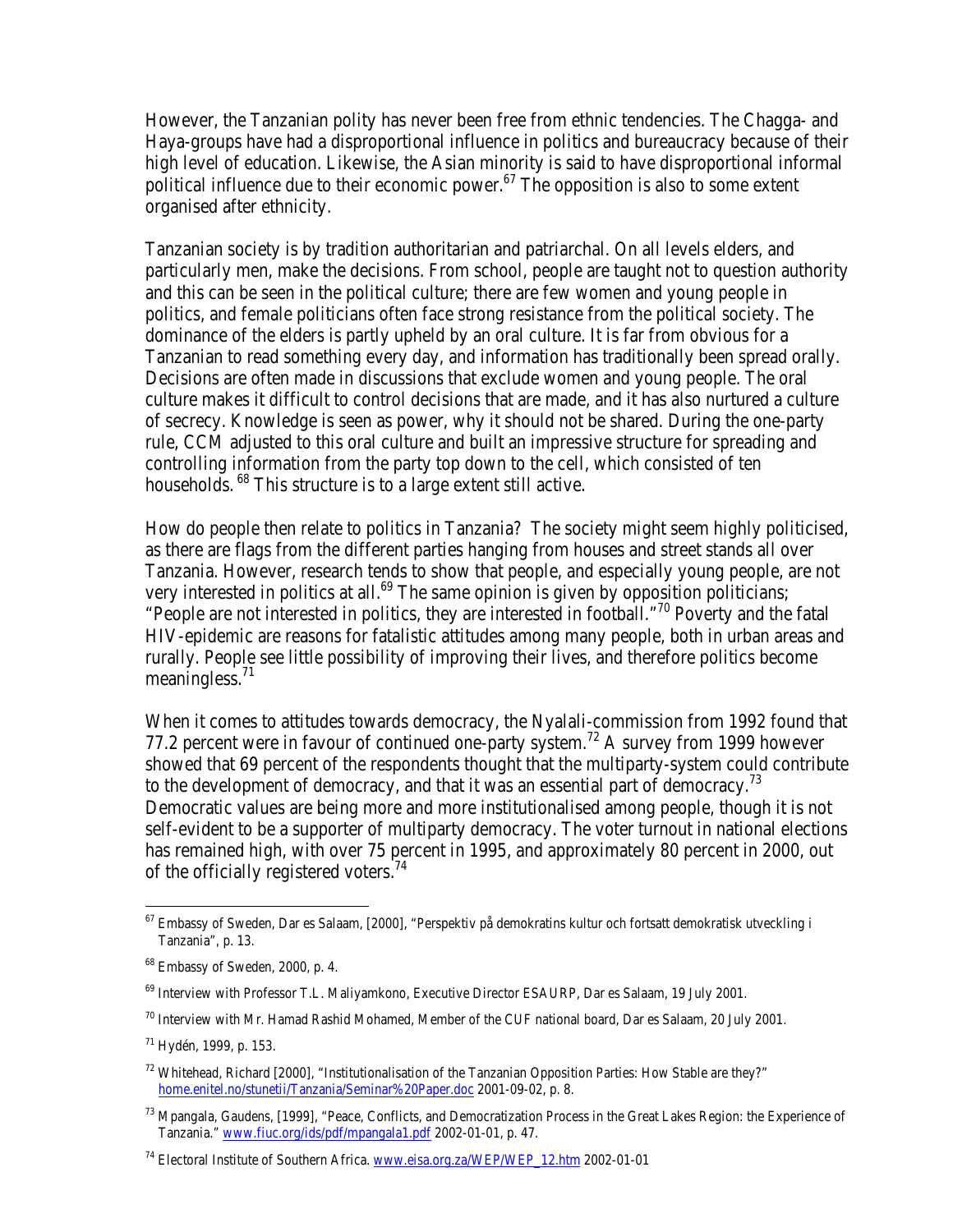However, the Tanzanian polity has never been free from ethnic tendencies. The Chagga- and Haya-groups have had a disproportional influence in politics and bureaucracy because of their high level of education. Likewise, the Asian minority is said to have disproportional informal political influence due to their economic power.[67] The opposition is also to some extent organised after ethnicity.

Tanzanian society is by tradition authoritarian and patriarchal. On all levels elders, and particularly men, make the decisions. From school, people are taught not to question authority and this can be seen in the political culture; there are few women and young people in politics, and female politicians often face strong resistance from the political society. The dominance of the elders is partly upheld by an oral culture. It is far from obvious for a Tanzanian to read something every day, and information has traditionally been spread orally. Decisions are often made in discussions that exclude women and young people. The oral culture makes it difficult to control decisions that are made, and it has also nurtured a culture of secrecy. Knowledge is seen as power, why it should not be shared. During the one-party rule, CCM adjusted to this oral culture and built an impressive structure for spreading and controlling information from the party top down to the cell, which consisted of ten households.[68] This structure is to a large extent still active.

How do people then relate to politics in Tanzania? The society might seem highly politicised, as there are flags from the different parties hanging from houses and street stands all over Tanzania. However, research tends to show that people, and especially young people, are not very interested in politics at all.[69] The same opinion is given by opposition politicians; "People are not interested in politics, they are interested in football."[70] Poverty and the fatal HIV-epidemic are reasons for fatalistic attitudes among many people, both in urban areas and rurally. People see little possibility of improving their lives, and therefore politics become meaningless.[71]

When it comes to attitudes towards democracy, the Nyalali-commission from 1992 found that 77.2 percent were in favour of continued one-party system.[72] A survey from 1999 however showed that 69 percent of the respondents thought that the multiparty-system could contribute to the development of democracy, and that it was an essential part of democracy.[73] Democratic values are being more and more institutionalised among people, though it is not self-evident to be a supporter of multiparty democracy. The voter turnout in national elections has remained high, with over 75 percent in 1995, and approximately 80 percent in 2000, out of the officially registered voters.[74]

---

[67] Embassy of Sweden, Dar es Salaam, [2000], "Perspektiv på demokratins kultur och fortsatt demokratisk utveckling i Tanzania", p. 13.

[68] Embassy of Sweden, 2000, p. 4.

[69] Interview with Professor T.L. Maliyamkono, Executive Director ESAURP, Dar es Salaam, 19 July 2001.

[70] Interview with Mr. Hamad Rashid Mohamed, Member of the CUF national board, Dar es Salaam, 20 July 2001.

[71] Hydén, 1999, p. 153.

[72] Whitehead, Richard [2000], "Institutionalisation of the Tanzanian Opposition Parties: How Stable are they?" home.enitel.no/stunetii/Tanzania/Seminar%20Paper.doc 2001-09-02, p. 8.

[73] Mpangala, Gaudens, [1999], "Peace, Conflicts, and Democratization Process in the Great Lakes Region: the Experience of Tanzania." www.fiuc.org/ids/pdf/mpangala1.pdf 2002-01-01, p. 47.

[74] Electoral Institute of Southern Africa. www.eisa.org.za/WEP/WEP_12.htm 2002-01-01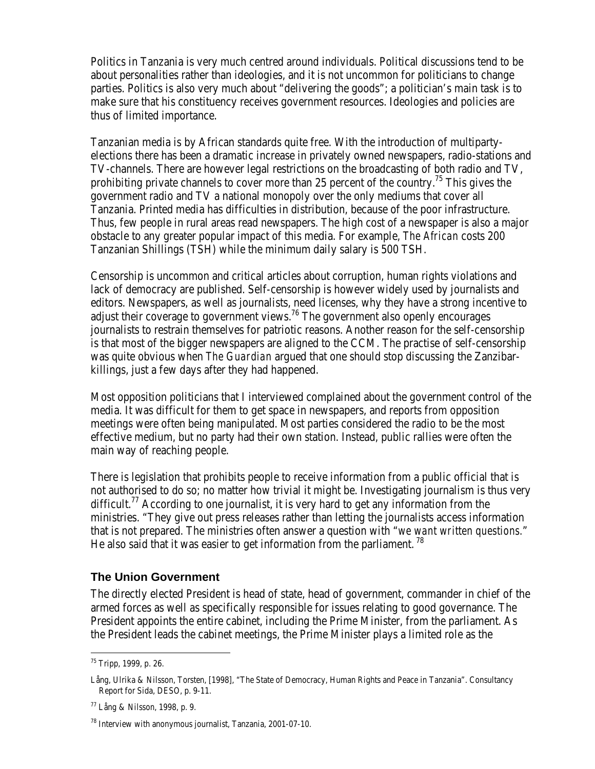Politics in Tanzania is very much centred around individuals. Political discussions tend to be about personalities rather than ideologies, and it is not uncommon for politicians to change parties. Politics is also very much about "delivering the goods"; a politician's main task is to make sure that his constituency receives government resources. Ideologies and policies are thus of limited importance.

Tanzanian media is by African standards quite free. With the introduction of multiparty-elections there has been a dramatic increase in privately owned newspapers, radio-stations and TV-channels. There are however legal restrictions on the broadcasting of both radio and TV, prohibiting private channels to cover more than 25 percent of the country.[75] This gives the government radio and TV a national monopoly over the only mediums that cover all Tanzania. Printed media has difficulties in distribution, because of the poor infrastructure. Thus, few people in rural areas read newspapers. The high cost of a newspaper is also a major obstacle to any greater popular impact of this media. For example, *The African* costs 200 Tanzanian Shillings (TSH) while the minimum daily salary is 500 TSH.

Censorship is uncommon and critical articles about corruption, human rights violations and lack of democracy are published. Self-censorship is however widely used by journalists and editors. Newspapers, as well as journalists, need licenses, why they have a strong incentive to adjust their coverage to government views.[76] The government also openly encourages journalists to restrain themselves for patriotic reasons. Another reason for the self-censorship is that most of the bigger newspapers are aligned to the CCM. The practise of self-censorship was quite obvious when *The Guardian* argued that one should stop discussing the Zanzibar-killings, just a few days after they had happened.

Most opposition politicians that I interviewed complained about the government control of the media. It was difficult for them to get space in newspapers, and reports from opposition meetings were often being manipulated. Most parties considered the radio to be the most effective medium, but no party had their own station. Instead, public rallies were often the main way of reaching people.

There is legislation that prohibits people to receive information from a public official that is not authorised to do so; no matter how trivial it might be. Investigating journalism is thus very difficult.[77] According to one journalist, it is very hard to get any information from the ministries. "They give out press releases rather than letting the journalists access information that is not prepared. The ministries often answer a question with "*we want written questions*." He also said that it was easier to get information from the parliament.[78]

## The Union Government

The directly elected President is head of state, head of government, commander in chief of the armed forces as well as specifically responsible for issues relating to good governance. The President appoints the entire cabinet, including the Prime Minister, from the parliament. As the President leads the cabinet meetings, the Prime Minister plays a limited role as the

---

[75] Tripp, 1999, p. 26.

[76] Lång, Ulrika & Nilsson, Torsten, [1998], "The State of Democracy, Human Rights and Peace in Tanzania". Consultancy Report for Sida, DESO, p. 9-11.

[77] Lång & Nilsson, 1998, p. 9.

[78] Interview with anonymous journalist, Tanzania, 2001-07-10.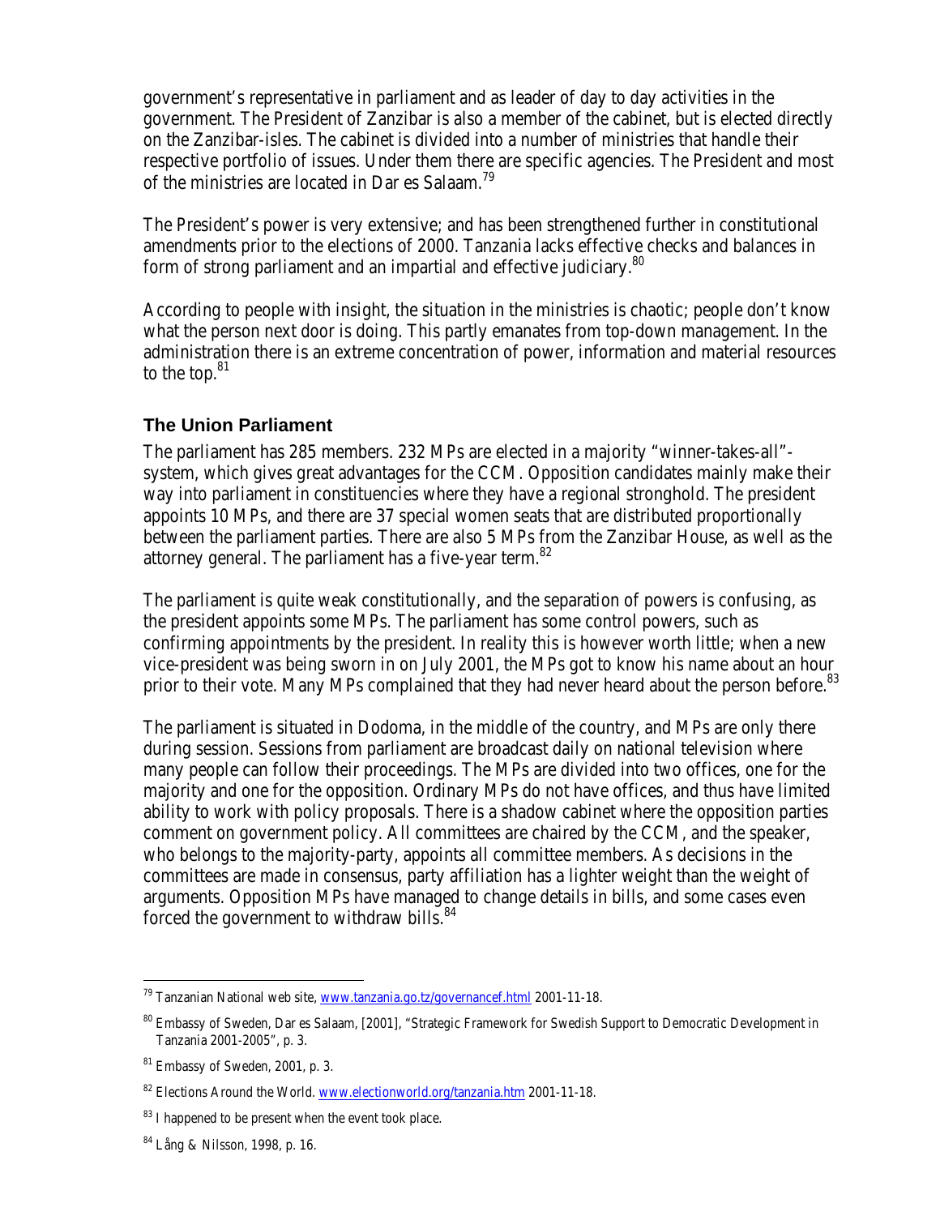government's representative in parliament and as leader of day to day activities in the government. The President of Zanzibar is also a member of the cabinet, but is elected directly on the Zanzibar-isles. The cabinet is divided into a number of ministries that handle their respective portfolio of issues. Under them there are specific agencies. The President and most of the ministries are located in Dar es Salaam.[79]

The President's power is very extensive; and has been strengthened further in constitutional amendments prior to the elections of 2000. Tanzania lacks effective checks and balances in form of strong parliament and an impartial and effective judiciary.[80]

According to people with insight, the situation in the ministries is chaotic; people don't know what the person next door is doing. This partly emanates from top-down management. In the administration there is an extreme concentration of power, information and material resources to the top.[81]

## The Union Parliament

The parliament has 285 members. 232 MPs are elected in a majority "winner-takes-all"-system, which gives great advantages for the CCM. Opposition candidates mainly make their way into parliament in constituencies where they have a regional stronghold. The president appoints 10 MPs, and there are 37 special women seats that are distributed proportionally between the parliament parties. There are also 5 MPs from the Zanzibar House, as well as the attorney general. The parliament has a five-year term.[82]

The parliament is quite weak constitutionally, and the separation of powers is confusing, as the president appoints some MPs. The parliament has some control powers, such as confirming appointments by the president. In reality this is however worth little; when a new vice-president was being sworn in on July 2001, the MPs got to know his name about an hour prior to their vote. Many MPs complained that they had never heard about the person before.[83]

The parliament is situated in Dodoma, in the middle of the country, and MPs are only there during session. Sessions from parliament are broadcast daily on national television where many people can follow their proceedings. The MPs are divided into two offices, one for the majority and one for the opposition. Ordinary MPs do not have offices, and thus have limited ability to work with policy proposals. There is a shadow cabinet where the opposition parties comment on government policy. All committees are chaired by the CCM, and the speaker, who belongs to the majority-party, appoints all committee members. As decisions in the committees are made in consensus, party affiliation has a lighter weight than the weight of arguments. Opposition MPs have managed to change details in bills, and some cases even forced the government to withdraw bills.[84]

---

[79] Tanzanian National web site, www.tanzania.go.tz/governancef.html 2001-11-18.

[80] Embassy of Sweden, Dar es Salaam, [2001], "Strategic Framework for Swedish Support to Democratic Development in Tanzania 2001-2005", p. 3.

[81] Embassy of Sweden, 2001, p. 3.

[82] Elections Around the World. www.electionworld.org/tanzania.htm 2001-11-18.

[83] I happened to be present when the event took place.

[84] Lång & Nilsson, 1998, p. 16.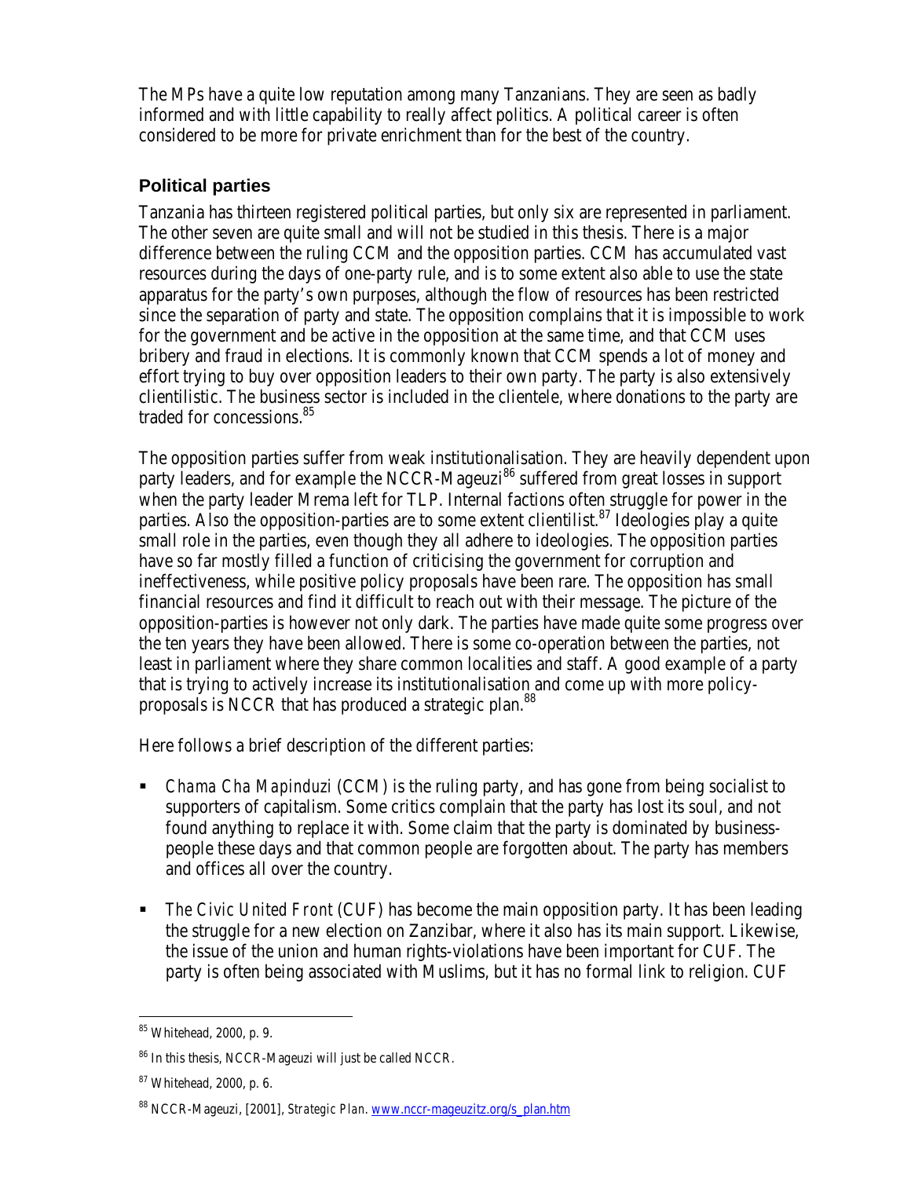The MPs have a quite low reputation among many Tanzanians. They are seen as badly informed and with little capability to really affect politics. A political career is often considered to be more for private enrichment than for the best of the country.

### Political parties

Tanzania has thirteen registered political parties, but only six are represented in parliament. The other seven are quite small and will not be studied in this thesis. There is a major difference between the ruling CCM and the opposition parties. CCM has accumulated vast resources during the days of one-party rule, and is to some extent also able to use the state apparatus for the party's own purposes, although the flow of resources has been restricted since the separation of party and state. The opposition complains that it is impossible to work for the government and be active in the opposition at the same time, and that CCM uses bribery and fraud in elections. It is commonly known that CCM spends a lot of money and effort trying to buy over opposition leaders to their own party. The party is also extensively clientilistic. The business sector is included in the clientele, where donations to the party are traded for concessions.[85]

The opposition parties suffer from weak institutionalisation. They are heavily dependent upon party leaders, and for example the NCCR-Mageuzi[86] suffered from great losses in support when the party leader Mrema left for TLP. Internal factions often struggle for power in the parties. Also the opposition-parties are to some extent clientilist.[87] Ideologies play a quite small role in the parties, even though they all adhere to ideologies. The opposition parties have so far mostly filled a function of criticising the government for corruption and ineffectiveness, while positive policy proposals have been rare. The opposition has small financial resources and find it difficult to reach out with their message. The picture of the opposition-parties is however not only dark. The parties have made quite some progress over the ten years they have been allowed. There is some co-operation between the parties, not least in parliament where they share common localities and staff. A good example of a party that is trying to actively increase its institutionalisation and come up with more policy-proposals is NCCR that has produced a strategic plan.[88]

Here follows a brief description of the different parties:

- *Chama Cha Mapinduzi* (CCM) is the ruling party, and has gone from being socialist to supporters of capitalism. Some critics complain that the party has lost its soul, and not found anything to replace it with. Some claim that the party is dominated by business-people these days and that common people are forgotten about. The party has members and offices all over the country.

- *The Civic United Front* (CUF) has become the main opposition party. It has been leading the struggle for a new election on Zanzibar, where it also has its main support. Likewise, the issue of the union and human rights-violations have been important for CUF. The party is often being associated with Muslims, but it has no formal link to religion. CUF

---

[85] Whitehead, 2000, p. 9.

[86] In this thesis, NCCR-Mageuzi will just be called NCCR.

[87] Whitehead, 2000, p. 6.

[88] NCCR-Mageuzi, [2001], *Strategic Plan*. www.nccr-mageuzitz.org/s_plan.htm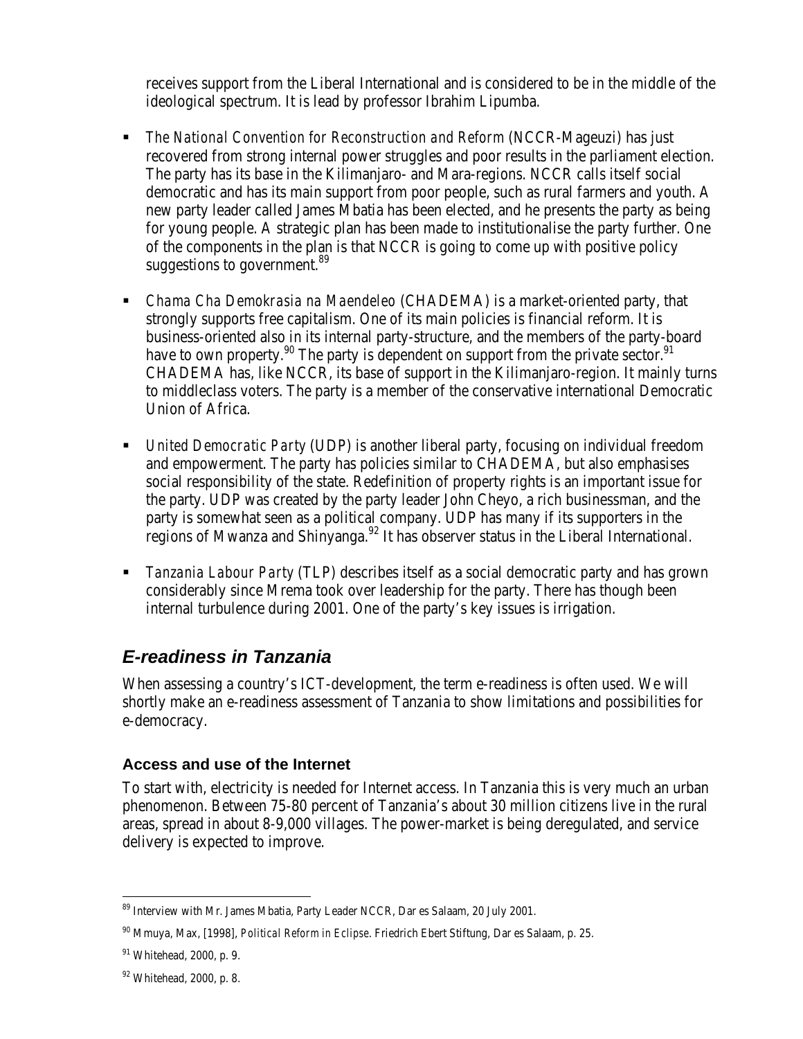receives support from the Liberal International and is considered to be in the middle of the ideological spectrum. It is lead by professor Ibrahim Lipumba.

- *The National Convention for Reconstruction and Reform* (NCCR-Mageuzi) has just recovered from strong internal power struggles and poor results in the parliament election. The party has its base in the Kilimanjaro- and Mara-regions. NCCR calls itself social democratic and has its main support from poor people, such as rural farmers and youth. A new party leader called James Mbatia has been elected, and he presents the party as being for young people. A strategic plan has been made to institutionalise the party further. One of the components in the plan is that NCCR is going to come up with positive policy suggestions to government.[89]

- *Chama Cha Demokrasia na Maendeleo* (CHADEMA) is a market-oriented party, that strongly supports free capitalism. One of its main policies is financial reform. It is business-oriented also in its internal party-structure, and the members of the party-board have to own property.[90] The party is dependent on support from the private sector.[91] CHADEMA has, like NCCR, its base of support in the Kilimanjaro-region. It mainly turns to middleclass voters. The party is a member of the conservative international Democratic Union of Africa.

- *United Democratic Party* (UDP) is another liberal party, focusing on individual freedom and empowerment. The party has policies similar to CHADEMA, but also emphasises social responsibility of the state. Redefinition of property rights is an important issue for the party. UDP was created by the party leader John Cheyo, a rich businessman, and the party is somewhat seen as a political company. UDP has many if its supporters in the regions of Mwanza and Shinyanga.[92] It has observer status in the Liberal International.

- *Tanzania Labour Party* (TLP) describes itself as a social democratic party and has grown considerably since Mrema took over leadership for the party. There has though been internal turbulence during 2001. One of the party's key issues is irrigation.

## *E-readiness in Tanzania*

When assessing a country's ICT-development, the term e-readiness is often used. We will shortly make an e-readiness assessment of Tanzania to show limitations and possibilities for e-democracy.

### Access and use of the Internet

To start with, electricity is needed for Internet access. In Tanzania this is very much an urban phenomenon. Between 75-80 percent of Tanzania's about 30 million citizens live in the rural areas, spread in about 8-9,000 villages. The power-market is being deregulated, and service delivery is expected to improve.

---

[89] Interview with Mr. James Mbatia, Party Leader NCCR, Dar es Salaam, 20 July 2001.

[90] Mmuya, Max, [1998], *Political Reform in Eclipse*. Friedrich Ebert Stiftung, Dar es Salaam, p. 25.

[91] Whitehead, 2000, p. 9.

[92] Whitehead, 2000, p. 8.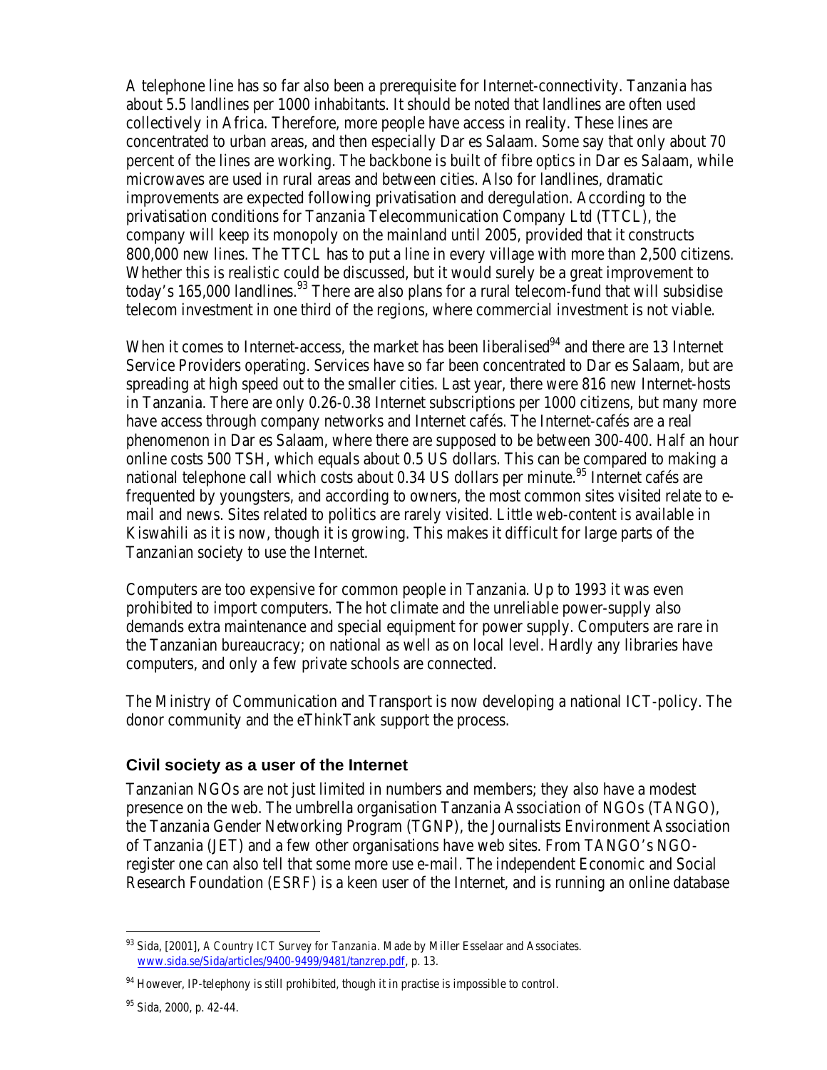A telephone line has so far also been a prerequisite for Internet-connectivity. Tanzania has about 5.5 landlines per 1000 inhabitants. It should be noted that landlines are often used collectively in Africa. Therefore, more people have access in reality. These lines are concentrated to urban areas, and then especially Dar es Salaam. Some say that only about 70 percent of the lines are working. The backbone is built of fibre optics in Dar es Salaam, while microwaves are used in rural areas and between cities. Also for landlines, dramatic improvements are expected following privatisation and deregulation. According to the privatisation conditions for Tanzania Telecommunication Company Ltd (TTCL), the company will keep its monopoly on the mainland until 2005, provided that it constructs 800,000 new lines. The TTCL has to put a line in every village with more than 2,500 citizens. Whether this is realistic could be discussed, but it would surely be a great improvement to today's 165,000 landlines.[93] There are also plans for a rural telecom-fund that will subsidise telecom investment in one third of the regions, where commercial investment is not viable.

When it comes to Internet-access, the market has been liberalised[94] and there are 13 Internet Service Providers operating. Services have so far been concentrated to Dar es Salaam, but are spreading at high speed out to the smaller cities. Last year, there were 816 new Internet-hosts in Tanzania. There are only 0.26-0.38 Internet subscriptions per 1000 citizens, but many more have access through company networks and Internet cafés. The Internet-cafés are a real phenomenon in Dar es Salaam, where there are supposed to be between 300-400. Half an hour online costs 500 TSH, which equals about 0.5 US dollars. This can be compared to making a national telephone call which costs about 0.34 US dollars per minute.[95] Internet cafés are frequented by youngsters, and according to owners, the most common sites visited relate to e-mail and news. Sites related to politics are rarely visited. Little web-content is available in Kiswahili as it is now, though it is growing. This makes it difficult for large parts of the Tanzanian society to use the Internet.

Computers are too expensive for common people in Tanzania. Up to 1993 it was even prohibited to import computers. The hot climate and the unreliable power-supply also demands extra maintenance and special equipment for power supply. Computers are rare in the Tanzanian bureaucracy; on national as well as on local level. Hardly any libraries have computers, and only a few private schools are connected.

The Ministry of Communication and Transport is now developing a national ICT-policy. The donor community and the eThinkTank support the process.

### Civil society as a user of the Internet

Tanzanian NGOs are not just limited in numbers and members; they also have a modest presence on the web. The umbrella organisation Tanzania Association of NGOs (TANGO), the Tanzania Gender Networking Program (TGNP), the Journalists Environment Association of Tanzania (JET) and a few other organisations have web sites. From TANGO's NGO-register one can also tell that some more use e-mail. The independent Economic and Social Research Foundation (ESRF) is a keen user of the Internet, and is running an online database

---

[93] Sida, [2001], *A Country ICT Survey for Tanzania*. Made by Miller Esselaar and Associates. www.sida.se/Sida/articles/9400-9499/9481/tanzrep.pdf, p. 13.

[94] However, IP-telephony is still prohibited, though it in practise is impossible to control.

[95] Sida, 2000, p. 42-44.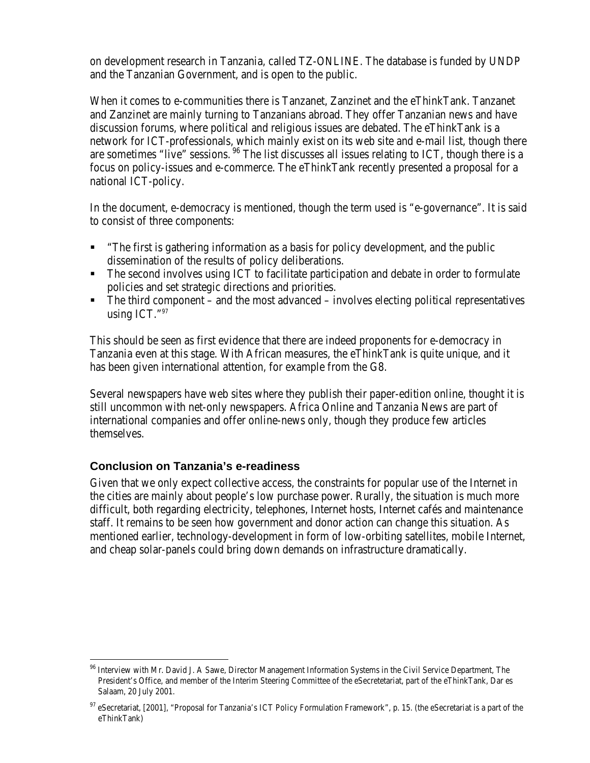on development research in Tanzania, called TZ-ONLINE. The database is funded by UNDP and the Tanzanian Government, and is open to the public.

When it comes to e-communities there is Tanzanet, Zanzinet and the eThinkTank. Tanzanet and Zanzinet are mainly turning to Tanzanians abroad. They offer Tanzanian news and have discussion forums, where political and religious issues are debated. The eThinkTank is a network for ICT-professionals, which mainly exist on its web site and e-mail list, though there are sometimes "live" sessions.[96] The list discusses all issues relating to ICT, though there is a focus on policy-issues and e-commerce. The eThinkTank recently presented a proposal for a national ICT-policy.

In the document, e-democracy is mentioned, though the term used is "e-governance". It is said to consist of three components:

- "The first is gathering information as a basis for policy development, and the public dissemination of the results of policy deliberations.
- The second involves using ICT to facilitate participation and debate in order to formulate policies and set strategic directions and priorities.
- The third component – and the most advanced – involves electing political representatives using ICT."[97]

This should be seen as first evidence that there are indeed proponents for e-democracy in Tanzania even at this stage. With African measures, the eThinkTank is quite unique, and it has been given international attention, for example from the G8.

Several newspapers have web sites where they publish their paper-edition online, thought it is still uncommon with net-only newspapers. Africa Online and Tanzania News are part of international companies and offer online-news only, though they produce few articles themselves.

### Conclusion on Tanzania's e-readiness

Given that we only expect collective access, the constraints for popular use of the Internet in the cities are mainly about people's low purchase power. Rurally, the situation is much more difficult, both regarding electricity, telephones, Internet hosts, Internet cafés and maintenance staff. It remains to be seen how government and donor action can change this situation. As mentioned earlier, technology-development in form of low-orbiting satellites, mobile Internet, and cheap solar-panels could bring down demands on infrastructure dramatically.

---

[96] Interview with Mr. David J. A Sawe, Director Management Information Systems in the Civil Service Department, The President's Office, and member of the Interim Steering Committee of the eSecretetariat, part of the eThinkTank, Dar es Salaam, 20 July 2001.

[97] eSecretariat, [2001], "Proposal for Tanzania's ICT Policy Formulation Framework", p. 15. (the eSecretariat is a part of the eThinkTank)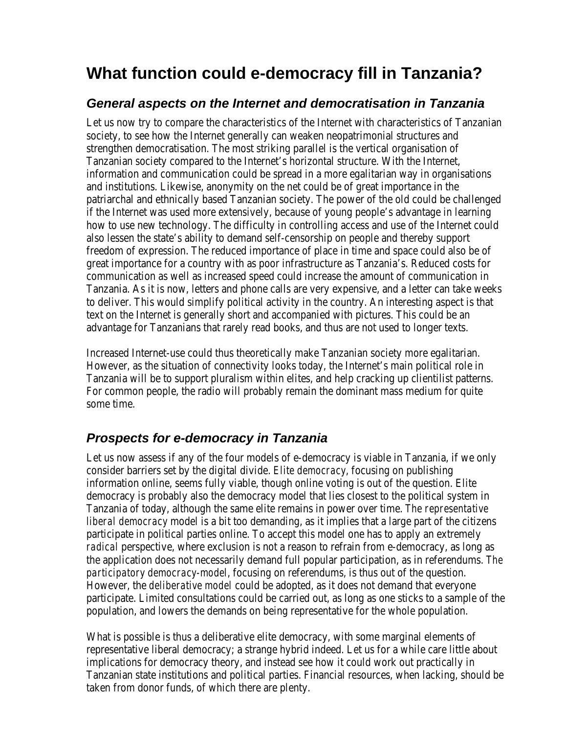# What function could e-democracy fill in Tanzania?

## *General aspects on the Internet and democratisation in Tanzania*

Let us now try to compare the characteristics of the Internet with characteristics of Tanzanian society, to see how the Internet generally can weaken neopatrimonial structures and strengthen democratisation. The most striking parallel is the vertical organisation of Tanzanian society compared to the Internet's horizontal structure. With the Internet, information and communication could be spread in a more egalitarian way in organisations and institutions. Likewise, anonymity on the net could be of great importance in the patriarchal and ethnically based Tanzanian society. The power of the old could be challenged if the Internet was used more extensively, because of young people's advantage in learning how to use new technology. The difficulty in controlling access and use of the Internet could also lessen the state's ability to demand self-censorship on people and thereby support freedom of expression. The reduced importance of place in time and space could also be of great importance for a country with as poor infrastructure as Tanzania's. Reduced costs for communication as well as increased speed could increase the amount of communication in Tanzania. As it is now, letters and phone calls are very expensive, and a letter can take weeks to deliver. This would simplify political activity in the country. An interesting aspect is that text on the Internet is generally short and accompanied with pictures. This could be an advantage for Tanzanians that rarely read books, and thus are not used to longer texts.

Increased Internet-use could thus theoretically make Tanzanian society more egalitarian. However, as the situation of connectivity looks today, the Internet's main political role in Tanzania will be to support pluralism within elites, and help cracking up clientilist patterns. For common people, the radio will probably remain the dominant mass medium for quite some time.

## *Prospects for e-democracy in Tanzania*

Let us now assess if any of the four models of e-democracy is viable in Tanzania, if we only consider barriers set by the digital divide. *Elite democracy*, focusing on publishing information online, seems fully viable, though online voting is out of the question. Elite democracy is probably also the democracy model that lies closest to the political system in Tanzania of today, although the same elite remains in power over time. *The representative liberal democracy* model is a bit too demanding, as it implies that a large part of the citizens participate in political parties online. To accept this model one has to apply an extremely *radical* perspective, where exclusion is not a reason to refrain from e-democracy, as long as the application does not necessarily demand full popular participation, as in referendums. *The participatory democracy-model*, focusing on referendums, is thus out of the question. However, the *deliberative model* could be adopted, as it does not demand that everyone participate. Limited consultations could be carried out, as long as one sticks to a sample of the population, and lowers the demands on being representative for the whole population.

What is possible is thus a deliberative elite democracy, with some marginal elements of representative liberal democracy; a strange hybrid indeed. Let us for a while care little about implications for democracy theory, and instead see how it could work out practically in Tanzanian state institutions and political parties. Financial resources, when lacking, should be taken from donor funds, of which there are plenty.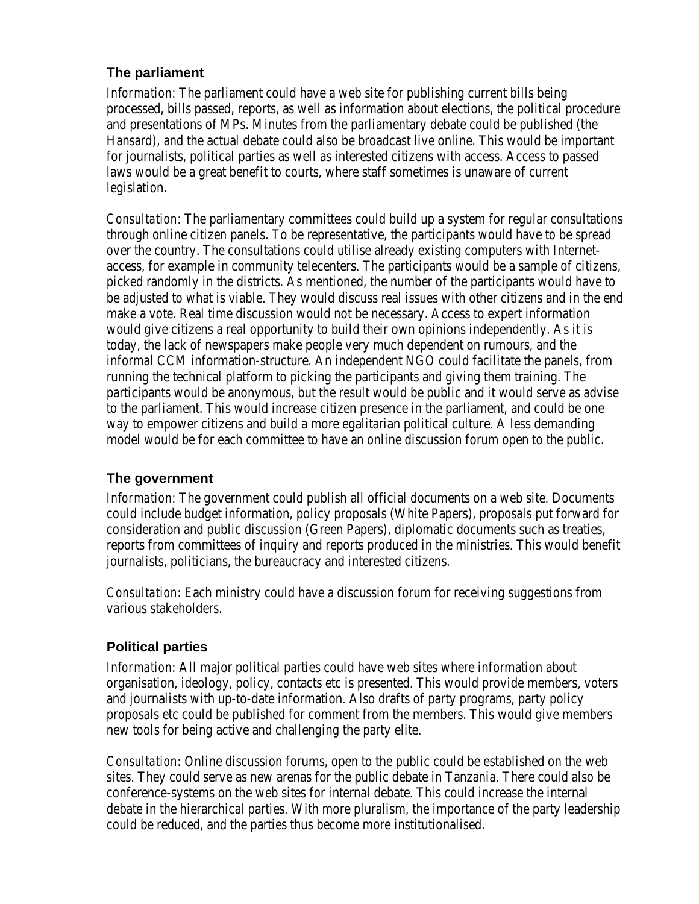### The parliament

*Information*: The parliament could have a web site for publishing current bills being processed, bills passed, reports, as well as information about elections, the political procedure and presentations of MPs. Minutes from the parliamentary debate could be published (the Hansard), and the actual debate could also be broadcast live online. This would be important for journalists, political parties as well as interested citizens with access. Access to passed laws would be a great benefit to courts, where staff sometimes is unaware of current legislation.

*Consultation*: The parliamentary committees could build up a system for regular consultations through online citizen panels. To be representative, the participants would have to be spread over the country. The consultations could utilise already existing computers with Internet-access, for example in community telecenters. The participants would be a sample of citizens, picked randomly in the districts. As mentioned, the number of the participants would have to be adjusted to what is viable. They would discuss real issues with other citizens and in the end make a vote. Real time discussion would not be necessary. Access to expert information would give citizens a real opportunity to build their own opinions independently. As it is today, the lack of newspapers make people very much dependent on rumours, and the informal CCM information-structure. An independent NGO could facilitate the panels, from running the technical platform to picking the participants and giving them training. The participants would be anonymous, but the result would be public and it would serve as advise to the parliament. This would increase citizen presence in the parliament, and could be one way to empower citizens and build a more egalitarian political culture. A less demanding model would be for each committee to have an online discussion forum open to the public.

### The government

*Information*: The government could publish all official documents on a web site. Documents could include budget information, policy proposals (White Papers), proposals put forward for consideration and public discussion (Green Papers), diplomatic documents such as treaties, reports from committees of inquiry and reports produced in the ministries. This would benefit journalists, politicians, the bureaucracy and interested citizens.

*Consultation*: Each ministry could have a discussion forum for receiving suggestions from various stakeholders.

### Political parties

*Information*: All major political parties could have web sites where information about organisation, ideology, policy, contacts etc is presented. This would provide members, voters and journalists with up-to-date information. Also drafts of party programs, party policy proposals etc could be published for comment from the members. This would give members new tools for being active and challenging the party elite.

*Consultation*: Online discussion forums, open to the public could be established on the web sites. They could serve as new arenas for the public debate in Tanzania. There could also be conference-systems on the web sites for internal debate. This could increase the internal debate in the hierarchical parties. With more pluralism, the importance of the party leadership could be reduced, and the parties thus become more institutionalised.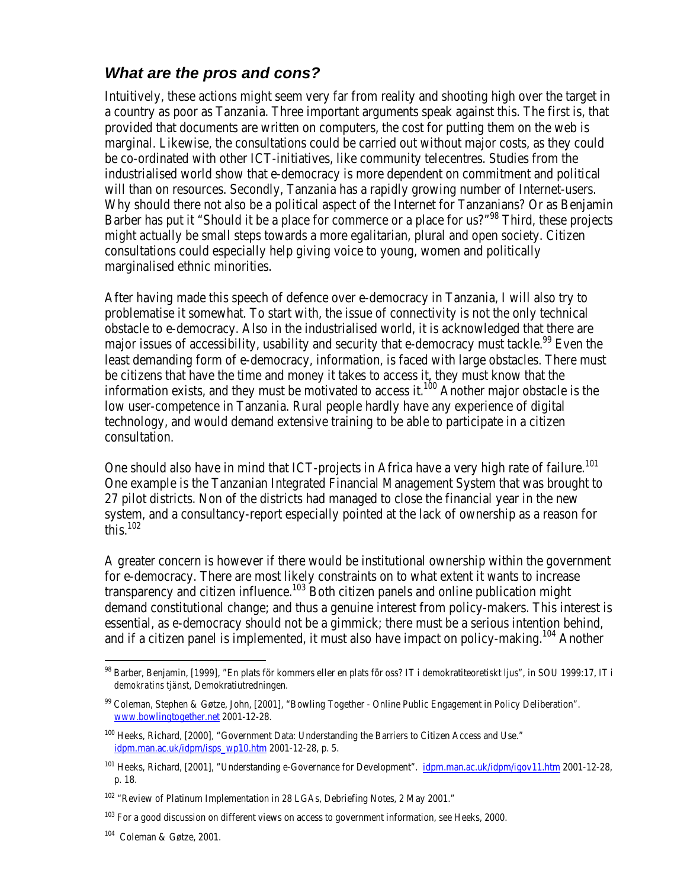## *What are the pros and cons?*

Intuitively, these actions might seem very far from reality and shooting high over the target in a country as poor as Tanzania. Three important arguments speak against this. The first is, that provided that documents are written on computers, the cost for putting them on the web is marginal. Likewise, the consultations could be carried out without major costs, as they could be co-ordinated with other ICT-initiatives, like community telecentres. Studies from the industrialised world show that e-democracy is more dependent on commitment and political will than on resources. Secondly, Tanzania has a rapidly growing number of Internet-users. Why should there not also be a political aspect of the Internet for Tanzanians? Or as Benjamin Barber has put it "Should it be a place for commerce or a place for us?"[98] Third, these projects might actually be small steps towards a more egalitarian, plural and open society. Citizen consultations could especially help giving voice to young, women and politically marginalised ethnic minorities.

After having made this speech of defence over e-democracy in Tanzania, I will also try to problematise it somewhat. To start with, the issue of connectivity is not the only technical obstacle to e-democracy. Also in the industrialised world, it is acknowledged that there are major issues of accessibility, usability and security that e-democracy must tackle.[99] Even the least demanding form of e-democracy, information, is faced with large obstacles. There must be citizens that have the time and money it takes to access it, they must know that the information exists, and they must be motivated to access it.[100] Another major obstacle is the low user-competence in Tanzania. Rural people hardly have any experience of digital technology, and would demand extensive training to be able to participate in a citizen consultation.

One should also have in mind that ICT-projects in Africa have a very high rate of failure.[101] One example is the Tanzanian Integrated Financial Management System that was brought to 27 pilot districts. Non of the districts had managed to close the financial year in the new system, and a consultancy-report especially pointed at the lack of ownership as a reason for this.[102]

A greater concern is however if there would be institutional ownership within the government for e-democracy. There are most likely constraints on to what extent it wants to increase transparency and citizen influence.[103] Both citizen panels and online publication might demand constitutional change; and thus a genuine interest from policy-makers. This interest is essential, as e-democracy should not be a gimmick; there must be a serious intention behind, and if a citizen panel is implemented, it must also have impact on policy-making.[104] Another

---

[98] Barber, Benjamin, [1999], "En plats för kommers eller en plats för oss? IT i demokratiteoretiskt ljus", in SOU 1999:17, *IT i demokratins tjänst*, Demokratiutredningen.

[99] Coleman, Stephen & Gøtze, John, [2001], "Bowling Together - Online Public Engagement in Policy Deliberation". www.bowlingtogether.net 2001-12-28.

[100] Heeks, Richard, [2000], "Government Data: Understanding the Barriers to Citizen Access and Use." idpm.man.ac.uk/idpm/isps_wp10.htm 2001-12-28, p. 5.

[101] Heeks, Richard, [2001], "Understanding e-Governance for Development". idpm.man.ac.uk/idpm/igov11.htm 2001-12-28, p. 18.

[102] "Review of Platinum Implementation in 28 LGAs, Debriefing Notes, 2 May 2001."

[103] For a good discussion on different views on access to government information, see Heeks, 2000.

[104] Coleman & Gøtze, 2001.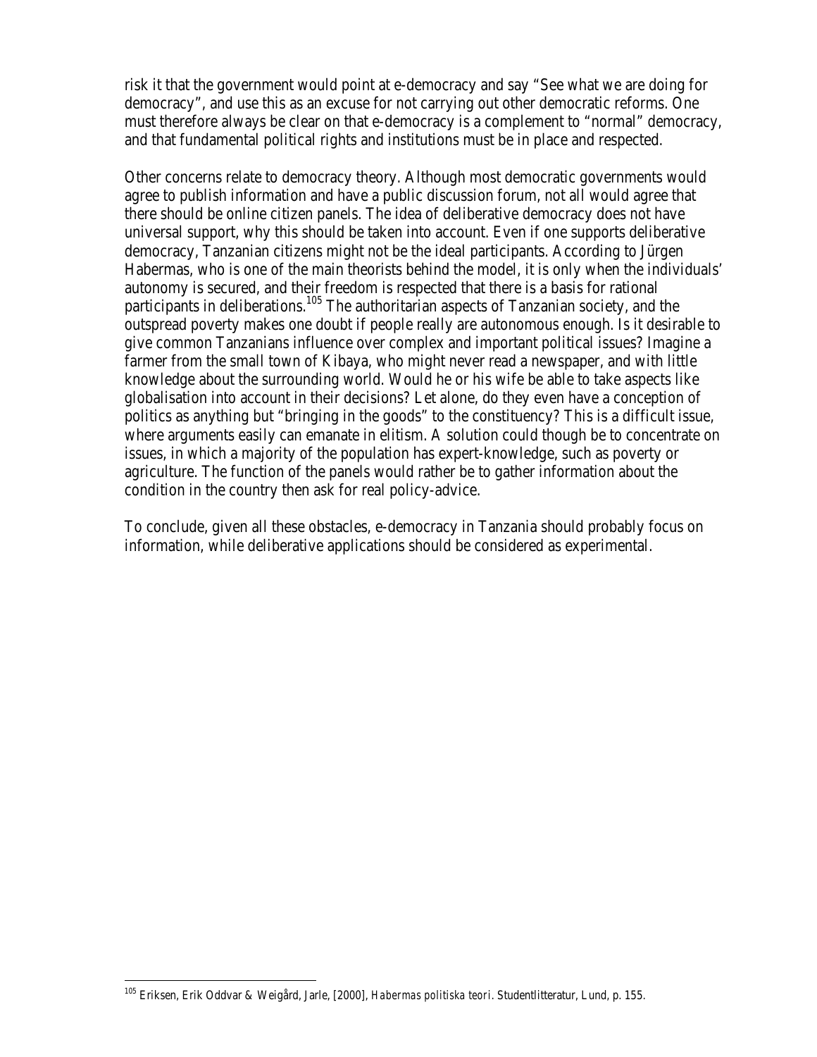risk it that the government would point at e-democracy and say "See what we are doing for democracy", and use this as an excuse for not carrying out other democratic reforms. One must therefore always be clear on that e-democracy is a complement to "normal" democracy, and that fundamental political rights and institutions must be in place and respected.

Other concerns relate to democracy theory. Although most democratic governments would agree to publish information and have a public discussion forum, not all would agree that there should be online citizen panels. The idea of deliberative democracy does not have universal support, why this should be taken into account. Even if one supports deliberative democracy, Tanzanian citizens might not be the ideal participants. According to Jürgen Habermas, who is one of the main theorists behind the model, it is only when the individuals' autonomy is secured, and their freedom is respected that there is a basis for rational participants in deliberations.[105] The authoritarian aspects of Tanzanian society, and the outspread poverty makes one doubt if people really are autonomous enough. Is it desirable to give common Tanzanians influence over complex and important political issues? Imagine a farmer from the small town of Kibaya, who might never read a newspaper, and with little knowledge about the surrounding world. Would he or his wife be able to take aspects like globalisation into account in their decisions? Let alone, do they even have a conception of politics as anything but "bringing in the goods" to the constituency? This is a difficult issue, where arguments easily can emanate in elitism. A solution could though be to concentrate on issues, in which a majority of the population has expert-knowledge, such as poverty or agriculture. The function of the panels would rather be to gather information about the condition in the country then ask for real policy-advice.

To conclude, given all these obstacles, e-democracy in Tanzania should probably focus on information, while deliberative applications should be considered as experimental.

---

[105] Eriksen, Erik Oddvar & Weigård, Jarle, [2000], *Habermas politiska teori*. Studentlitteratur, Lund, p. 155.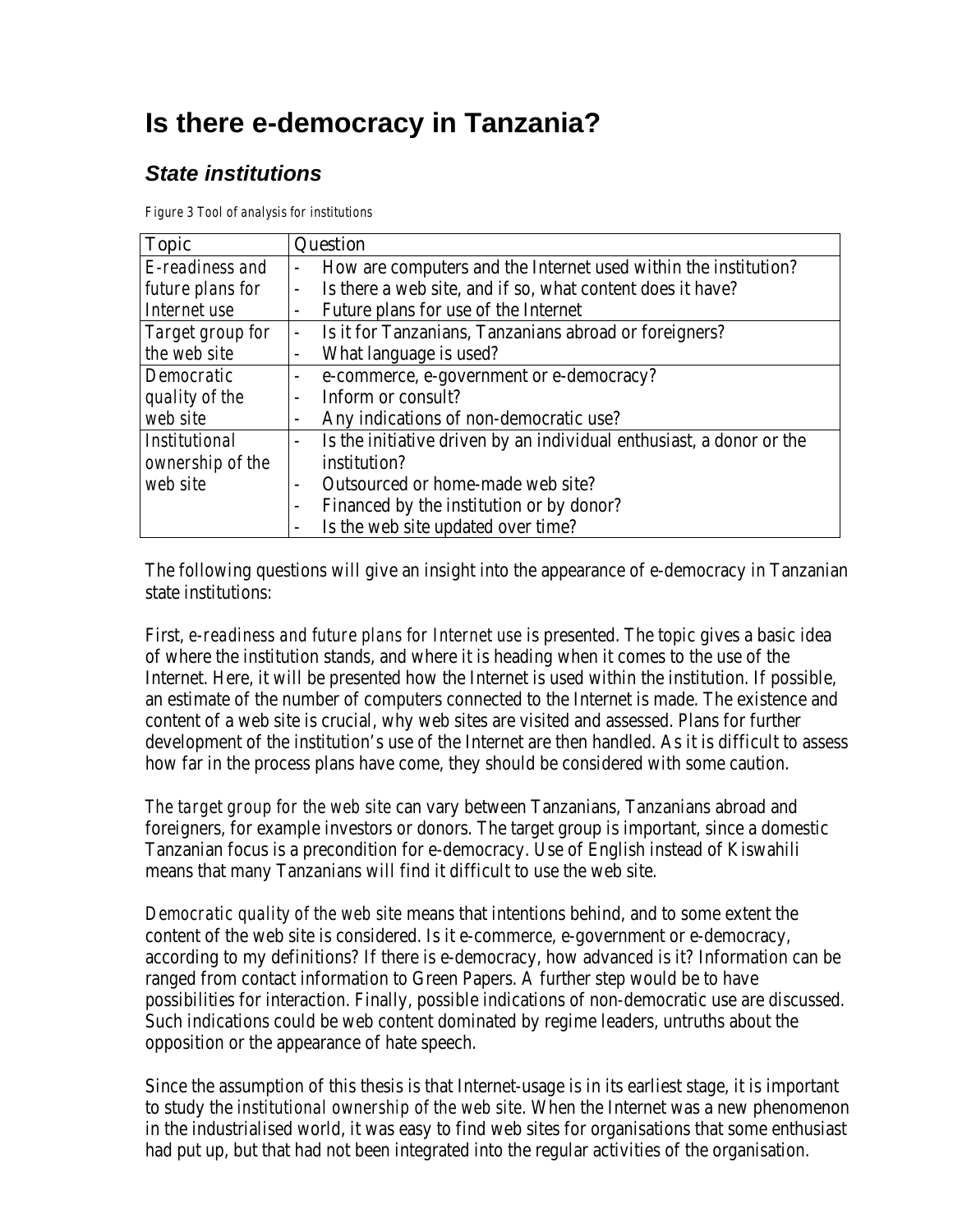# Is there e-democracy in Tanzania?

## *State institutions*

*Figure 3 Tool of analysis for institutions*

| Topic | Question |
|---|---|
| *E-readiness and future plans for Internet use* | - How are computers and the Internet used within the institution?<br>- Is there a web site, and if so, what content does it have?<br>- Future plans for use of the Internet |
| *Target group for the web site* | - Is it for Tanzanians, Tanzanians abroad or foreigners?<br>- What language is used? |
| *Democratic quality of the web site* | - e-commerce, e-government or e-democracy?<br>- Inform or consult?<br>- Any indications of non-democratic use? |
| *Institutional ownership of the web site* | - Is the initiative driven by an individual enthusiast, a donor or the institution?<br>- Outsourced or home-made web site?<br>- Financed by the institution or by donor?<br>- Is the web site updated over time? |

The following questions will give an insight into the appearance of e-democracy in Tanzanian state institutions:

First, *e-readiness and future plans for Internet use* is presented. The topic gives a basic idea of where the institution stands, and where it is heading when it comes to the use of the Internet. Here, it will be presented how the Internet is used within the institution. If possible, an estimate of the number of computers connected to the Internet is made. The existence and content of a web site is crucial, why web sites are visited and assessed. Plans for further development of the institution's use of the Internet are then handled. As it is difficult to assess how far in the process plans have come, they should be considered with some caution.

*The target group for the web site* can vary between Tanzanians, Tanzanians abroad and foreigners, for example investors or donors. The target group is important, since a domestic Tanzanian focus is a precondition for e-democracy. Use of English instead of Kiswahili means that many Tanzanians will find it difficult to use the web site.

*Democratic quality of the web site* means that intentions behind, and to some extent the content of the web site is considered. Is it e-commerce, e-government or e-democracy, according to my definitions? If there is e-democracy, how advanced is it? Information can be ranged from contact information to Green Papers. A further step would be to have possibilities for interaction. Finally, possible indications of non-democratic use are discussed. Such indications could be web content dominated by regime leaders, untruths about the opposition or the appearance of hate speech.

Since the assumption of this thesis is that Internet-usage is in its earliest stage, it is important to study the *institutional ownership of the web site*. When the Internet was a new phenomenon in the industrialised world, it was easy to find web sites for organisations that some enthusiast had put up, but that had not been integrated into the regular activities of the organisation.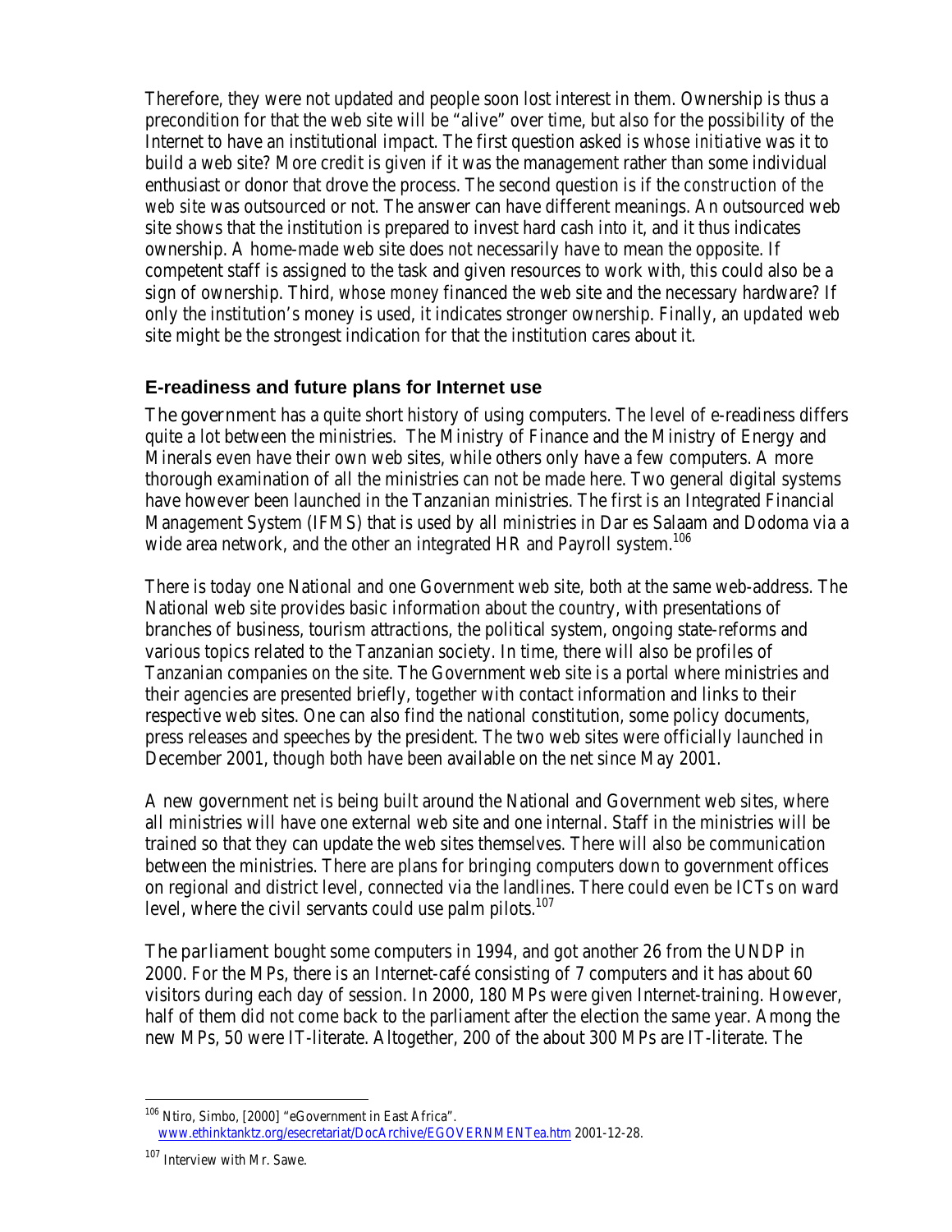Therefore, they were not updated and people soon lost interest in them. Ownership is thus a precondition for that the web site will be "alive" over time, but also for the possibility of the Internet to have an institutional impact. The first question asked is *whose initiative* was it to build a web site? More credit is given if it was the management rather than some individual enthusiast or donor that drove the process. The second question is if the *construction of the web site* was outsourced or not. The answer can have different meanings. An outsourced web site shows that the institution is prepared to invest hard cash into it, and it thus indicates ownership. A home-made web site does not necessarily have to mean the opposite. If competent staff is assigned to the task and given resources to work with, this could also be a sign of ownership. Third, *whose money* financed the web site and the necessary hardware? If only the institution's money is used, it indicates stronger ownership. Finally, an *updated* web site might be the strongest indication for that the institution cares about it.

### E-readiness and future plans for Internet use

The government has a quite short history of using computers. The level of e-readiness differs quite a lot between the ministries. The Ministry of Finance and the Ministry of Energy and Minerals even have their own web sites, while others only have a few computers. A more thorough examination of all the ministries can not be made here. Two general digital systems have however been launched in the Tanzanian ministries. The first is an Integrated Financial Management System (IFMS) that is used by all ministries in Dar es Salaam and Dodoma via a wide area network, and the other an integrated HR and Payroll system.[106]

There is today one National and one Government web site, both at the same web-address. The National web site provides basic information about the country, with presentations of branches of business, tourism attractions, the political system, ongoing state-reforms and various topics related to the Tanzanian society. In time, there will also be profiles of Tanzanian companies on the site. The Government web site is a portal where ministries and their agencies are presented briefly, together with contact information and links to their respective web sites. One can also find the national constitution, some policy documents, press releases and speeches by the president. The two web sites were officially launched in December 2001, though both have been available on the net since May 2001.

A new government net is being built around the National and Government web sites, where all ministries will have one external web site and one internal. Staff in the ministries will be trained so that they can update the web sites themselves. There will also be communication between the ministries. There are plans for bringing computers down to government offices on regional and district level, connected via the landlines. There could even be ICTs on ward level, where the civil servants could use palm pilots.[107]

The parliament bought some computers in 1994, and got another 26 from the UNDP in 2000. For the MPs, there is an Internet-café consisting of 7 computers and it has about 60 visitors during each day of session. In 2000, 180 MPs were given Internet-training. However, half of them did not come back to the parliament after the election the same year. Among the new MPs, 50 were IT-literate. Altogether, 200 of the about 300 MPs are IT-literate. The

---

[106] Ntiro, Simbo, [2000] "eGovernment in East Africa". www.ethinktanktz.org/esecretariat/DocArchive/EGOVERNMENTea.htm 2001-12-28.

[107] Interview with Mr. Sawe.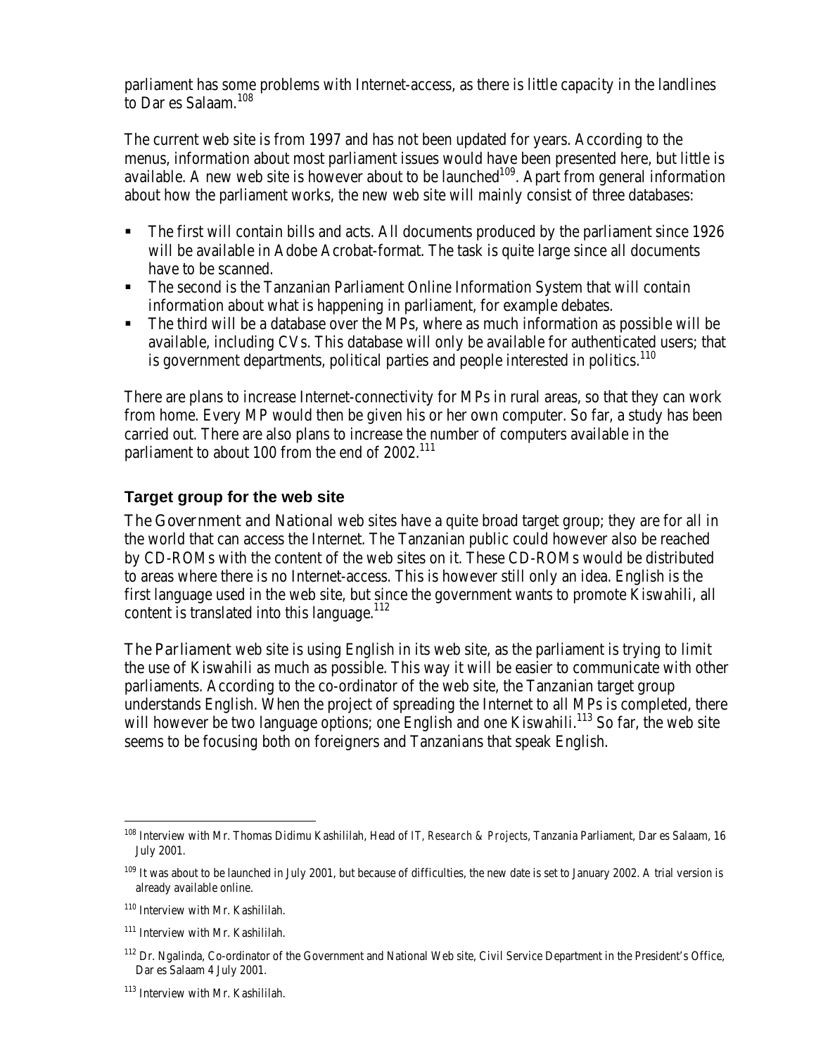parliament has some problems with Internet-access, as there is little capacity in the landlines to Dar es Salaam.[108]

The current web site is from 1997 and has not been updated for years. According to the menus, information about most parliament issues would have been presented here, but little is available. A new web site is however about to be launched[109]. Apart from general information about how the parliament works, the new web site will mainly consist of three databases:

- The first will contain bills and acts. All documents produced by the parliament since 1926 will be available in Adobe Acrobat-format. The task is quite large since all documents have to be scanned.
- The second is the Tanzanian Parliament Online Information System that will contain information about what is happening in parliament, for example debates.
- The third will be a database over the MPs, where as much information as possible will be available, including CVs. This database will only be available for authenticated users; that is government departments, political parties and people interested in politics.[110]

There are plans to increase Internet-connectivity for MPs in rural areas, so that they can work from home. Every MP would then be given his or her own computer. So far, a study has been carried out. There are also plans to increase the number of computers available in the parliament to about 100 from the end of 2002.[111]

### Target group for the web site

The Government and National web sites have a quite broad target group; they are for all in the world that can access the Internet. The Tanzanian public could however also be reached by CD-ROMs with the content of the web sites on it. These CD-ROMs would be distributed to areas where there is no Internet-access. This is however still only an idea. English is the first language used in the web site, but since the government wants to promote Kiswahili, all content is translated into this language.[112]

The Parliament web site is using English in its web site, as the parliament is trying to limit the use of Kiswahili as much as possible. This way it will be easier to communicate with other parliaments. According to the co-ordinator of the web site, the Tanzanian target group understands English. When the project of spreading the Internet to all MPs is completed, there will however be two language options; one English and one Kiswahili.[113] So far, the web site seems to be focusing both on foreigners and Tanzanians that speak English.

---

[108] Interview with Mr. Thomas Didimu Kashililah, Head of *IT, Research & Projects*, Tanzania Parliament, Dar es Salaam, 16 July 2001.

[109] It was about to be launched in July 2001, but because of difficulties, the new date is set to January 2002. A trial version is already available online.

[110] Interview with Mr. Kashililah.

[111] Interview with Mr. Kashililah.

[112] Dr. Ngalinda, Co-ordinator of the Government and National Web site, Civil Service Department in the President's Office, Dar es Salaam 4 July 2001.

[113] Interview with Mr. Kashililah.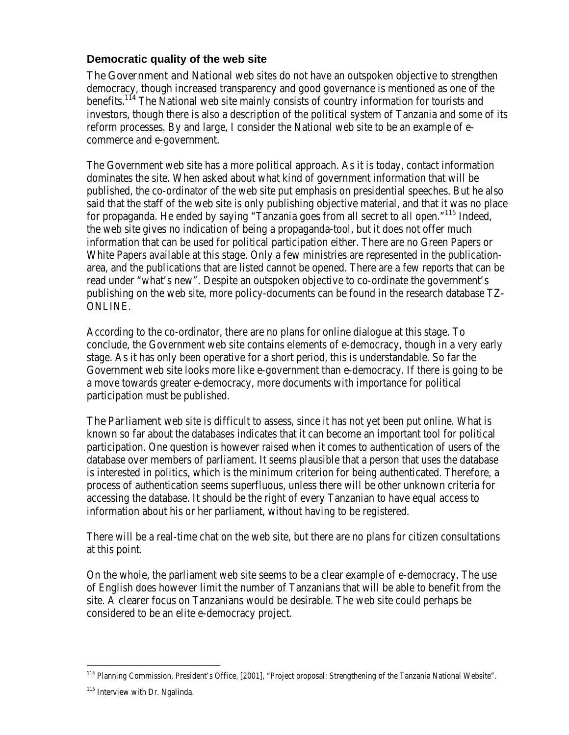### Democratic quality of the web site

The Government and National web sites do not have an outspoken objective to strengthen democracy, though increased transparency and good governance is mentioned as one of the benefits.[114] The National web site mainly consists of country information for tourists and investors, though there is also a description of the political system of Tanzania and some of its reform processes. By and large, I consider the National web site to be an example of e-commerce and e-government.

The Government web site has a more political approach. As it is today, contact information dominates the site. When asked about what kind of government information that will be published, the co-ordinator of the web site put emphasis on presidential speeches. But he also said that the staff of the web site is only publishing objective material, and that it was no place for propaganda. He ended by saying "Tanzania goes from all secret to all open."[115] Indeed, the web site gives no indication of being a propaganda-tool, but it does not offer much information that can be used for political participation either. There are no Green Papers or White Papers available at this stage. Only a few ministries are represented in the publication-area, and the publications that are listed cannot be opened. There are a few reports that can be read under "what's new". Despite an outspoken objective to co-ordinate the government's publishing on the web site, more policy-documents can be found in the research database TZ-ONLINE.

According to the co-ordinator, there are no plans for online dialogue at this stage. To conclude, the Government web site contains elements of e-democracy, though in a very early stage. As it has only been operative for a short period, this is understandable. So far the Government web site looks more like e-government than e-democracy. If there is going to be a move towards greater e-democracy, more documents with importance for political participation must be published.

The Parliament web site is difficult to assess, since it has not yet been put online. What is known so far about the databases indicates that it can become an important tool for political participation. One question is however raised when it comes to authentication of users of the database over members of parliament. It seems plausible that a person that uses the database is interested in politics, which is the minimum criterion for being authenticated. Therefore, a process of authentication seems superfluous, unless there will be other unknown criteria for accessing the database. It should be the right of every Tanzanian to have equal access to information about his or her parliament, without having to be registered.

There will be a real-time chat on the web site, but there are no plans for citizen consultations at this point.

On the whole, the parliament web site seems to be a clear example of e-democracy. The use of English does however limit the number of Tanzanians that will be able to benefit from the site. A clearer focus on Tanzanians would be desirable. The web site could perhaps be considered to be an elite e-democracy project.

---

[114] Planning Commission, President's Office, [2001], "Project proposal: Strengthening of the Tanzania National Website".

[115] Interview with Dr. Ngalinda.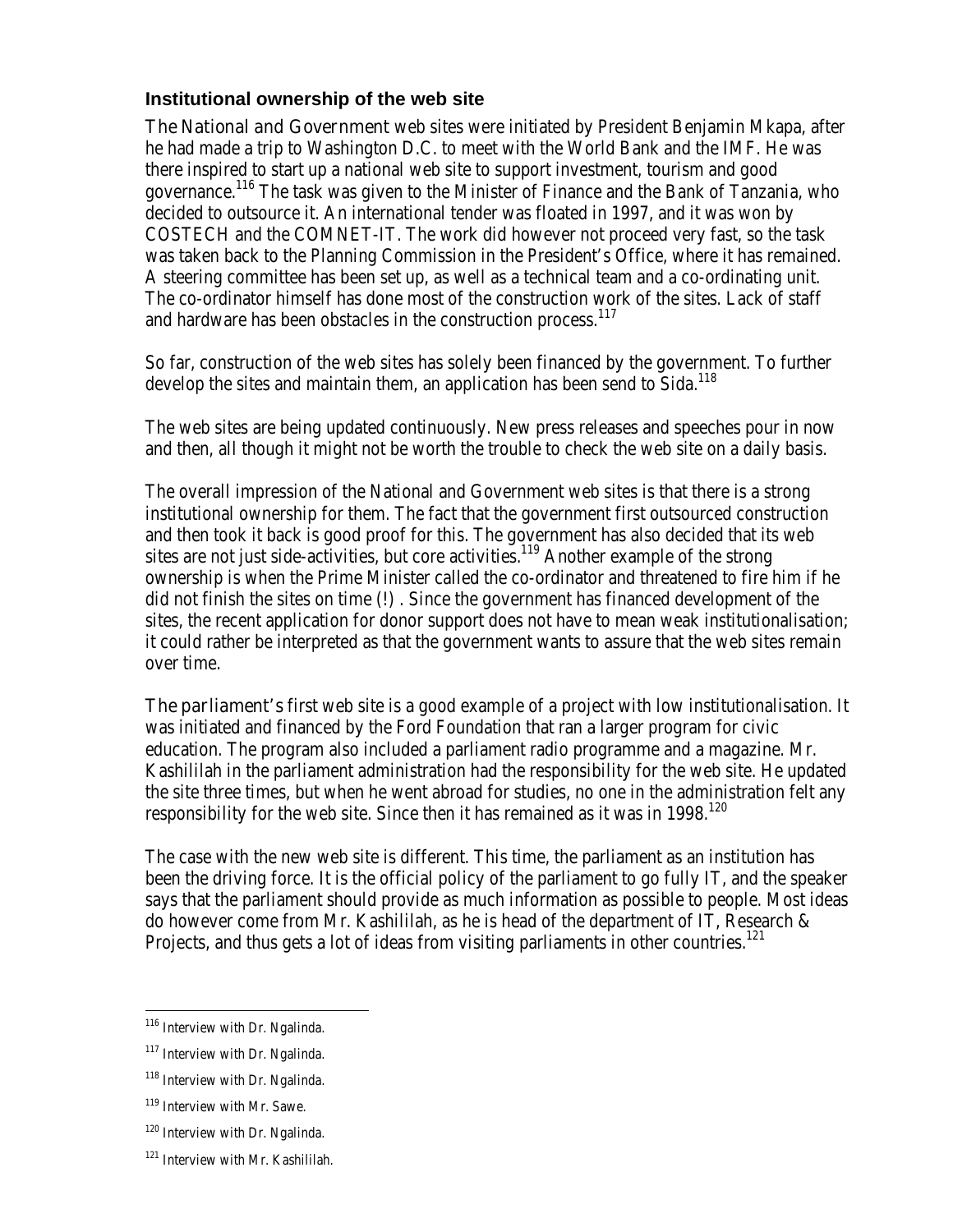### Institutional ownership of the web site

The National and Government web sites were initiated by President Benjamin Mkapa, after he had made a trip to Washington D.C. to meet with the World Bank and the IMF. He was there inspired to start up a national web site to support investment, tourism and good governance.[116] The task was given to the Minister of Finance and the Bank of Tanzania, who decided to outsource it. An international tender was floated in 1997, and it was won by COSTECH and the COMNET-IT. The work did however not proceed very fast, so the task was taken back to the Planning Commission in the President's Office, where it has remained. A steering committee has been set up, as well as a technical team and a co-ordinating unit. The co-ordinator himself has done most of the construction work of the sites. Lack of staff and hardware has been obstacles in the construction process.[117]

So far, construction of the web sites has solely been financed by the government. To further develop the sites and maintain them, an application has been send to Sida.[118]

The web sites are being updated continuously. New press releases and speeches pour in now and then, all though it might not be worth the trouble to check the web site on a daily basis.

The overall impression of the National and Government web sites is that there is a strong institutional ownership for them. The fact that the government first outsourced construction and then took it back is good proof for this. The government has also decided that its web sites are not just side-activities, but core activities.[119] Another example of the strong ownership is when the Prime Minister called the co-ordinator and threatened to fire him if he did not finish the sites on time (!) . Since the government has financed development of the sites, the recent application for donor support does not have to mean weak institutionalisation; it could rather be interpreted as that the government wants to assure that the web sites remain over time.

The parliament's first web site is a good example of a project with low institutionalisation. It was initiated and financed by the Ford Foundation that ran a larger program for civic education. The program also included a parliament radio programme and a magazine. Mr. Kashililah in the parliament administration had the responsibility for the web site. He updated the site three times, but when he went abroad for studies, no one in the administration felt any responsibility for the web site. Since then it has remained as it was in 1998.[120]

The case with the new web site is different. This time, the parliament as an institution has been the driving force. It is the official policy of the parliament to go fully IT, and the speaker says that the parliament should provide as much information as possible to people. Most ideas do however come from Mr. Kashililah, as he is head of the department of IT, Research & Projects, and thus gets a lot of ideas from visiting parliaments in other countries.[121]

---

[116] Interview with Dr. Ngalinda.

[117] Interview with Dr. Ngalinda.

[118] Interview with Dr. Ngalinda.

[119] Interview with Mr. Sawe.

[120] Interview with Dr. Ngalinda.

[121] Interview with Mr. Kashililah.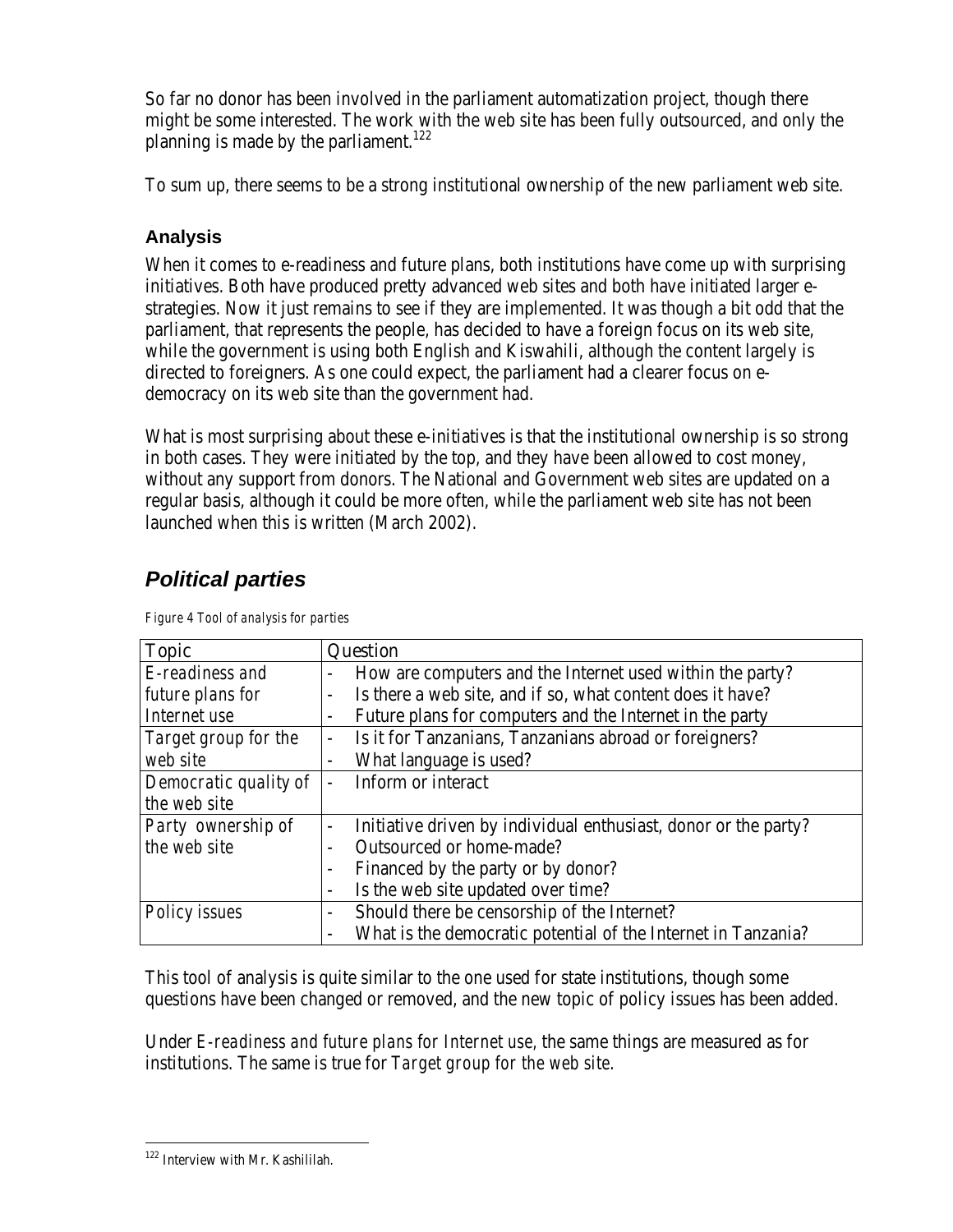So far no donor has been involved in the parliament automatization project, though there might be some interested. The work with the web site has been fully outsourced, and only the planning is made by the parliament.[122]

To sum up, there seems to be a strong institutional ownership of the new parliament web site.

### Analysis

When it comes to e-readiness and future plans, both institutions have come up with surprising initiatives. Both have produced pretty advanced web sites and both have initiated larger e-strategies. Now it just remains to see if they are implemented. It was though a bit odd that the parliament, that represents the people, has decided to have a foreign focus on its web site, while the government is using both English and Kiswahili, although the content largely is directed to foreigners. As one could expect, the parliament had a clearer focus on e-democracy on its web site than the government had.

What is most surprising about these e-initiatives is that the institutional ownership is so strong in both cases. They were initiated by the top, and they have been allowed to cost money, without any support from donors. The National and Government web sites are updated on a regular basis, although it could be more often, while the parliament web site has not been launched when this is written (March 2002).

## *Political parties*

*Figure 4 Tool of analysis for parties*

| Topic | Question |
|---|---|
| *E-readiness and future plans for Internet use* | - How are computers and the Internet used within the party?<br>- Is there a web site, and if so, what content does it have?<br>- Future plans for computers and the Internet in the party |
| *Target group for the web site* | - Is it for Tanzanians, Tanzanians abroad or foreigners?<br>- What language is used? |
| *Democratic quality of the web site* | - Inform or interact |
| *Party ownership of the web site* | - Initiative driven by individual enthusiast, donor or the party?<br>- Outsourced or home-made?<br>- Financed by the party or by donor?<br>- Is the web site updated over time? |
| *Policy issues* | - Should there be censorship of the Internet?<br>- What is the democratic potential of the Internet in Tanzania? |

This tool of analysis is quite similar to the one used for state institutions, though some questions have been changed or removed, and the new topic of policy issues has been added.

Under *E-readiness and future plans for Internet use*, the same things are measured as for institutions. The same is true for *Target group for the web site*.

[122] Interview with Mr. Kashililah.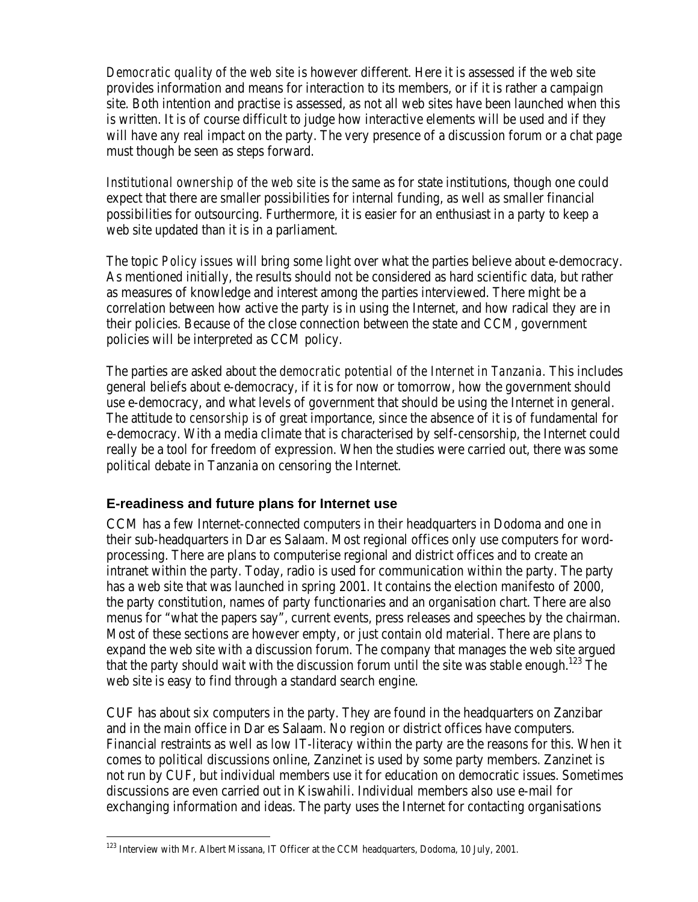*Democratic quality of the web site* is however different. Here it is assessed if the web site provides information and means for interaction to its members, or if it is rather a campaign site. Both intention and practise is assessed, as not all web sites have been launched when this is written. It is of course difficult to judge how interactive elements will be used and if they will have any real impact on the party. The very presence of a discussion forum or a chat page must though be seen as steps forward.

*Institutional ownership of the web site* is the same as for state institutions, though one could expect that there are smaller possibilities for internal funding, as well as smaller financial possibilities for outsourcing. Furthermore, it is easier for an enthusiast in a party to keep a web site updated than it is in a parliament.

The topic *Policy issues* will bring some light over what the parties believe about e-democracy. As mentioned initially, the results should not be considered as hard scientific data, but rather as measures of knowledge and interest among the parties interviewed. There might be a correlation between how active the party is in using the Internet, and how radical they are in their policies. Because of the close connection between the state and CCM, government policies will be interpreted as CCM policy.

The parties are asked about the *democratic potential of the Internet in Tanzania*. This includes general beliefs about e-democracy, if it is for now or tomorrow, how the government should use e-democracy, and what levels of government that should be using the Internet in general. The attitude to *censorship* is of great importance, since the absence of it is of fundamental for e-democracy. With a media climate that is characterised by self-censorship, the Internet could really be a tool for freedom of expression. When the studies were carried out, there was some political debate in Tanzania on censoring the Internet.

### E-readiness and future plans for Internet use

CCM has a few Internet-connected computers in their headquarters in Dodoma and one in their sub-headquarters in Dar es Salaam. Most regional offices only use computers for word-processing. There are plans to computerise regional and district offices and to create an intranet within the party. Today, radio is used for communication within the party. The party has a web site that was launched in spring 2001. It contains the election manifesto of 2000, the party constitution, names of party functionaries and an organisation chart. There are also menus for "what the papers say", current events, press releases and speeches by the chairman. Most of these sections are however empty, or just contain old material. There are plans to expand the web site with a discussion forum. The company that manages the web site argued that the party should wait with the discussion forum until the site was stable enough.[123] The web site is easy to find through a standard search engine.

CUF has about six computers in the party. They are found in the headquarters on Zanzibar and in the main office in Dar es Salaam. No region or district offices have computers. Financial restraints as well as low IT-literacy within the party are the reasons for this. When it comes to political discussions online, Zanzinet is used by some party members. Zanzinet is not run by CUF, but individual members use it for education on democratic issues. Sometimes discussions are even carried out in Kiswahili. Individual members also use e-mail for exchanging information and ideas. The party uses the Internet for contacting organisations

[123] Interview with Mr. Albert Missana, IT Officer at the CCM headquarters, Dodoma, 10 July, 2001.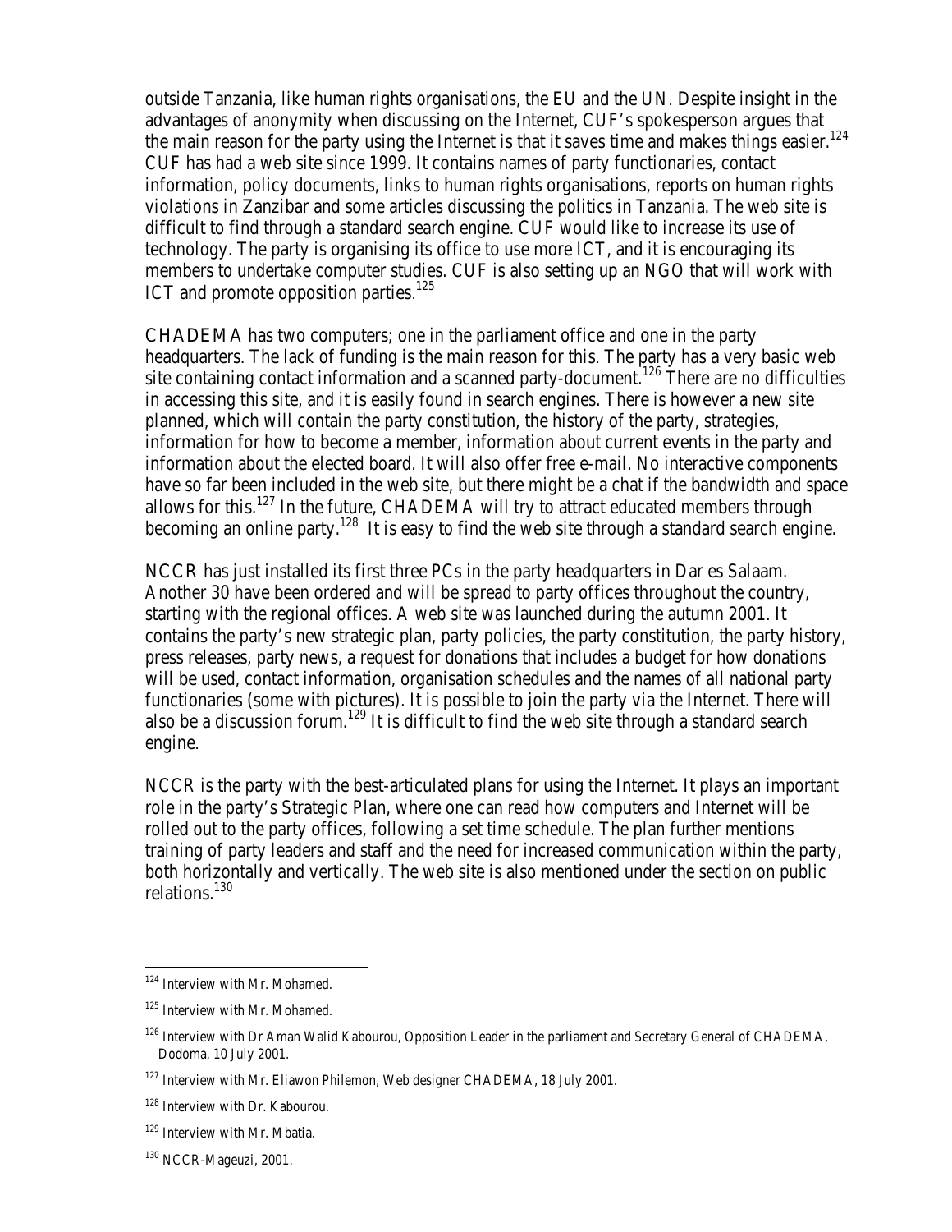outside Tanzania, like human rights organisations, the EU and the UN. Despite insight in the advantages of anonymity when discussing on the Internet, CUF's spokesperson argues that the main reason for the party using the Internet is that it saves time and makes things easier.[124] CUF has had a web site since 1999. It contains names of party functionaries, contact information, policy documents, links to human rights organisations, reports on human rights violations in Zanzibar and some articles discussing the politics in Tanzania. The web site is difficult to find through a standard search engine. CUF would like to increase its use of technology. The party is organising its office to use more ICT, and it is encouraging its members to undertake computer studies. CUF is also setting up an NGO that will work with ICT and promote opposition parties.[125]

CHADEMA has two computers; one in the parliament office and one in the party headquarters. The lack of funding is the main reason for this. The party has a very basic web site containing contact information and a scanned party-document.[126] There are no difficulties in accessing this site, and it is easily found in search engines. There is however a new site planned, which will contain the party constitution, the history of the party, strategies, information for how to become a member, information about current events in the party and information about the elected board. It will also offer free e-mail. No interactive components have so far been included in the web site, but there might be a chat if the bandwidth and space allows for this.[127] In the future, CHADEMA will try to attract educated members through becoming an online party.[128] It is easy to find the web site through a standard search engine.

NCCR has just installed its first three PCs in the party headquarters in Dar es Salaam. Another 30 have been ordered and will be spread to party offices throughout the country, starting with the regional offices. A web site was launched during the autumn 2001. It contains the party's new strategic plan, party policies, the party constitution, the party history, press releases, party news, a request for donations that includes a budget for how donations will be used, contact information, organisation schedules and the names of all national party functionaries (some with pictures). It is possible to join the party via the Internet. There will also be a discussion forum.[129] It is difficult to find the web site through a standard search engine.

NCCR is the party with the best-articulated plans for using the Internet. It plays an important role in the party's Strategic Plan, where one can read how computers and Internet will be rolled out to the party offices, following a set time schedule. The plan further mentions training of party leaders and staff and the need for increased communication within the party, both horizontally and vertically. The web site is also mentioned under the section on public relations.[130]

---

[124] Interview with Mr. Mohamed.

[125] Interview with Mr. Mohamed.

[126] Interview with Dr Aman Walid Kabourou, Opposition Leader in the parliament and Secretary General of CHADEMA, Dodoma, 10 July 2001.

[127] Interview with Mr. Eliawon Philemon, Web designer CHADEMA, 18 July 2001.

[128] Interview with Dr. Kabourou.

[129] Interview with Mr. Mbatia.

[130] NCCR-Mageuzi, 2001.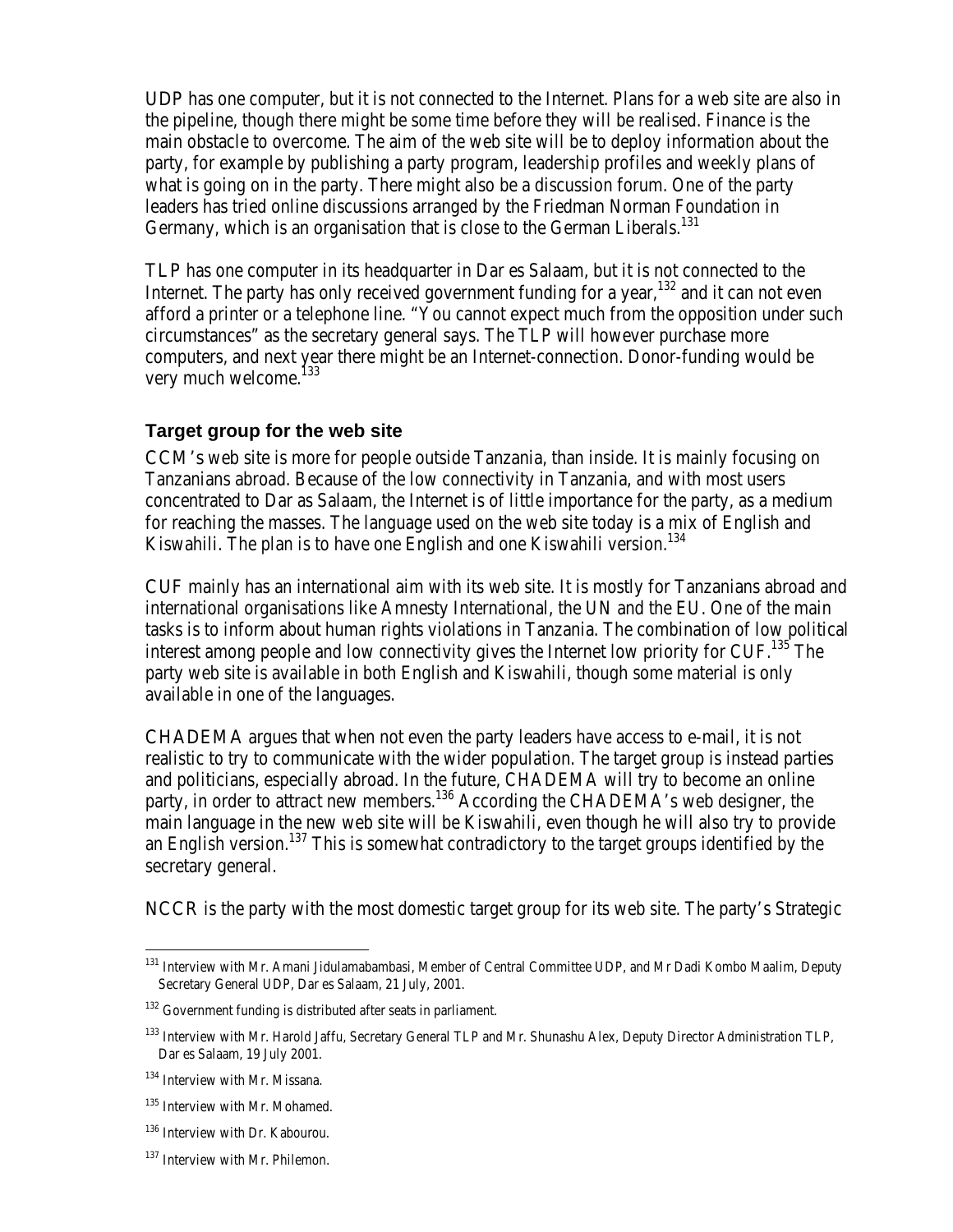UDP has one computer, but it is not connected to the Internet. Plans for a web site are also in the pipeline, though there might be some time before they will be realised. Finance is the main obstacle to overcome. The aim of the web site will be to deploy information about the party, for example by publishing a party program, leadership profiles and weekly plans of what is going on in the party. There might also be a discussion forum. One of the party leaders has tried online discussions arranged by the Friedman Norman Foundation in Germany, which is an organisation that is close to the German Liberals.[131]

TLP has one computer in its headquarter in Dar es Salaam, but it is not connected to the Internet. The party has only received government funding for a year,[132] and it can not even afford a printer or a telephone line. "You cannot expect much from the opposition under such circumstances" as the secretary general says. The TLP will however purchase more computers, and next year there might be an Internet-connection. Donor-funding would be very much welcome.[133]

### Target group for the web site

CCM's web site is more for people outside Tanzania, than inside. It is mainly focusing on Tanzanians abroad. Because of the low connectivity in Tanzania, and with most users concentrated to Dar as Salaam, the Internet is of little importance for the party, as a medium for reaching the masses. The language used on the web site today is a mix of English and Kiswahili. The plan is to have one English and one Kiswahili version.[134]

CUF mainly has an international aim with its web site. It is mostly for Tanzanians abroad and international organisations like Amnesty International, the UN and the EU. One of the main tasks is to inform about human rights violations in Tanzania. The combination of low political interest among people and low connectivity gives the Internet low priority for CUF.[135] The party web site is available in both English and Kiswahili, though some material is only available in one of the languages.

CHADEMA argues that when not even the party leaders have access to e-mail, it is not realistic to try to communicate with the wider population. The target group is instead parties and politicians, especially abroad. In the future, CHADEMA will try to become an online party, in order to attract new members.[136] According the CHADEMA's web designer, the main language in the new web site will be Kiswahili, even though he will also try to provide an English version.[137] This is somewhat contradictory to the target groups identified by the secretary general.

NCCR is the party with the most domestic target group for its web site. The party's Strategic

---

[131] Interview with Mr. Amani Jidulamabambasi, Member of Central Committee UDP, and Mr Dadi Kombo Maalim, Deputy Secretary General UDP, Dar es Salaam, 21 July, 2001.

[132] Government funding is distributed after seats in parliament.

[133] Interview with Mr. Harold Jaffu, Secretary General TLP and Mr. Shunashu Alex, Deputy Director Administration TLP, Dar es Salaam, 19 July 2001.

[134] Interview with Mr. Missana.

[135] Interview with Mr. Mohamed.

[136] Interview with Dr. Kabourou.

[137] Interview with Mr. Philemon.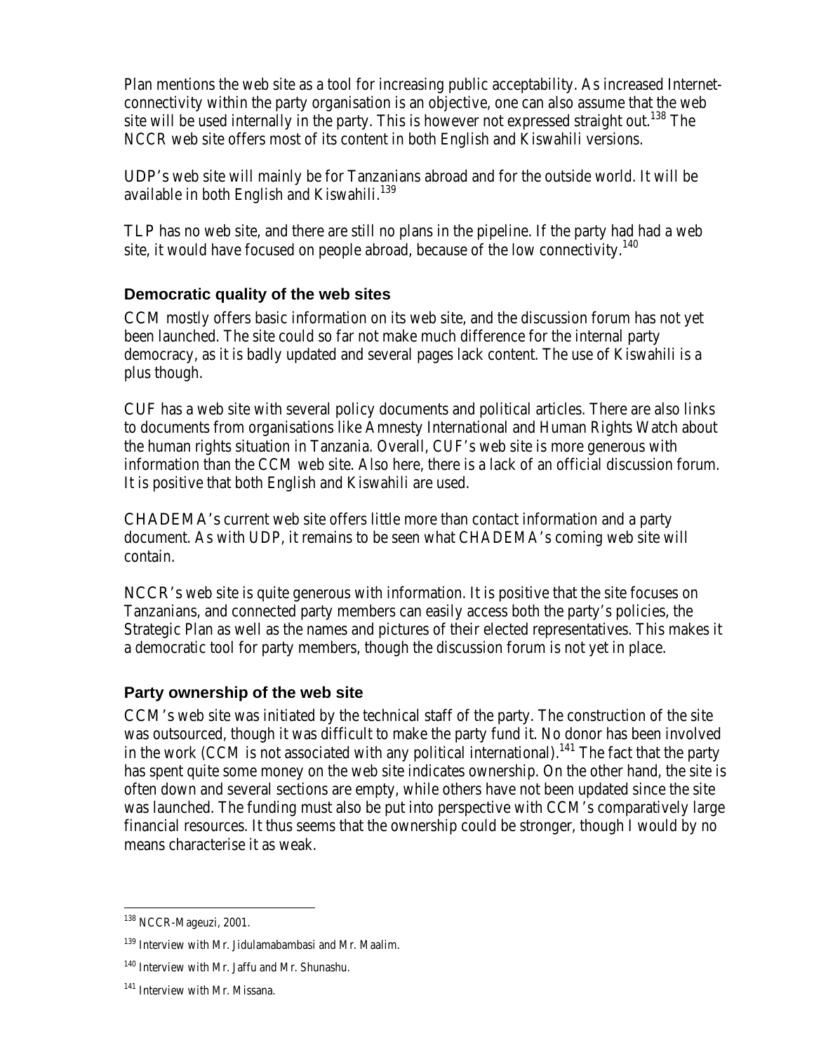Plan mentions the web site as a tool for increasing public acceptability. As increased Internet-connectivity within the party organisation is an objective, one can also assume that the web site will be used internally in the party. This is however not expressed straight out.[138] The NCCR web site offers most of its content in both English and Kiswahili versions.

UDP's web site will mainly be for Tanzanians abroad and for the outside world. It will be available in both English and Kiswahili.[139]

TLP has no web site, and there are still no plans in the pipeline. If the party had had a web site, it would have focused on people abroad, because of the low connectivity.[140]

### Democratic quality of the web sites

CCM mostly offers basic information on its web site, and the discussion forum has not yet been launched. The site could so far not make much difference for the internal party democracy, as it is badly updated and several pages lack content. The use of Kiswahili is a plus though.

CUF has a web site with several policy documents and political articles. There are also links to documents from organisations like Amnesty International and Human Rights Watch about the human rights situation in Tanzania. Overall, CUF's web site is more generous with information than the CCM web site. Also here, there is a lack of an official discussion forum. It is positive that both English and Kiswahili are used.

CHADEMA's current web site offers little more than contact information and a party document. As with UDP, it remains to be seen what CHADEMA's coming web site will contain.

NCCR's web site is quite generous with information. It is positive that the site focuses on Tanzanians, and connected party members can easily access both the party's policies, the Strategic Plan as well as the names and pictures of their elected representatives. This makes it a democratic tool for party members, though the discussion forum is not yet in place.

### Party ownership of the web site

CCM's web site was initiated by the technical staff of the party. The construction of the site was outsourced, though it was difficult to make the party fund it. No donor has been involved in the work (CCM is not associated with any political international).[141] The fact that the party has spent quite some money on the web site indicates ownership. On the other hand, the site is often down and several sections are empty, while others have not been updated since the site was launched. The funding must also be put into perspective with CCM's comparatively large financial resources. It thus seems that the ownership could be stronger, though I would by no means characterise it as weak.

---

[138] NCCR-Mageuzi, 2001.

[139] Interview with Mr. Jidulamabambasi and Mr. Maalim.

[140] Interview with Mr. Jaffu and Mr. Shunashu.

[141] Interview with Mr. Missana.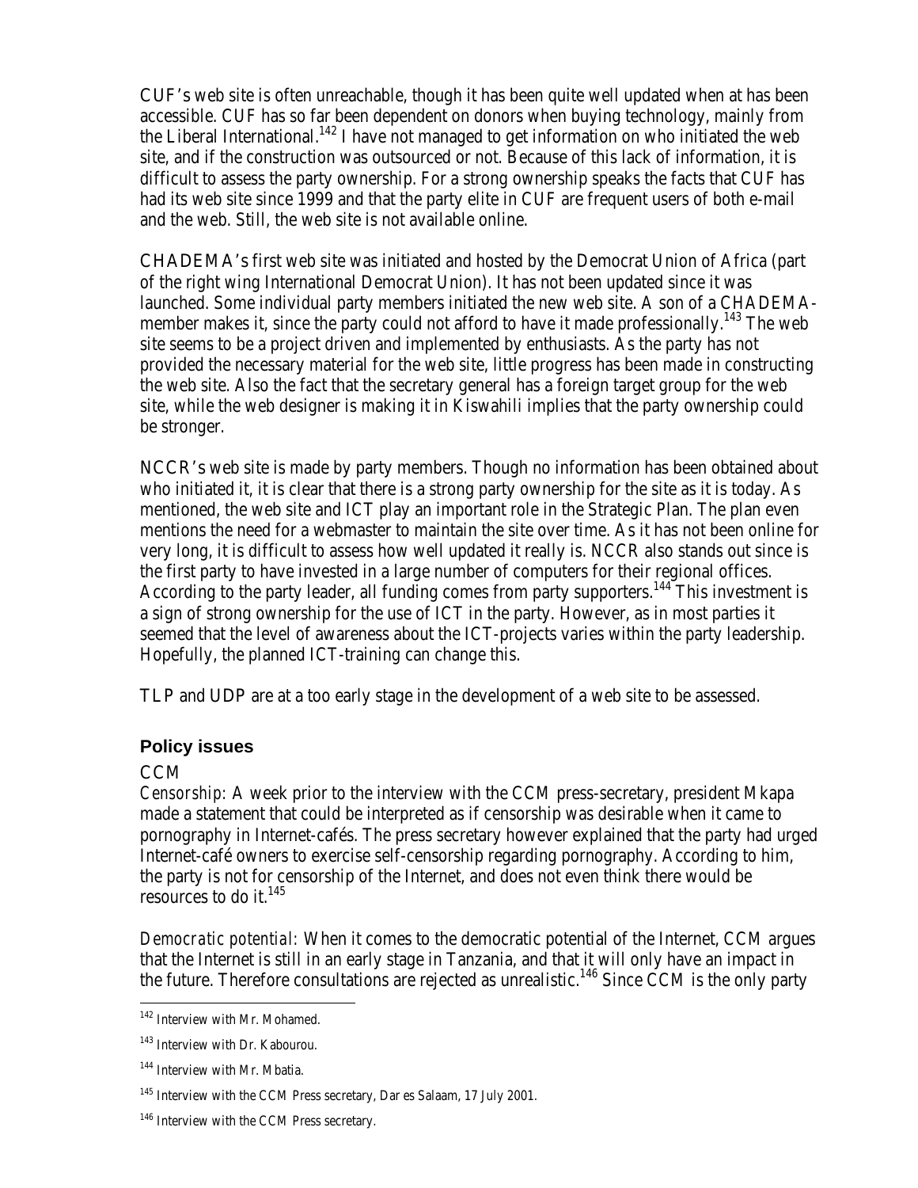CUF's web site is often unreachable, though it has been quite well updated when at has been accessible. CUF has so far been dependent on donors when buying technology, mainly from the Liberal International.[142] I have not managed to get information on who initiated the web site, and if the construction was outsourced or not. Because of this lack of information, it is difficult to assess the party ownership. For a strong ownership speaks the facts that CUF has had its web site since 1999 and that the party elite in CUF are frequent users of both e-mail and the web. Still, the web site is not available online.

CHADEMA's first web site was initiated and hosted by the Democrat Union of Africa (part of the right wing International Democrat Union). It has not been updated since it was launched. Some individual party members initiated the new web site. A son of a CHADEMA-member makes it, since the party could not afford to have it made professionally.[143] The web site seems to be a project driven and implemented by enthusiasts. As the party has not provided the necessary material for the web site, little progress has been made in constructing the web site. Also the fact that the secretary general has a foreign target group for the web site, while the web designer is making it in Kiswahili implies that the party ownership could be stronger.

NCCR's web site is made by party members. Though no information has been obtained about who initiated it, it is clear that there is a strong party ownership for the site as it is today. As mentioned, the web site and ICT play an important role in the Strategic Plan. The plan even mentions the need for a webmaster to maintain the site over time. As it has not been online for very long, it is difficult to assess how well updated it really is. NCCR also stands out since is the first party to have invested in a large number of computers for their regional offices. According to the party leader, all funding comes from party supporters.[144] This investment is a sign of strong ownership for the use of ICT in the party. However, as in most parties it seemed that the level of awareness about the ICT-projects varies within the party leadership. Hopefully, the planned ICT-training can change this.

TLP and UDP are at a too early stage in the development of a web site to be assessed.

### Policy issues

CCM

*Censorship*: A week prior to the interview with the CCM press-secretary, president Mkapa made a statement that could be interpreted as if censorship was desirable when it came to pornography in Internet-cafés. The press secretary however explained that the party had urged Internet-café owners to exercise self-censorship regarding pornography. According to him, the party is not for censorship of the Internet, and does not even think there would be resources to do it.[145]

*Democratic potential*: When it comes to the democratic potential of the Internet, CCM argues that the Internet is still in an early stage in Tanzania, and that it will only have an impact in the future. Therefore consultations are rejected as unrealistic.[146] Since CCM is the only party

---

[142] Interview with Mr. Mohamed.

[143] Interview with Dr. Kabourou.

[144] Interview with Mr. Mbatia.

[145] Interview with the CCM Press secretary, Dar es Salaam, 17 July 2001.

[146] Interview with the CCM Press secretary.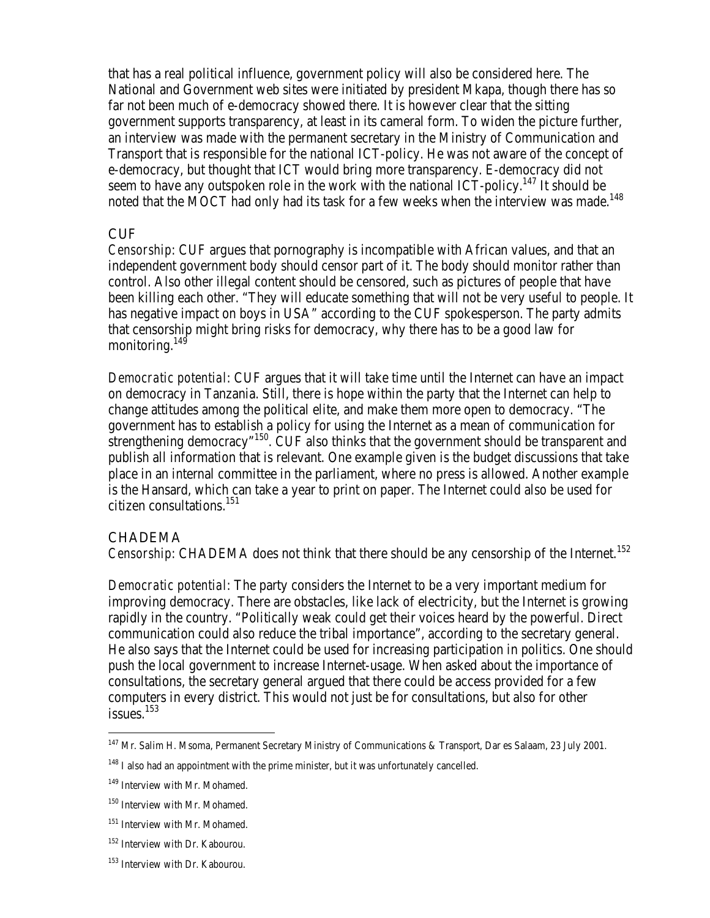that has a real political influence, government policy will also be considered here. The National and Government web sites were initiated by president Mkapa, though there has so far not been much of e-democracy showed there. It is however clear that the sitting government supports transparency, at least in its cameral form. To widen the picture further, an interview was made with the permanent secretary in the Ministry of Communication and Transport that is responsible for the national ICT-policy. He was not aware of the concept of e-democracy, but thought that ICT would bring more transparency. E-democracy did not seem to have any outspoken role in the work with the national ICT-policy.[147] It should be noted that the MOCT had only had its task for a few weeks when the interview was made.[148]

### CUF

*Censorship*: CUF argues that pornography is incompatible with African values, and that an independent government body should censor part of it. The body should monitor rather than control. Also other illegal content should be censored, such as pictures of people that have been killing each other. "They will educate something that will not be very useful to people. It has negative impact on boys in USA" according to the CUF spokesperson. The party admits that censorship might bring risks for democracy, why there has to be a good law for monitoring.[149]

*Democratic potential*: CUF argues that it will take time until the Internet can have an impact on democracy in Tanzania. Still, there is hope within the party that the Internet can help to change attitudes among the political elite, and make them more open to democracy. "The government has to establish a policy for using the Internet as a mean of communication for strengthening democracy"[150]. CUF also thinks that the government should be transparent and publish all information that is relevant. One example given is the budget discussions that take place in an internal committee in the parliament, where no press is allowed. Another example is the Hansard, which can take a year to print on paper. The Internet could also be used for citizen consultations.[151]

### CHADEMA

*Censorship*: CHADEMA does not think that there should be any censorship of the Internet.[152]

*Democratic potential*: The party considers the Internet to be a very important medium for improving democracy. There are obstacles, like lack of electricity, but the Internet is growing rapidly in the country. "Politically weak could get their voices heard by the powerful. Direct communication could also reduce the tribal importance", according to the secretary general. He also says that the Internet could be used for increasing participation in politics. One should push the local government to increase Internet-usage. When asked about the importance of consultations, the secretary general argued that there could be access provided for a few computers in every district. This would not just be for consultations, but also for other issues.[153]

---

[147] Mr. Salim H. Msoma, Permanent Secretary Ministry of Communications & Transport, Dar es Salaam, 23 July 2001.

[148] I also had an appointment with the prime minister, but it was unfortunately cancelled.

[149] Interview with Mr. Mohamed.

[150] Interview with Mr. Mohamed.

[151] Interview with Mr. Mohamed.

[152] Interview with Dr. Kabourou.

[153] Interview with Dr. Kabourou.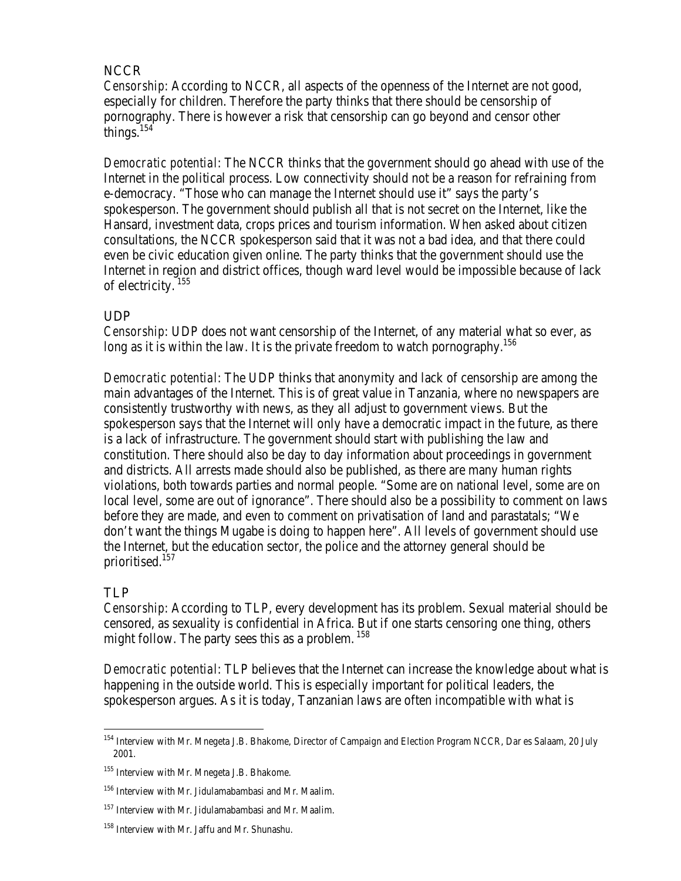### NCCR

*Censorship*: According to NCCR, all aspects of the openness of the Internet are not good, especially for children. Therefore the party thinks that there should be censorship of pornography. There is however a risk that censorship can go beyond and censor other things.[154]

*Democratic potential*: The NCCR thinks that the government should go ahead with use of the Internet in the political process. Low connectivity should not be a reason for refraining from e-democracy. "Those who can manage the Internet should use it" says the party's spokesperson. The government should publish all that is not secret on the Internet, like the Hansard, investment data, crops prices and tourism information. When asked about citizen consultations, the NCCR spokesperson said that it was not a bad idea, and that there could even be civic education given online. The party thinks that the government should use the Internet in region and district offices, though ward level would be impossible because of lack of electricity.[155]

### UDP

*Censorship*: UDP does not want censorship of the Internet, of any material what so ever, as long as it is within the law. It is the private freedom to watch pornography.[156]

*Democratic potential*: The UDP thinks that anonymity and lack of censorship are among the main advantages of the Internet. This is of great value in Tanzania, where no newspapers are consistently trustworthy with news, as they all adjust to government views. But the spokesperson says that the Internet will only have a democratic impact in the future, as there is a lack of infrastructure. The government should start with publishing the law and constitution. There should also be day to day information about proceedings in government and districts. All arrests made should also be published, as there are many human rights violations, both towards parties and normal people. "Some are on national level, some are on local level, some are out of ignorance". There should also be a possibility to comment on laws before they are made, and even to comment on privatisation of land and parastatals; "We don't want the things Mugabe is doing to happen here". All levels of government should use the Internet, but the education sector, the police and the attorney general should be prioritised.[157]

### TLP

*Censorship*: According to TLP, every development has its problem. Sexual material should be censored, as sexuality is confidential in Africa. But if one starts censoring one thing, others might follow. The party sees this as a problem.[158]

*Democratic potential*: TLP believes that the Internet can increase the knowledge about what is happening in the outside world. This is especially important for political leaders, the spokesperson argues. As it is today, Tanzanian laws are often incompatible with what is

---

[154] Interview with Mr. Mnegeta J.B. Bhakome, Director of Campaign and Election Program NCCR, Dar es Salaam, 20 July 2001.

[155] Interview with Mr. Mnegeta J.B. Bhakome.

[156] Interview with Mr. Jidulamabambasi and Mr. Maalim.

[157] Interview with Mr. Jidulamabambasi and Mr. Maalim.

[158] Interview with Mr. Jaffu and Mr. Shunashu.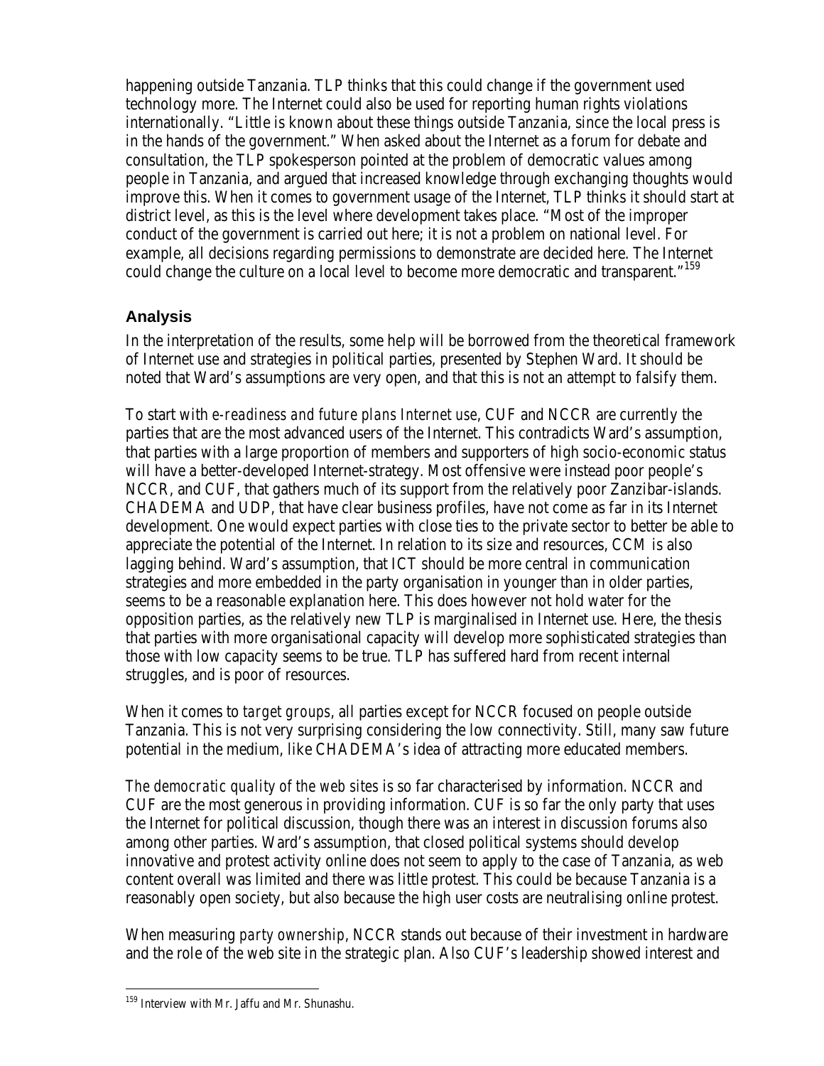happening outside Tanzania. TLP thinks that this could change if the government used technology more. The Internet could also be used for reporting human rights violations internationally. "Little is known about these things outside Tanzania, since the local press is in the hands of the government." When asked about the Internet as a forum for debate and consultation, the TLP spokesperson pointed at the problem of democratic values among people in Tanzania, and argued that increased knowledge through exchanging thoughts would improve this. When it comes to government usage of the Internet, TLP thinks it should start at district level, as this is the level where development takes place. "Most of the improper conduct of the government is carried out here; it is not a problem on national level. For example, all decisions regarding permissions to demonstrate are decided here. The Internet could change the culture on a local level to become more democratic and transparent."[159]

## Analysis

In the interpretation of the results, some help will be borrowed from the theoretical framework of Internet use and strategies in political parties, presented by Stephen Ward. It should be noted that Ward's assumptions are very open, and that this is not an attempt to falsify them.

To start with *e-readiness and future plans Internet use*, CUF and NCCR are currently the parties that are the most advanced users of the Internet. This contradicts Ward's assumption, that parties with a large proportion of members and supporters of high socio-economic status will have a better-developed Internet-strategy. Most offensive were instead poor people's NCCR, and CUF, that gathers much of its support from the relatively poor Zanzibar-islands. CHADEMA and UDP, that have clear business profiles, have not come as far in its Internet development. One would expect parties with close ties to the private sector to better be able to appreciate the potential of the Internet. In relation to its size and resources, CCM is also lagging behind. Ward's assumption, that ICT should be more central in communication strategies and more embedded in the party organisation in younger than in older parties, seems to be a reasonable explanation here. This does however not hold water for the opposition parties, as the relatively new TLP is marginalised in Internet use. Here, the thesis that parties with more organisational capacity will develop more sophisticated strategies than those with low capacity seems to be true. TLP has suffered hard from recent internal struggles, and is poor of resources.

When it comes to *target groups*, all parties except for NCCR focused on people outside Tanzania. This is not very surprising considering the low connectivity. Still, many saw future potential in the medium, like CHADEMA's idea of attracting more educated members.

*The democratic quality of the web sites* is so far characterised by information. NCCR and CUF are the most generous in providing information. CUF is so far the only party that uses the Internet for political discussion, though there was an interest in discussion forums also among other parties. Ward's assumption, that closed political systems should develop innovative and protest activity online does not seem to apply to the case of Tanzania, as web content overall was limited and there was little protest. This could be because Tanzania is a reasonably open society, but also because the high user costs are neutralising online protest.

When measuring *party ownership*, NCCR stands out because of their investment in hardware and the role of the web site in the strategic plan. Also CUF's leadership showed interest and

---

[159] Interview with Mr. Jaffu and Mr. Shunashu.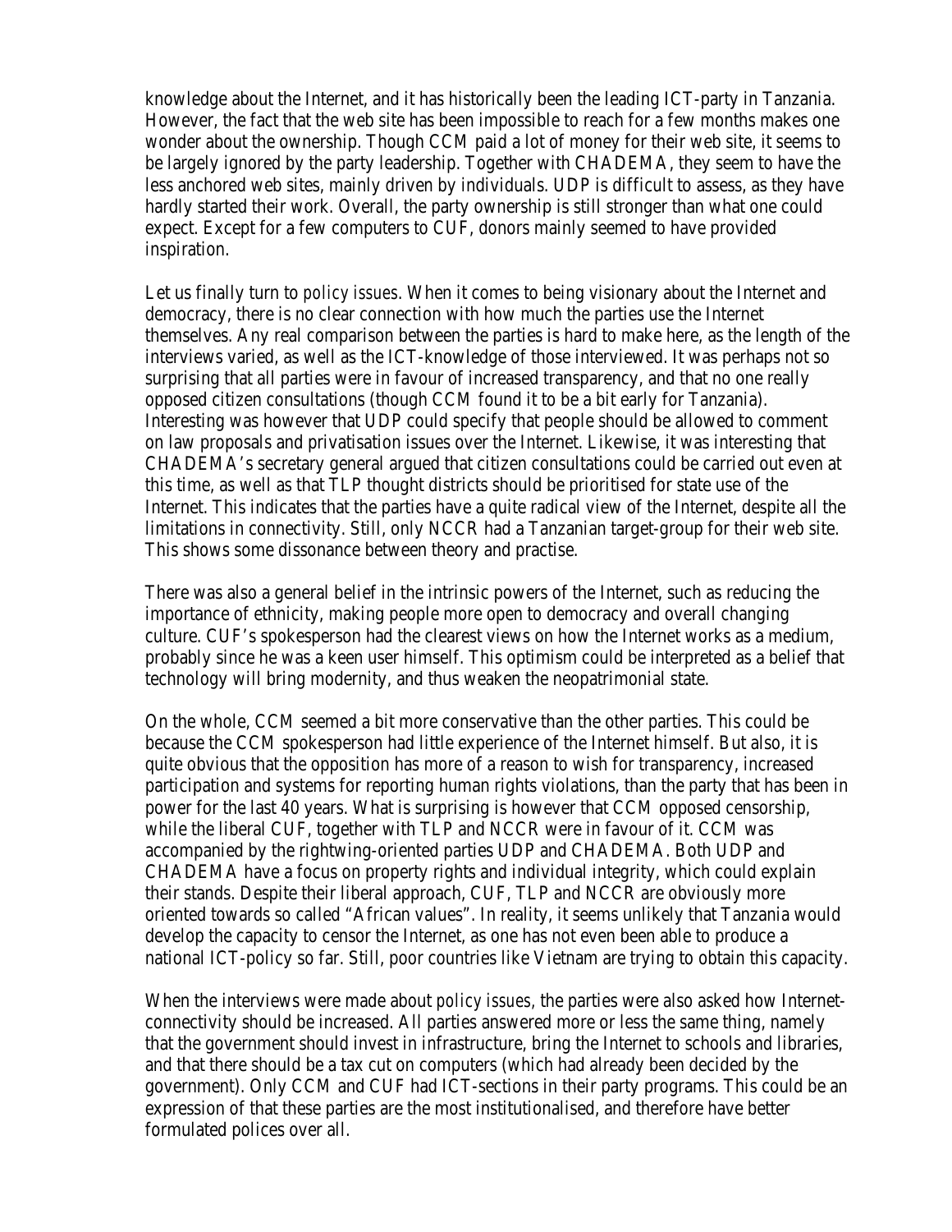knowledge about the Internet, and it has historically been the leading ICT-party in Tanzania. However, the fact that the web site has been impossible to reach for a few months makes one wonder about the ownership. Though CCM paid a lot of money for their web site, it seems to be largely ignored by the party leadership. Together with CHADEMA, they seem to have the less anchored web sites, mainly driven by individuals. UDP is difficult to assess, as they have hardly started their work. Overall, the party ownership is still stronger than what one could expect. Except for a few computers to CUF, donors mainly seemed to have provided inspiration.

Let us finally turn to *policy issues*. When it comes to being visionary about the Internet and democracy, there is no clear connection with how much the parties use the Internet themselves. Any real comparison between the parties is hard to make here, as the length of the interviews varied, as well as the ICT-knowledge of those interviewed. It was perhaps not so surprising that all parties were in favour of increased transparency, and that no one really opposed citizen consultations (though CCM found it to be a bit early for Tanzania). Interesting was however that UDP could specify that people should be allowed to comment on law proposals and privatisation issues over the Internet. Likewise, it was interesting that CHADEMA's secretary general argued that citizen consultations could be carried out even at this time, as well as that TLP thought districts should be prioritised for state use of the Internet. This indicates that the parties have a quite radical view of the Internet, despite all the limitations in connectivity. Still, only NCCR had a Tanzanian target-group for their web site. This shows some dissonance between theory and practise.

There was also a general belief in the intrinsic powers of the Internet, such as reducing the importance of ethnicity, making people more open to democracy and overall changing culture. CUF's spokesperson had the clearest views on how the Internet works as a medium, probably since he was a keen user himself. This optimism could be interpreted as a belief that technology will bring modernity, and thus weaken the neopatrimonial state.

On the whole, CCM seemed a bit more conservative than the other parties. This could be because the CCM spokesperson had little experience of the Internet himself. But also, it is quite obvious that the opposition has more of a reason to wish for transparency, increased participation and systems for reporting human rights violations, than the party that has been in power for the last 40 years. What is surprising is however that CCM opposed censorship, while the liberal CUF, together with TLP and NCCR were in favour of it. CCM was accompanied by the rightwing-oriented parties UDP and CHADEMA. Both UDP and CHADEMA have a focus on property rights and individual integrity, which could explain their stands. Despite their liberal approach, CUF, TLP and NCCR are obviously more oriented towards so called "African values". In reality, it seems unlikely that Tanzania would develop the capacity to censor the Internet, as one has not even been able to produce a national ICT-policy so far. Still, poor countries like Vietnam are trying to obtain this capacity.

When the interviews were made about *policy issues*, the parties were also asked how Internet-connectivity should be increased. All parties answered more or less the same thing, namely that the government should invest in infrastructure, bring the Internet to schools and libraries, and that there should be a tax cut on computers (which had already been decided by the government). Only CCM and CUF had ICT-sections in their party programs. This could be an expression of that these parties are the most institutionalised, and therefore have better formulated polices over all.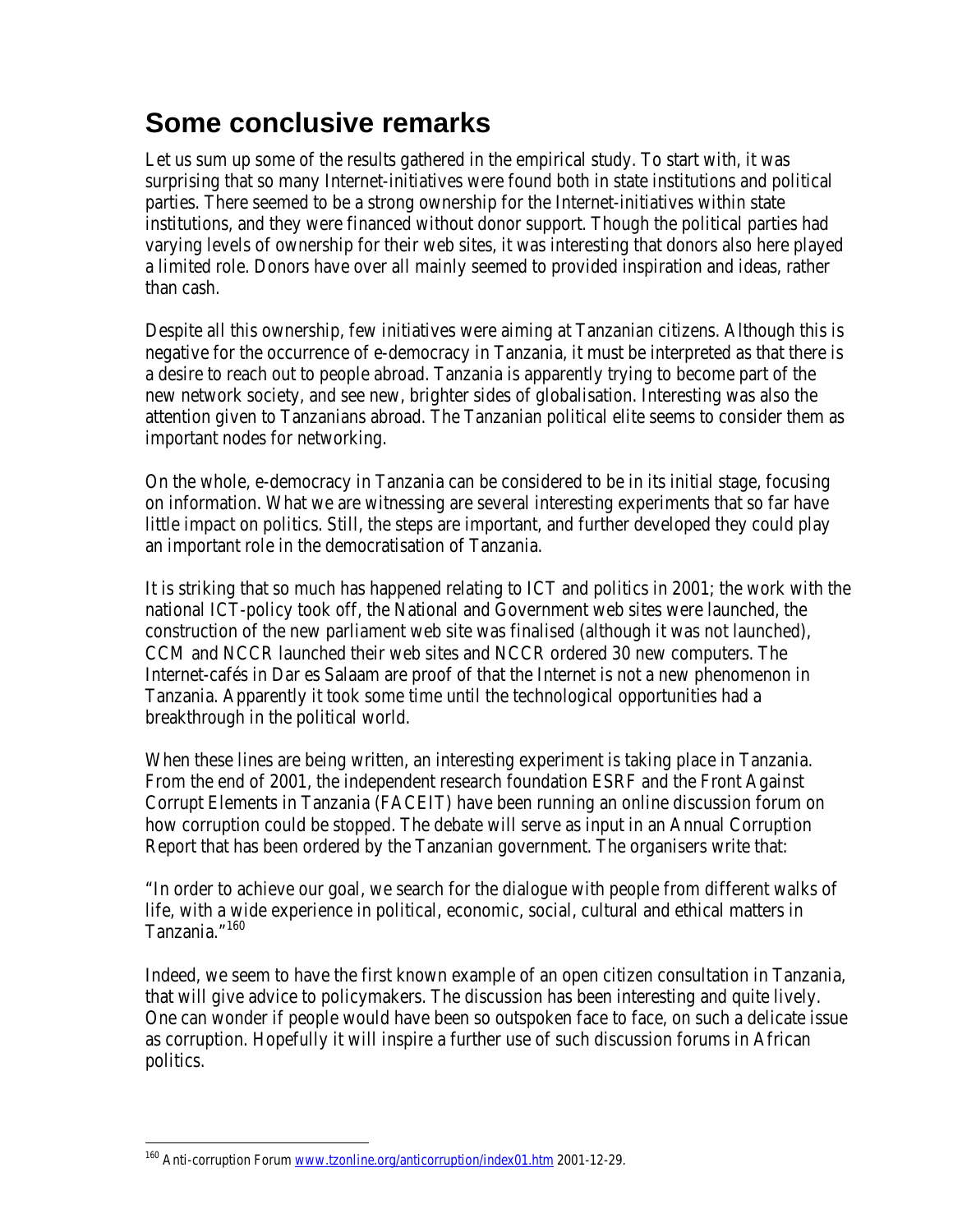## Some conclusive remarks

Let us sum up some of the results gathered in the empirical study. To start with, it was surprising that so many Internet-initiatives were found both in state institutions and political parties. There seemed to be a strong ownership for the Internet-initiatives within state institutions, and they were financed without donor support. Though the political parties had varying levels of ownership for their web sites, it was interesting that donors also here played a limited role. Donors have over all mainly seemed to provided inspiration and ideas, rather than cash.

Despite all this ownership, few initiatives were aiming at Tanzanian citizens. Although this is negative for the occurrence of e-democracy in Tanzania, it must be interpreted as that there is a desire to reach out to people abroad. Tanzania is apparently trying to become part of the new network society, and see new, brighter sides of globalisation. Interesting was also the attention given to Tanzanians abroad. The Tanzanian political elite seems to consider them as important nodes for networking.

On the whole, e-democracy in Tanzania can be considered to be in its initial stage, focusing on information. What we are witnessing are several interesting experiments that so far have little impact on politics. Still, the steps are important, and further developed they could play an important role in the democratisation of Tanzania.

It is striking that so much has happened relating to ICT and politics in 2001; the work with the national ICT-policy took off, the National and Government web sites were launched, the construction of the new parliament web site was finalised (although it was not launched), CCM and NCCR launched their web sites and NCCR ordered 30 new computers. The Internet-cafés in Dar es Salaam are proof of that the Internet is not a new phenomenon in Tanzania. Apparently it took some time until the technological opportunities had a breakthrough in the political world.

When these lines are being written, an interesting experiment is taking place in Tanzania. From the end of 2001, the independent research foundation ESRF and the Front Against Corrupt Elements in Tanzania (FACEIT) have been running an online discussion forum on how corruption could be stopped. The debate will serve as input in an Annual Corruption Report that has been ordered by the Tanzanian government. The organisers write that:

"In order to achieve our goal, we search for the dialogue with people from different walks of life, with a wide experience in political, economic, social, cultural and ethical matters in Tanzania."[160]

Indeed, we seem to have the first known example of an open citizen consultation in Tanzania, that will give advice to policymakers. The discussion has been interesting and quite lively. One can wonder if people would have been so outspoken face to face, on such a delicate issue as corruption. Hopefully it will inspire a further use of such discussion forums in African politics.

---

[160] Anti-corruption Forum www.tzonline.org/anticorruption/index01.htm 2001-12-29.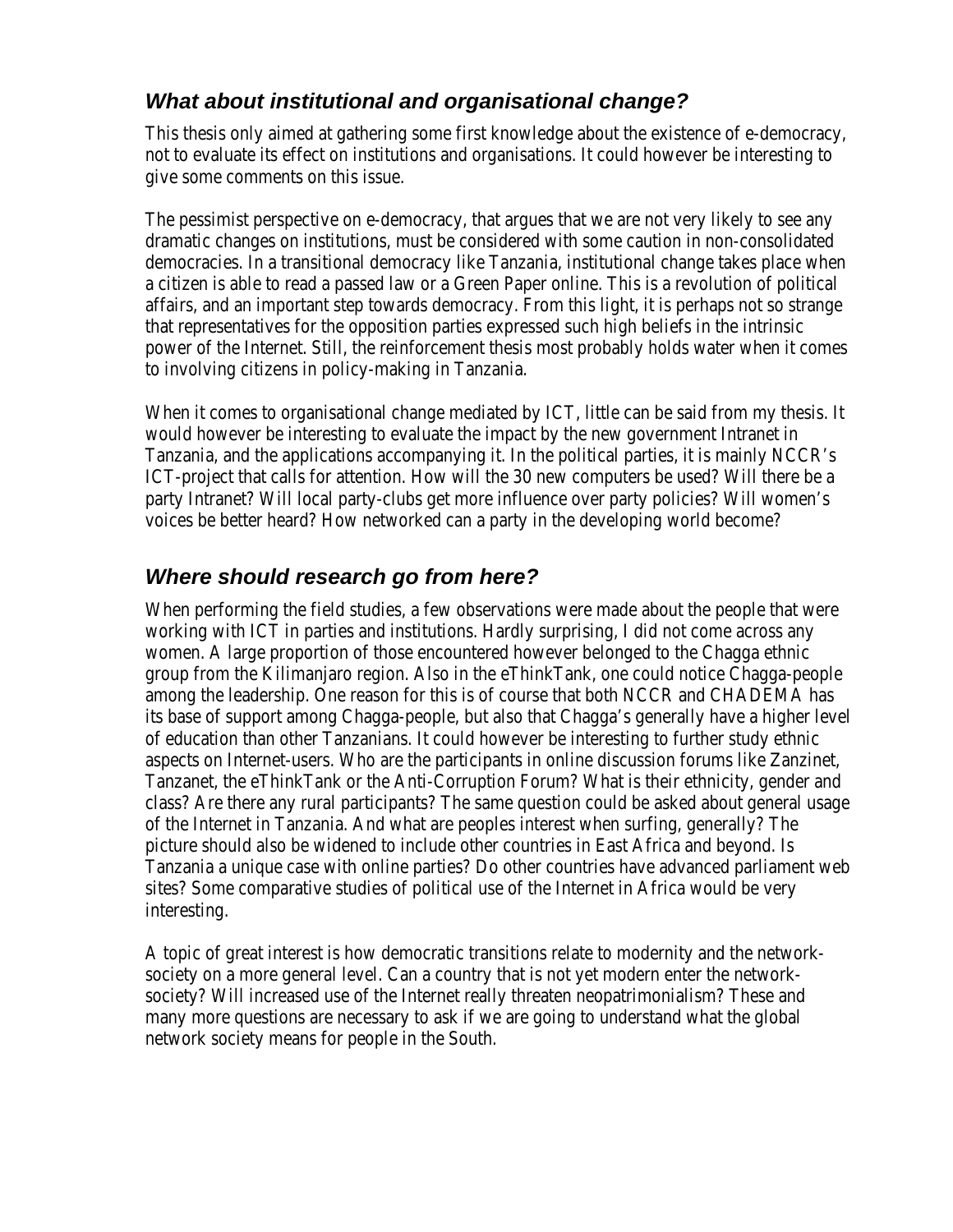### *What about institutional and organisational change?*

This thesis only aimed at gathering some first knowledge about the existence of e-democracy, not to evaluate its effect on institutions and organisations. It could however be interesting to give some comments on this issue.

The pessimist perspective on e-democracy, that argues that we are not very likely to see any dramatic changes on institutions, must be considered with some caution in non-consolidated democracies. In a transitional democracy like Tanzania, institutional change takes place when a citizen is able to read a passed law or a Green Paper online. This is a revolution of political affairs, and an important step towards democracy. From this light, it is perhaps not so strange that representatives for the opposition parties expressed such high beliefs in the intrinsic power of the Internet. Still, the reinforcement thesis most probably holds water when it comes to involving citizens in policy-making in Tanzania.

When it comes to organisational change mediated by ICT, little can be said from my thesis. It would however be interesting to evaluate the impact by the new government Intranet in Tanzania, and the applications accompanying it. In the political parties, it is mainly NCCR's ICT-project that calls for attention. How will the 30 new computers be used? Will there be a party Intranet? Will local party-clubs get more influence over party policies? Will women's voices be better heard? How networked can a party in the developing world become?

### *Where should research go from here?*

When performing the field studies, a few observations were made about the people that were working with ICT in parties and institutions. Hardly surprising, I did not come across any women. A large proportion of those encountered however belonged to the Chagga ethnic group from the Kilimanjaro region. Also in the eThinkTank, one could notice Chagga-people among the leadership. One reason for this is of course that both NCCR and CHADEMA has its base of support among Chagga-people, but also that Chagga's generally have a higher level of education than other Tanzanians. It could however be interesting to further study ethnic aspects on Internet-users. Who are the participants in online discussion forums like Zanzinet, Tanzanet, the eThinkTank or the Anti-Corruption Forum? What is their ethnicity, gender and class? Are there any rural participants? The same question could be asked about general usage of the Internet in Tanzania. And what are peoples interest when surfing, generally? The picture should also be widened to include other countries in East Africa and beyond. Is Tanzania a unique case with online parties? Do other countries have advanced parliament web sites? Some comparative studies of political use of the Internet in Africa would be very interesting.

A topic of great interest is how democratic transitions relate to modernity and the network-society on a more general level. Can a country that is not yet modern enter the network-society? Will increased use of the Internet really threaten neopatrimonialism? These and many more questions are necessary to ask if we are going to understand what the global network society means for people in the South.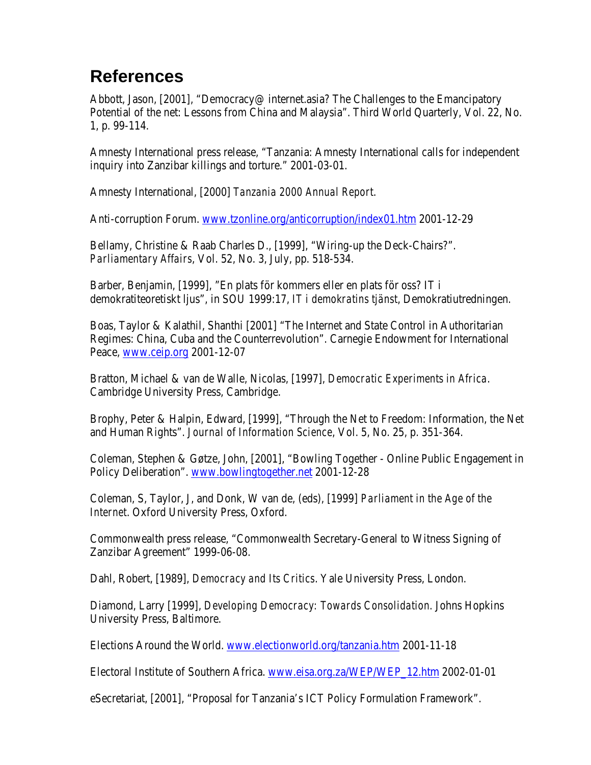# References

Abbott, Jason, [2001], "Democracy@ internet.asia? The Challenges to the Emancipatory Potential of the net: Lessons from China and Malaysia". Third World Quarterly, Vol. 22, No. 1, p. 99-114.

Amnesty International press release, "Tanzania: Amnesty International calls for independent inquiry into Zanzibar killings and torture." 2001-03-01.

Amnesty International, [2000] *Tanzania 2000 Annual Report*.

Anti-corruption Forum. www.tzonline.org/anticorruption/index01.htm 2001-12-29

Bellamy, Christine & Raab Charles D., [1999], "Wiring-up the Deck-Chairs?". *Parliamentary Affairs*, Vol. 52, No. 3, July, pp. 518-534.

Barber, Benjamin, [1999], "En plats för kommers eller en plats för oss? IT i demokratiteoretiskt ljus", in SOU 1999:17, *IT i demokratins tjänst*, Demokratiutredningen.

Boas, Taylor & Kalathil, Shanthi [2001] "The Internet and State Control in Authoritarian Regimes: China, Cuba and the Counterrevolution". Carnegie Endowment for International Peace, www.ceip.org 2001-12-07

Bratton, Michael & van de Walle, Nicolas, [1997], *Democratic Experiments in Africa*. Cambridge University Press, Cambridge.

Brophy, Peter & Halpin, Edward, [1999], "Through the Net to Freedom: Information, the Net and Human Rights". *Journal of Information Science*, Vol. 5, No. 25, p. 351-364.

Coleman, Stephen & Gøtze, John, [2001], "Bowling Together - Online Public Engagement in Policy Deliberation". www.bowlingtogether.net 2001-12-28

Coleman, S, Taylor, J, and Donk, W van de, (eds), [1999] *Parliament in the Age of the Internet*. Oxford University Press, Oxford.

Commonwealth press release, "Commonwealth Secretary-General to Witness Signing of Zanzibar Agreement" 1999-06-08.

Dahl, Robert, [1989], *Democracy and Its Critics*. Yale University Press, London.

Diamond, Larry [1999], *Developing Democracy: Towards Consolidation*. Johns Hopkins University Press, Baltimore.

Elections Around the World. www.electionworld.org/tanzania.htm 2001-11-18

Electoral Institute of Southern Africa. www.eisa.org.za/WEP/WEP_12.htm 2002-01-01

eSecretariat, [2001], "Proposal for Tanzania's ICT Policy Formulation Framework".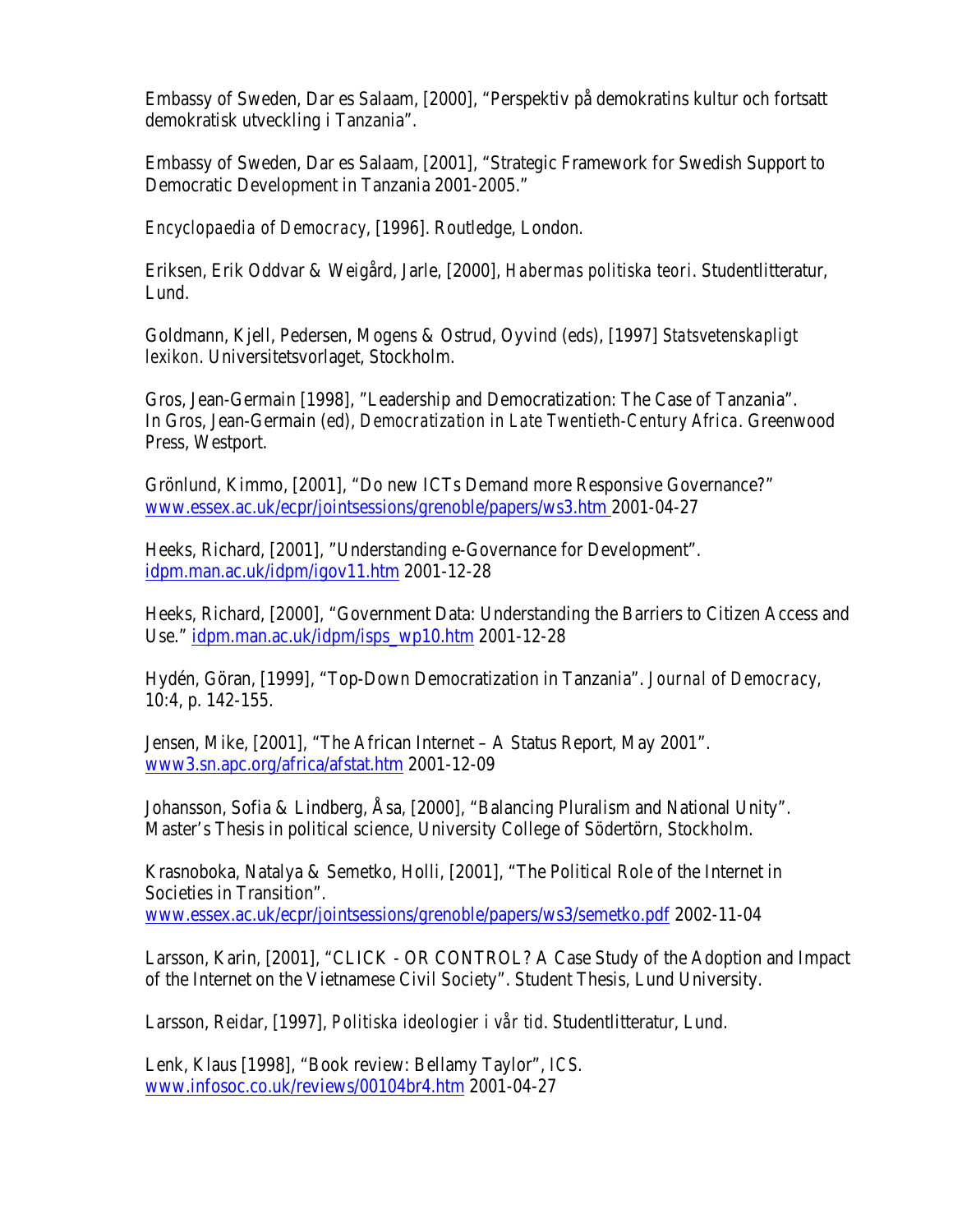Embassy of Sweden, Dar es Salaam, [2000], “Perspektiv på demokratins kultur och fortsatt demokratisk utveckling i Tanzania”.

Embassy of Sweden, Dar es Salaam, [2001], “Strategic Framework for Swedish Support to Democratic Development in Tanzania 2001-2005.”

*Encyclopaedia of Democracy*, [1996]. Routledge, London.

Eriksen, Erik Oddvar & Weigård, Jarle, [2000], *Habermas politiska teori*. Studentlitteratur, Lund.

Goldmann, Kjell, Pedersen, Mogens & Ostrud, Oyvind (eds), [1997] *Statsvetenskapligt lexikon*. Universitetsvorlaget, Stockholm.

Gros, Jean-Germain [1998], ”Leadership and Democratization: The Case of Tanzania”. In Gros, Jean-Germain (ed), *Democratization in Late Twentieth-Century Africa*. Greenwood Press, Westport.

Grönlund, Kimmo, [2001], “Do new ICTs Demand more Responsive Governance?” www.essex.ac.uk/ecpr/jointsessions/grenoble/papers/ws3.htm 2001-04-27

Heeks, Richard, [2001], ”Understanding e-Governance for Development”. idpm.man.ac.uk/idpm/igov11.htm 2001-12-28

Heeks, Richard, [2000], “Government Data: Understanding the Barriers to Citizen Access and Use.” idpm.man.ac.uk/idpm/isps_wp10.htm 2001-12-28

Hydén, Göran, [1999], “Top-Down Democratization in Tanzania”. *Journal of Democracy*, 10:4, p. 142-155.

Jensen, Mike, [2001], “The African Internet – A Status Report, May 2001”. www3.sn.apc.org/africa/afstat.htm 2001-12-09

Johansson, Sofia & Lindberg, Åsa, [2000], “Balancing Pluralism and National Unity”. Master’s Thesis in political science, University College of Södertörn, Stockholm.

Krasnoboka, Natalya & Semetko, Holli, [2001], “The Political Role of the Internet in Societies in Transition”. www.essex.ac.uk/ecpr/jointsessions/grenoble/papers/ws3/semetko.pdf 2002-11-04

Larsson, Karin, [2001], “CLICK - OR CONTROL? A Case Study of the Adoption and Impact of the Internet on the Vietnamese Civil Society”. Student Thesis, Lund University.

Larsson, Reidar, [1997], *Politiska ideologier i vår tid*. Studentlitteratur, Lund.

Lenk, Klaus [1998], “Book review: Bellamy Taylor”, *ICS*. www.infosoc.co.uk/reviews/00104br4.htm 2001-04-27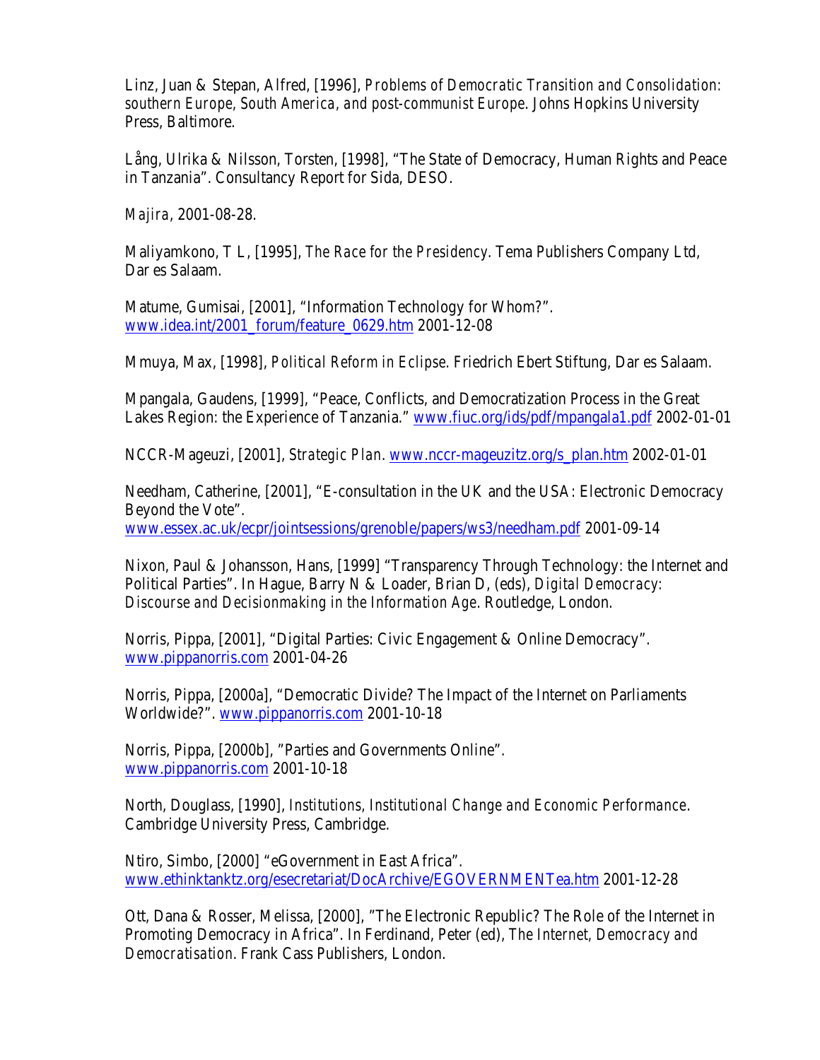Linz, Juan & Stepan, Alfred, [1996], *Problems of Democratic Transition and Consolidation: southern Europe, South America, and post-communist Europe*. Johns Hopkins University Press, Baltimore.

Lång, Ulrika & Nilsson, Torsten, [1998], "The State of Democracy, Human Rights and Peace in Tanzania". Consultancy Report for Sida, DESO.

*Majira*, 2001-08-28.

Maliyamkono, T L, [1995], *The Race for the Presidency*. Tema Publishers Company Ltd, Dar es Salaam.

Matume, Gumisai, [2001], "Information Technology for Whom?". www.idea.int/2001_forum/feature_0629.htm 2001-12-08

Mmuya, Max, [1998], *Political Reform in Eclipse*. Friedrich Ebert Stiftung, Dar es Salaam.

Mpangala, Gaudens, [1999], "Peace, Conflicts, and Democratization Process in the Great Lakes Region: the Experience of Tanzania." www.fiuc.org/ids/pdf/mpangala1.pdf 2002-01-01

NCCR-Mageuzi, [2001], *Strategic Plan*. www.nccr-mageuzitz.org/s_plan.htm 2002-01-01

Needham, Catherine, [2001], "E-consultation in the UK and the USA: Electronic Democracy Beyond the Vote". www.essex.ac.uk/ecpr/jointsessions/grenoble/papers/ws3/needham.pdf 2001-09-14

Nixon, Paul & Johansson, Hans, [1999] "Transparency Through Technology: the Internet and Political Parties". In Hague, Barry N & Loader, Brian D, (eds), *Digital Democracy: Discourse and Decisionmaking in the Information Age*. Routledge, London.

Norris, Pippa, [2001], "Digital Parties: Civic Engagement & Online Democracy". www.pippanorris.com 2001-04-26

Norris, Pippa, [2000a], "Democratic Divide? The Impact of the Internet on Parliaments Worldwide?". www.pippanorris.com 2001-10-18

Norris, Pippa, [2000b], "Parties and Governments Online". www.pippanorris.com 2001-10-18

North, Douglass, [1990], *Institutions, Institutional Change and Economic Performance*. Cambridge University Press, Cambridge.

Ntiro, Simbo, [2000] "eGovernment in East Africa". www.ethinktanktz.org/esecretariat/DocArchive/EGOVERNMENTea.htm 2001-12-28

Ott, Dana & Rosser, Melissa, [2000], "The Electronic Republic? The Role of the Internet in Promoting Democracy in Africa". In Ferdinand, Peter (ed), *The Internet, Democracy and Democratisation*. Frank Cass Publishers, London.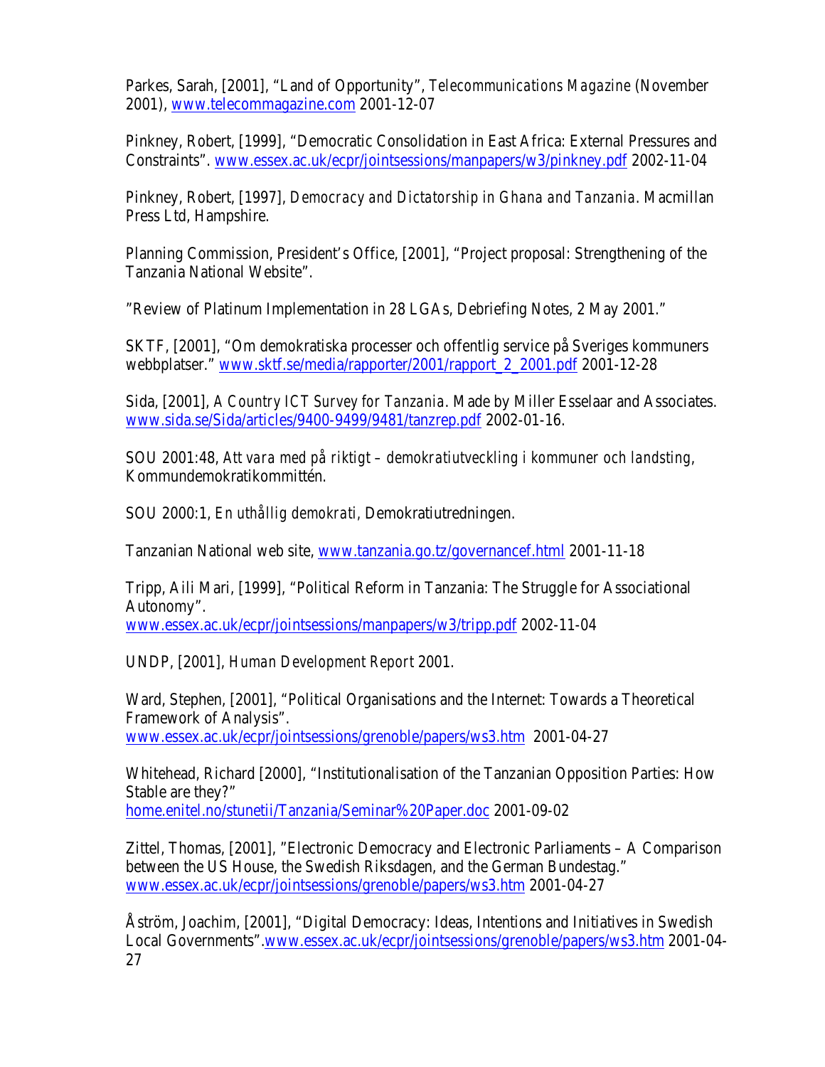Parkes, Sarah, [2001], “Land of Opportunity”, *Telecommunications Magazine* (November 2001), www.telecommagazine.com 2001-12-07

Pinkney, Robert, [1999], “Democratic Consolidation in East Africa: External Pressures and Constraints”. www.essex.ac.uk/ecpr/jointsessions/manpapers/w3/pinkney.pdf 2002-11-04

Pinkney, Robert, [1997], *Democracy and Dictatorship in Ghana and Tanzania*. Macmillan Press Ltd, Hampshire.

Planning Commission, President’s Office, [2001], “Project proposal: Strengthening of the Tanzania National Website”.

”Review of Platinum Implementation in 28 LGAs, Debriefing Notes, 2 May 2001.”

SKTF, [2001], “Om demokratiska processer och offentlig service på Sveriges kommuners webbplatser.” www.sktf.se/media/rapporter/2001/rapport_2_2001.pdf 2001-12-28

Sida, [2001], *A Country ICT Survey for Tanzania*. Made by Miller Esselaar and Associates. www.sida.se/Sida/articles/9400-9499/9481/tanzrep.pdf 2002-01-16.

SOU 2001:48, *Att vara med på riktigt – demokratiutveckling i kommuner och landsting*, Kommundemokratikommittén.

SOU 2000:1, *En uthållig demokrati*, Demokratiutredningen.

Tanzanian National web site, www.tanzania.go.tz/governancef.html 2001-11-18

Tripp, Aili Mari, [1999], “Political Reform in Tanzania: The Struggle for Associational Autonomy”.
www.essex.ac.uk/ecpr/jointsessions/manpapers/w3/tripp.pdf 2002-11-04

UNDP, [2001], *Human Development Report* 2001.

Ward, Stephen, [2001], “Political Organisations and the Internet: Towards a Theoretical Framework of Analysis”.
www.essex.ac.uk/ecpr/jointsessions/grenoble/papers/ws3.htm 2001-04-27

Whitehead, Richard [2000], “Institutionalisation of the Tanzanian Opposition Parties: How Stable are they?”
home.enitel.no/stunetii/Tanzania/Seminar%20Paper.doc 2001-09-02

Zittel, Thomas, [2001], ”Electronic Democracy and Electronic Parliaments – A Comparison between the US House, the Swedish Riksdagen, and the German Bundestag.”
www.essex.ac.uk/ecpr/jointsessions/grenoble/papers/ws3.htm 2001-04-27

Åström, Joachim, [2001], “Digital Democracy: Ideas, Intentions and Initiatives in Swedish Local Governments”.www.essex.ac.uk/ecpr/jointsessions/grenoble/papers/ws3.htm 2001-04-27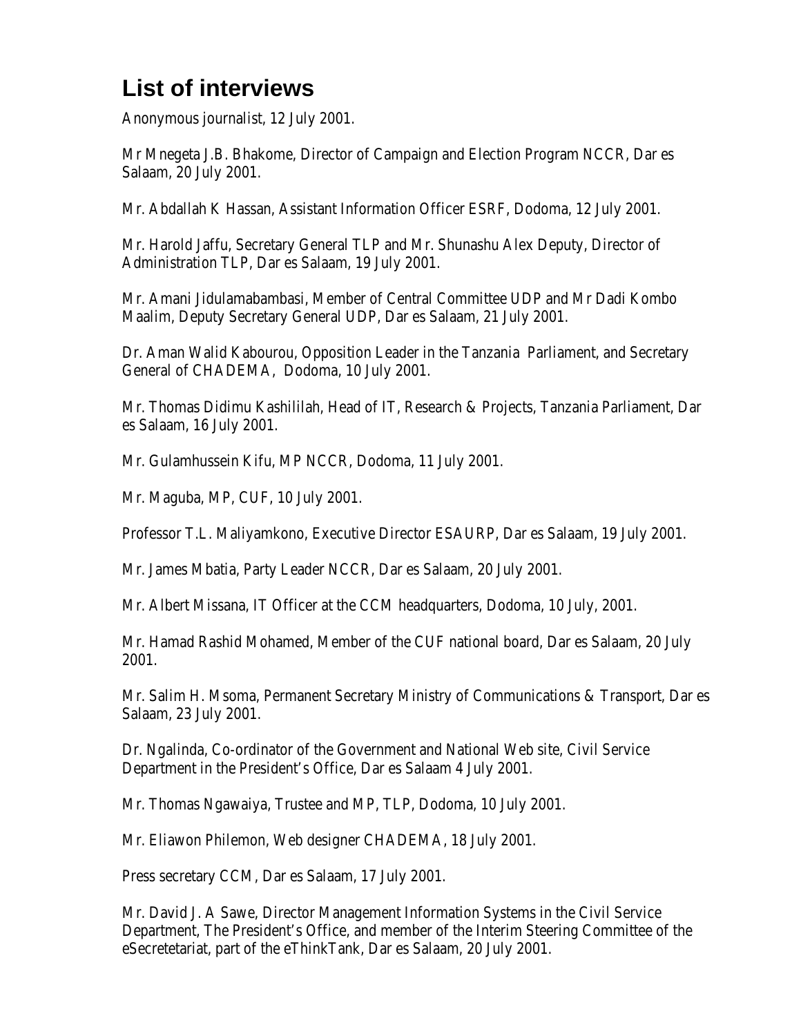# List of interviews

Anonymous journalist, 12 July 2001.

Mr Mnegeta J.B. Bhakome, Director of Campaign and Election Program NCCR, Dar es Salaam, 20 July 2001.

Mr. Abdallah K Hassan, Assistant Information Officer ESRF, Dodoma, 12 July 2001.

Mr. Harold Jaffu, Secretary General TLP and Mr. Shunashu Alex Deputy, Director of Administration TLP, Dar es Salaam, 19 July 2001.

Mr. Amani Jidulamabambasi, Member of Central Committee UDP and Mr Dadi Kombo Maalim, Deputy Secretary General UDP, Dar es Salaam, 21 July 2001.

Dr. Aman Walid Kabourou, Opposition Leader in the Tanzania Parliament, and Secretary General of CHADEMA, Dodoma, 10 July 2001.

Mr. Thomas Didimu Kashililah, Head of IT, Research & Projects, Tanzania Parliament, Dar es Salaam, 16 July 2001.

Mr. Gulamhussein Kifu, MP NCCR, Dodoma, 11 July 2001.

Mr. Maguba, MP, CUF, 10 July 2001.

Professor T.L. Maliyamkono, Executive Director ESAURP, Dar es Salaam, 19 July 2001.

Mr. James Mbatia, Party Leader NCCR, Dar es Salaam, 20 July 2001.

Mr. Albert Missana, IT Officer at the CCM headquarters, Dodoma, 10 July, 2001.

Mr. Hamad Rashid Mohamed, Member of the CUF national board, Dar es Salaam, 20 July 2001.

Mr. Salim H. Msoma, Permanent Secretary Ministry of Communications & Transport, Dar es Salaam, 23 July 2001.

Dr. Ngalinda, Co-ordinator of the Government and National Web site, Civil Service Department in the President's Office, Dar es Salaam 4 July 2001.

Mr. Thomas Ngawaiya, Trustee and MP, TLP, Dodoma, 10 July 2001.

Mr. Eliawon Philemon, Web designer CHADEMA, 18 July 2001.

Press secretary CCM, Dar es Salaam, 17 July 2001.

Mr. David J. A Sawe, Director Management Information Systems in the Civil Service Department, The President's Office, and member of the Interim Steering Committee of the eSecretetariat, part of the eThinkTank, Dar es Salaam, 20 July 2001.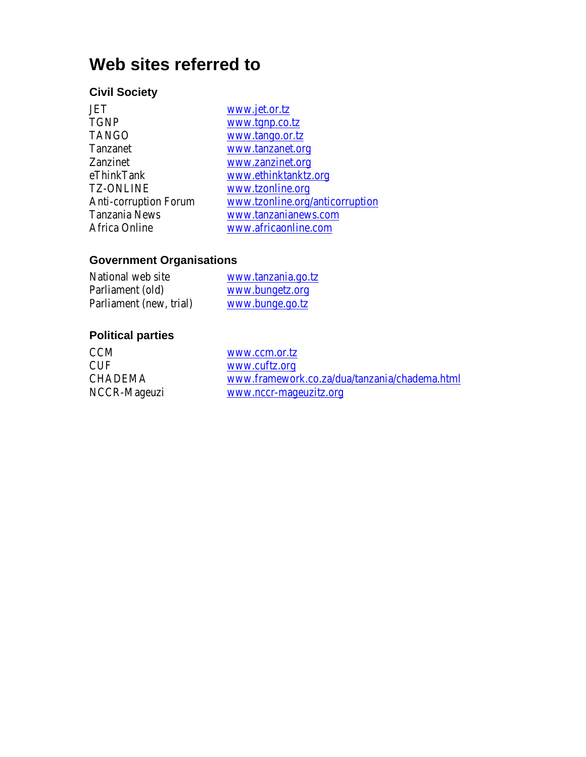# Web sites referred to

### Civil Society

| | |
|---|---|
| JET | www.jet.or.tz |
| TGNP | www.tgnp.co.tz |
| TANGO | www.tango.or.tz |
| Tanzanet | www.tanzanet.org |
| Zanzinet | www.zanzinet.org |
| eThinkTank | www.ethinktanktz.org |
| TZ-ONLINE | www.tzonline.org |
| Anti-corruption Forum | www.tzonline.org/anticorruption |
| Tanzania News | www.tanzanianews.com |
| Africa Online | www.africaonline.com |

### Government Organisations

| | |
|---|---|
| National web site | www.tanzania.go.tz |
| Parliament (old) | www.bungetz.org |
| Parliament (new, trial) | www.bunge.go.tz |

### Political parties

| | |
|---|---|
| CCM | www.ccm.or.tz |
| CUF | www.cuftz.org |
| CHADEMA | www.framework.co.za/dua/tanzania/chadema.html |
| NCCR-Mageuzi | www.nccr-mageuzitz.org |